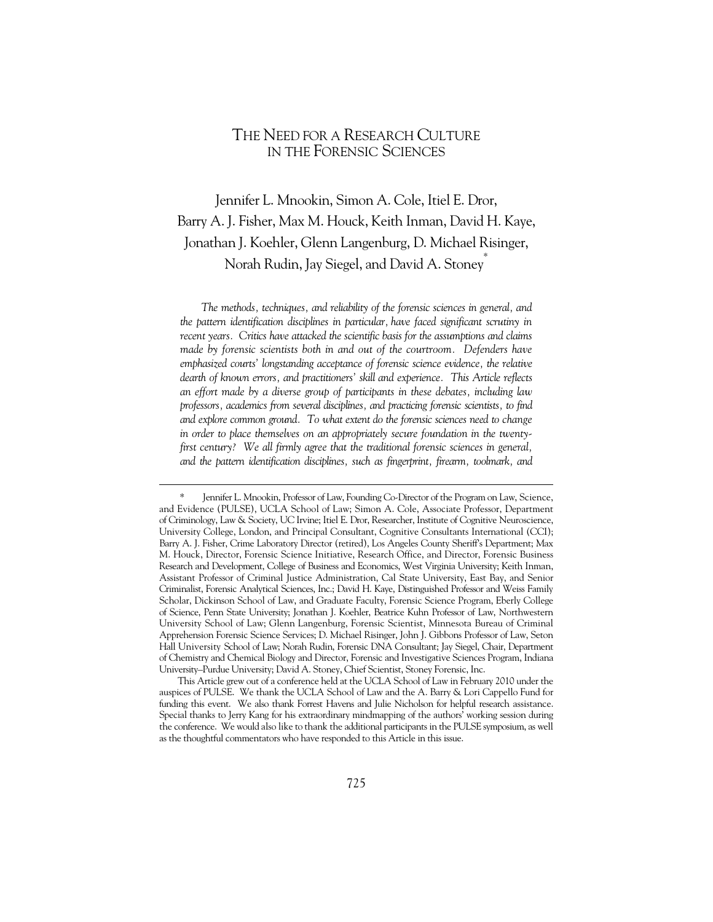# THE NEED FOR A RESEARCH CULTURE IN THE FORENSIC SCIENCES

Jennifer L. Mnookin, Simon A. Cole, Itiel E. Dror, Barry A. J. Fisher, Max M. Houck, Keith Inman, David H. Kaye, Jonathan J. Koehler, Glenn Langenburg, D. Michael Risinger, Norah Rudin, Jay Siegel, and David A. Stoney*

*The methods, techniques, and reliability of the forensic sciences in general, and the pattern identification disciplines in particular, have faced significant scrutiny in recent years. Critics have attacked the scientific basis for the assumptions and claims made by forensic scientists both in and out of the courtroom. Defenders have emphasized courts' longstanding acceptance of forensic science evidence, the relative dearth of known errors, and practitioners' skill and experience. This Article reflects an effort made by a diverse group of participants in these debates, including law professors, academics from several disciplines, and practicing forensic scientists, to find and explore common ground. To what extent do the forensic sciences need to change in order to place themselves on an appropriately secure foundation in the twenty-first century? We all firmly agree that the traditional forensic sciences in general, and the pattern identification disciplines, such as fingerprint, firearm, toolmark, and*

---

\* Jennifer L. Mnookin, Professor of Law, Founding Co-Director of the Program on Law, Science, and Evidence (PULSE), UCLA School of Law; Simon A. Cole, Associate Professor, Department of Criminology, Law & Society, UC Irvine; Itiel E. Dror, Researcher, Institute of Cognitive Neuroscience, University College, London, and Principal Consultant, Cognitive Consultants International (CCI); Barry A. J. Fisher, Crime Laboratory Director (retired), Los Angeles County Sheriff's Department; Max M. Houck, Director, Forensic Science Initiative, Research Office, and Director, Forensic Business Research and Development, College of Business and Economics, West Virginia University; Keith Inman, Assistant Professor of Criminal Justice Administration, Cal State University, East Bay, and Senior Criminalist, Forensic Analytical Sciences, Inc.; David H. Kaye, Distinguished Professor and Weiss Family Scholar, Dickinson School of Law, and Graduate Faculty, Forensic Science Program, Eberly College of Science, Penn State University; Jonathan J. Koehler, Beatrice Kuhn Professor of Law, Northwestern University School of Law; Glenn Langenburg, Forensic Scientist, Minnesota Bureau of Criminal Apprehension Forensic Science Services; D. Michael Risinger, John J. Gibbons Professor of Law, Seton Hall University School of Law; Norah Rudin, Forensic DNA Consultant; Jay Siegel, Chair, Department of Chemistry and Chemical Biology and Director, Forensic and Investigative Sciences Program, Indiana University–Purdue University; David A. Stoney, Chief Scientist, Stoney Forensic, Inc.

This Article grew out of a conference held at the UCLA School of Law in February 2010 under the auspices of PULSE. We thank the UCLA School of Law and the A. Barry & Lori Cappello Fund for funding this event. We also thank Forrest Havens and Julie Nicholson for helpful research assistance. Special thanks to Jerry Kang for his extraordinary mindmapping of the authors' working session during the conference. We would also like to thank the additional participants in the PULSE symposium, as well as the thoughtful commentators who have responded to this Article in this issue.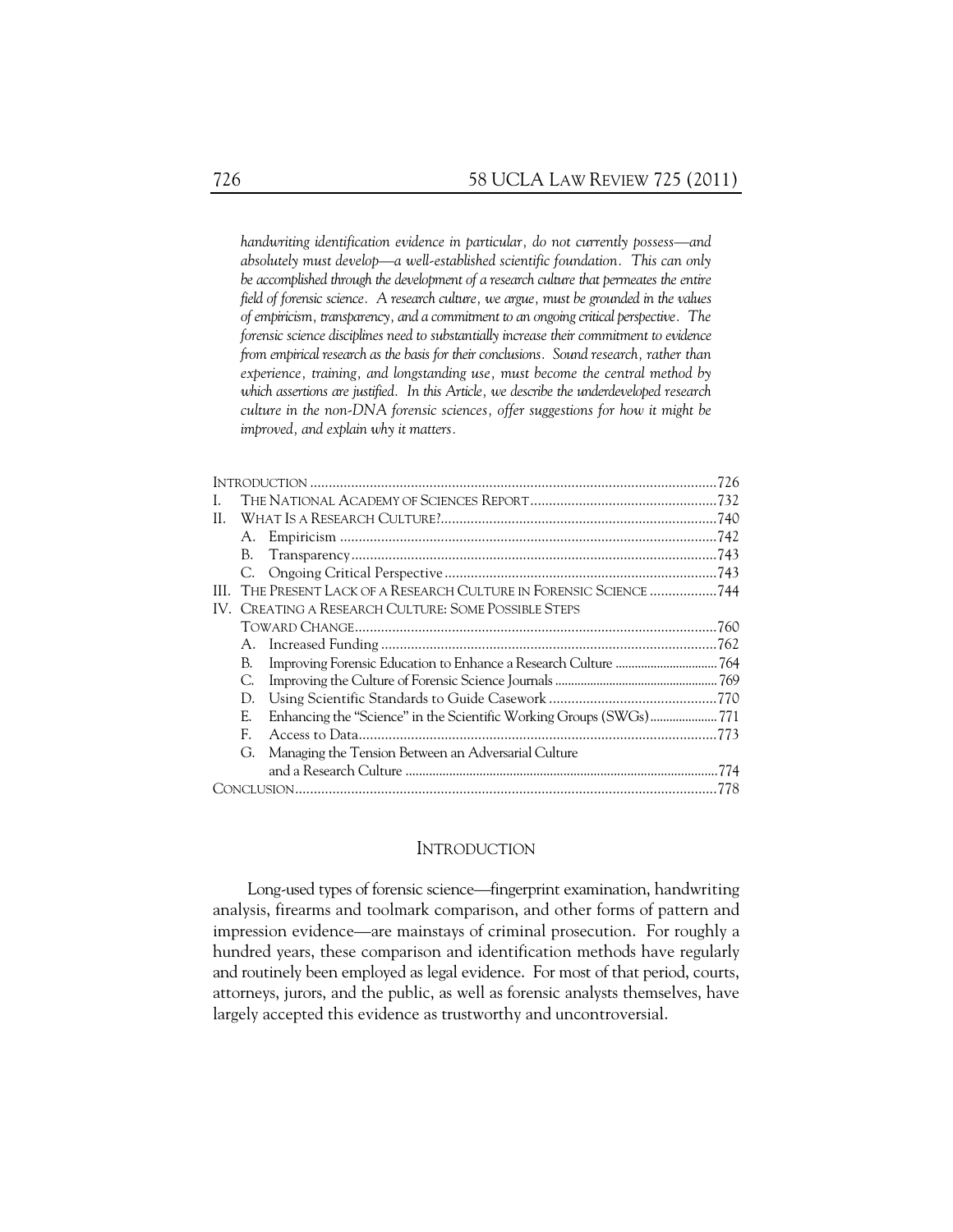*handwriting identification evidence in particular, do not currently possess—and absolutely must develop—a well-established scientific foundation. This can only be accomplished through the development of a research culture that permeates the entire field of forensic science. A research culture, we argue, must be grounded in the values of empiricism, transparency, and a commitment to an ongoing critical perspective. The forensic science disciplines need to substantially increase their commitment to evidence from empirical research as the basis for their conclusions. Sound research, rather than experience, training, and longstanding use, must become the central method by which assertions are justified. In this Article, we describe the underdeveloped research culture in the non-DNA forensic sciences, offer suggestions for how it might be improved, and explain why it matters.*

| | | | |
|---|---|---|---|
| INTRODUCTION | | | 726 |
| I. | THE NATIONAL ACADEMY OF SCIENCES REPORT | | 732 |
| II. | WHAT IS A RESEARCH CULTURE? | | 740 |
| | A. | Empiricism | 742 |
| | B. | Transparency | 743 |
| | C. | Ongoing Critical Perspective | 743 |
| III. | THE PRESENT LACK OF A RESEARCH CULTURE IN FORENSIC SCIENCE | | 744 |
| IV. | CREATING A RESEARCH CULTURE: SOME POSSIBLE STEPS TOWARD CHANGE | | 760 |
| | A. | Increased Funding | 762 |
| | B. | Improving Forensic Education to Enhance a Research Culture | 764 |
| | C. | Improving the Culture of Forensic Science Journals | 769 |
| | D. | Using Scientific Standards to Guide Casework | 770 |
| | E. | Enhancing the "Science" in the Scientific Working Groups (SWGs) | 771 |
| | F. | Access to Data | 773 |
| | G. | Managing the Tension Between an Adversarial Culture and a Research Culture | 774 |
| CONCLUSION | | | 778 |

## INTRODUCTION

Long-used types of forensic science—fingerprint examination, handwriting analysis, firearms and toolmark comparison, and other forms of pattern and impression evidence—are mainstays of criminal prosecution. For roughly a hundred years, these comparison and identification methods have regularly and routinely been employed as legal evidence. For most of that period, courts, attorneys, jurors, and the public, as well as forensic analysts themselves, have largely accepted this evidence as trustworthy and uncontroversial.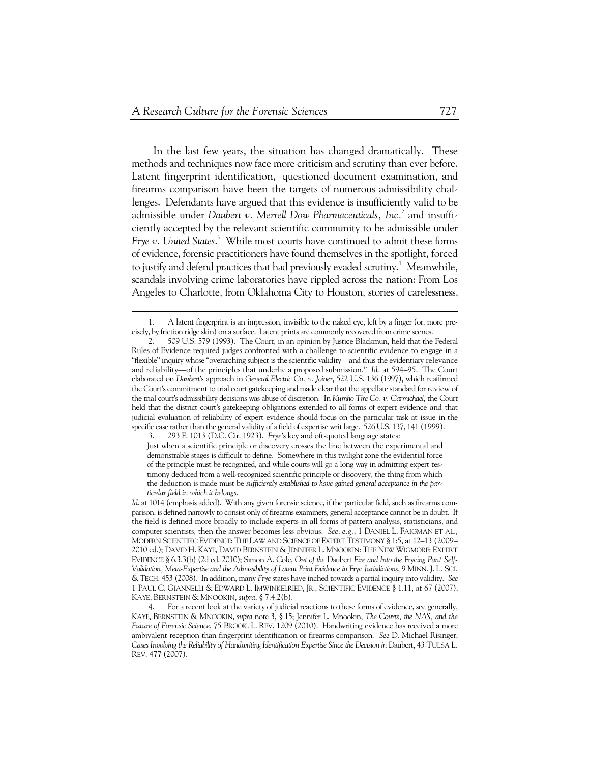In the last few years, the situation has changed dramatically. These methods and techniques now face more criticism and scrutiny than ever before. Latent fingerprint identification,[1] questioned document examination, and firearms comparison have been the targets of numerous admissibility challenges. Defendants have argued that this evidence is insufficiently valid to be admissible under *Daubert v. Merrell Dow Pharmaceuticals, Inc.*[2] and insufficiently accepted by the relevant scientific community to be admissible under *Frye v. United States*.[3] While most courts have continued to admit these forms of evidence, forensic practitioners have found themselves in the spotlight, forced to justify and defend practices that had previously evaded scrutiny.[4] Meanwhile, scandals involving crime laboratories have rippled across the nation: From Los Angeles to Charlotte, from Oklahoma City to Houston, stories of carelessness,

---

1. A latent fingerprint is an impression, invisible to the naked eye, left by a finger (or, more precisely, by friction ridge skin) on a surface. Latent prints are commonly recovered from crime scenes.

2. 509 U.S. 579 (1993). The Court, in an opinion by Justice Blackmun, held that the Federal Rules of Evidence required judges confronted with a challenge to scientific evidence to engage in a "flexible" inquiry whose "overarching subject is the scientific validity—and thus the evidentiary relevance and reliability—of the principles that underlie a proposed submission." *Id.* at 594–95. The Court elaborated on *Daubert*'s approach in *General Electric Co. v. Joiner*, 522 U.S. 136 (1997), which reaffirmed the Court's commitment to trial court gatekeeping and made clear that the appellate standard for review of the trial court's admissibility decisions was abuse of discretion. In *Kumho Tire Co. v. Carmichael*, the Court held that the district court's gatekeeping obligations extended to all forms of expert evidence and that judicial evaluation of reliability of expert evidence should focus on the particular task at issue in the specific case rather than the general validity of a field of expertise writ large. 526 U.S. 137, 141 (1999).

3. 293 F. 1013 (D.C. Cir. 1923). *Frye*'s key and oft-quoted language states:

> Just when a scientific principle or discovery crosses the line between the experimental and demonstrable stages is difficult to define. Somewhere in this twilight zone the evidential force of the principle must be recognized, and while courts will go a long way in admitting expert testimony deduced from a well-recognized scientific principle or discovery, the thing from which the deduction is made must be *sufficiently established to have gained general acceptance in the particular field in which it belongs*.

*Id.* at 1014 (emphasis added). With any given forensic science, if the particular field, such as firearms comparison, is defined narrowly to consist only of firearms examiners, general acceptance cannot be in doubt. If the field is defined more broadly to include experts in all forms of pattern analysis, statisticians, and computer scientists, then the answer becomes less obvious. *See, e.g.*, 1 DANIEL L. FAIGMAN ET AL., MODERN SCIENTIFIC EVIDENCE: THE LAW AND SCIENCE OF EXPERT TESTIMONY § 1:5, at 12–13 (2009–2010 ed.); DAVID H. KAYE, DAVID BERNSTEIN & JENNIFER L. MNOOKIN: THE NEW WIGMORE: EXPERT EVIDENCE § 6.3.3(b) (2d ed. 2010); Simon A. Cole, *Out of the* Daubert *Fire and Into the* Fryeing *Pan? Self-Validation, Meta-Expertise and the Admissibility of Latent Print Evidence in* Frye *Jurisdictions*, 9 MINN. J. L. SCI. & TECH. 453 (2008). In addition, many *Frye* states have inched towards a partial inquiry into validity. *See* 1 PAUL C. GIANNELLI & EDWARD L. IMWINKELRIED, JR., SCIENTIFIC EVIDENCE § 1.11, at 67 (2007); KAYE, BERNSTEIN & MNOOKIN, *supra*, § 7.4.2(b).

4. For a recent look at the variety of judicial reactions to these forms of evidence, see generally, KAYE, BERNSTEIN & MNOOKIN, *supra* note 3, § 15; Jennifer L. Mnookin, *The Courts, the NAS, and the Future of Forensic Science*, 75 BROOK. L. REV. 1209 (2010). Handwriting evidence has received a more ambivalent reception than fingerprint identification or firearms comparison. *See* D. Michael Risinger, *Cases Involving the Reliability of Handwriting Identification Expertise Since the Decision in* Daubert, 43 TULSA L. REV. 477 (2007).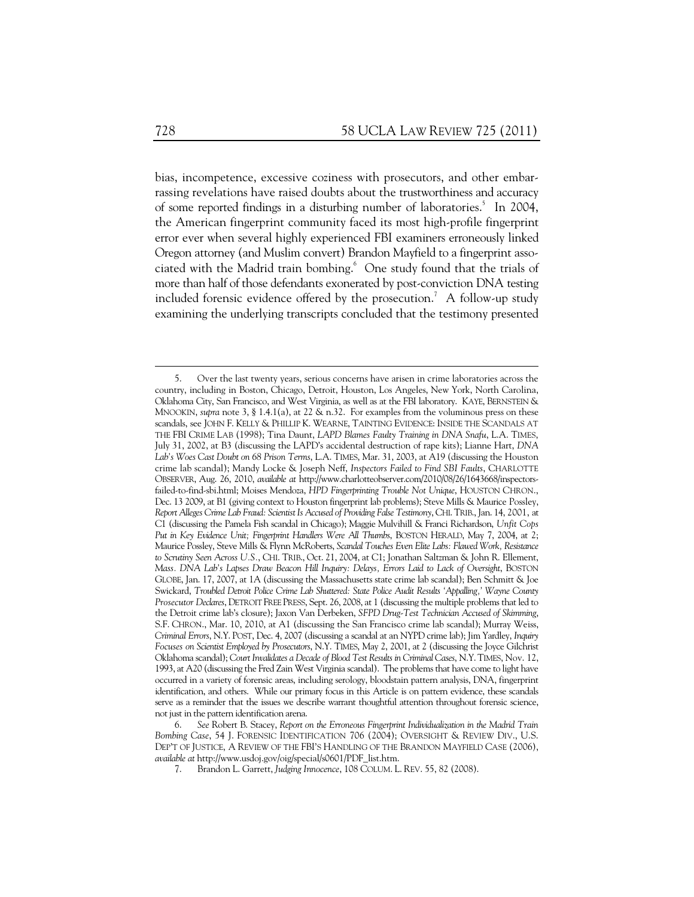bias, incompetence, excessive coziness with prosecutors, and other embarrassing revelations have raised doubts about the trustworthiness and accuracy of some reported findings in a disturbing number of laboratories.[5] In 2004, the American fingerprint community faced its most high-profile fingerprint error ever when several highly experienced FBI examiners erroneously linked Oregon attorney (and Muslim convert) Brandon Mayfield to a fingerprint associated with the Madrid train bombing.[6] One study found that the trials of more than half of those defendants exonerated by post-conviction DNA testing included forensic evidence offered by the prosecution.[7] A follow-up study examining the underlying transcripts concluded that the testimony presented

---

5. Over the last twenty years, serious concerns have arisen in crime laboratories across the country, including in Boston, Chicago, Detroit, Houston, Los Angeles, New York, North Carolina, Oklahoma City, San Francisco, and West Virginia, as well as at the FBI laboratory. KAYE, BERNSTEIN & MNOOKIN, *supra* note 3, § 1.4.1(a), at 22 & n.32. For examples from the voluminous press on these scandals, see JOHN F. KELLY & PHILLIP K. WEARNE, TAINTING EVIDENCE: INSIDE THE SCANDALS AT THE FBI CRIME LAB (1998); Tina Daunt, *LAPD Blames Faulty Training in DNA Snafu*, L.A. TIMES, July 31, 2002, at B3 (discussing the LAPD's accidental destruction of rape kits); Lianne Hart, *DNA Lab's Woes Cast Doubt on 68 Prison Terms*, L.A. TIMES, Mar. 31, 2003, at A19 (discussing the Houston crime lab scandal); Mandy Locke & Joseph Neff, *Inspectors Failed to Find SBI Faults*, CHARLOTTE OBSERVER, Aug. 26, 2010, *available at* http://www.charlotteobserver.com/2010/08/26/1643668/inspectors-failed-to-find-sbi.html; Moises Mendoza, *HPD Fingerprinting Trouble Not Unique*, HOUSTON CHRON., Dec. 13 2009, at B1 (giving context to Houston fingerprint lab problems); Steve Mills & Maurice Possley, *Report Alleges Crime Lab Fraud: Scientist Is Accused of Providing False Testimony*, CHI. TRIB., Jan. 14, 2001, at C1 (discussing the Pamela Fish scandal in Chicago); Maggie Mulvihill & Franci Richardson, *Unfit Cops Put in Key Evidence Unit; Fingerprint Handlers Were All Thumbs*, BOSTON HERALD, May 7, 2004, at 2; Maurice Possley, Steve Mills & Flynn McRoberts, *Scandal Touches Even Elite Labs: Flawed Work, Resistance to Scrutiny Seen Across U.S.*, CHI. TRIB., Oct. 21, 2004, at C1; Jonathan Saltzman & John R. Ellement, *Mass. DNA Lab's Lapses Draw Beacon Hill Inquiry: Delays, Errors Laid to Lack of Oversight*, BOSTON GLOBE, Jan. 17, 2007, at 1A (discussing the Massachusetts state crime lab scandal); Ben Schmitt & Joe Swickard, *Troubled Detroit Police Crime Lab Shuttered: State Police Audit Results 'Appalling,' Wayne County Prosecutor Declares*, DETROIT FREE PRESS, Sept. 26, 2008, at 1 (discussing the multiple problems that led to the Detroit crime lab's closure); Jaxon Van Derbeken, *SFPD Drug-Test Technician Accused of Skimming*, S.F. CHRON., Mar. 10, 2010, at A1 (discussing the San Francisco crime lab scandal); Murray Weiss, *Criminal Errors*, N.Y. POST, Dec. 4, 2007 (discussing a scandal at an NYPD crime lab); Jim Yardley, *Inquiry Focuses on Scientist Employed by Prosecutors*, N.Y. TIMES, May 2, 2001, at 2 (discussing the Joyce Gilchrist Oklahoma scandal); *Court Invalidates a Decade of Blood Test Results in Criminal Cases*, N.Y. TIMES, Nov. 12, 1993, at A20 (discussing the Fred Zain West Virginia scandal). The problems that have come to light have occurred in a variety of forensic areas, including serology, bloodstain pattern analysis, DNA, fingerprint identification, and others. While our primary focus in this Article is on pattern evidence, these scandals serve as a reminder that the issues we describe warrant thoughtful attention throughout forensic science, not just in the pattern identification arena.

6. *See* Robert B. Stacey, *Report on the Erroneous Fingerprint Individualization in the Madrid Train Bombing Case*, 54 J. FORENSIC IDENTIFICATION 706 (2004); OVERSIGHT & REVIEW DIV., U.S. DEP'T OF JUSTICE, A REVIEW OF THE FBI'S HANDLING OF THE BRANDON MAYFIELD CASE (2006), *available at* http://www.usdoj.gov/oig/special/s0601/PDF_list.htm.

7. Brandon L. Garrett, *Judging Innocence*, 108 COLUM. L. REV. 55, 82 (2008).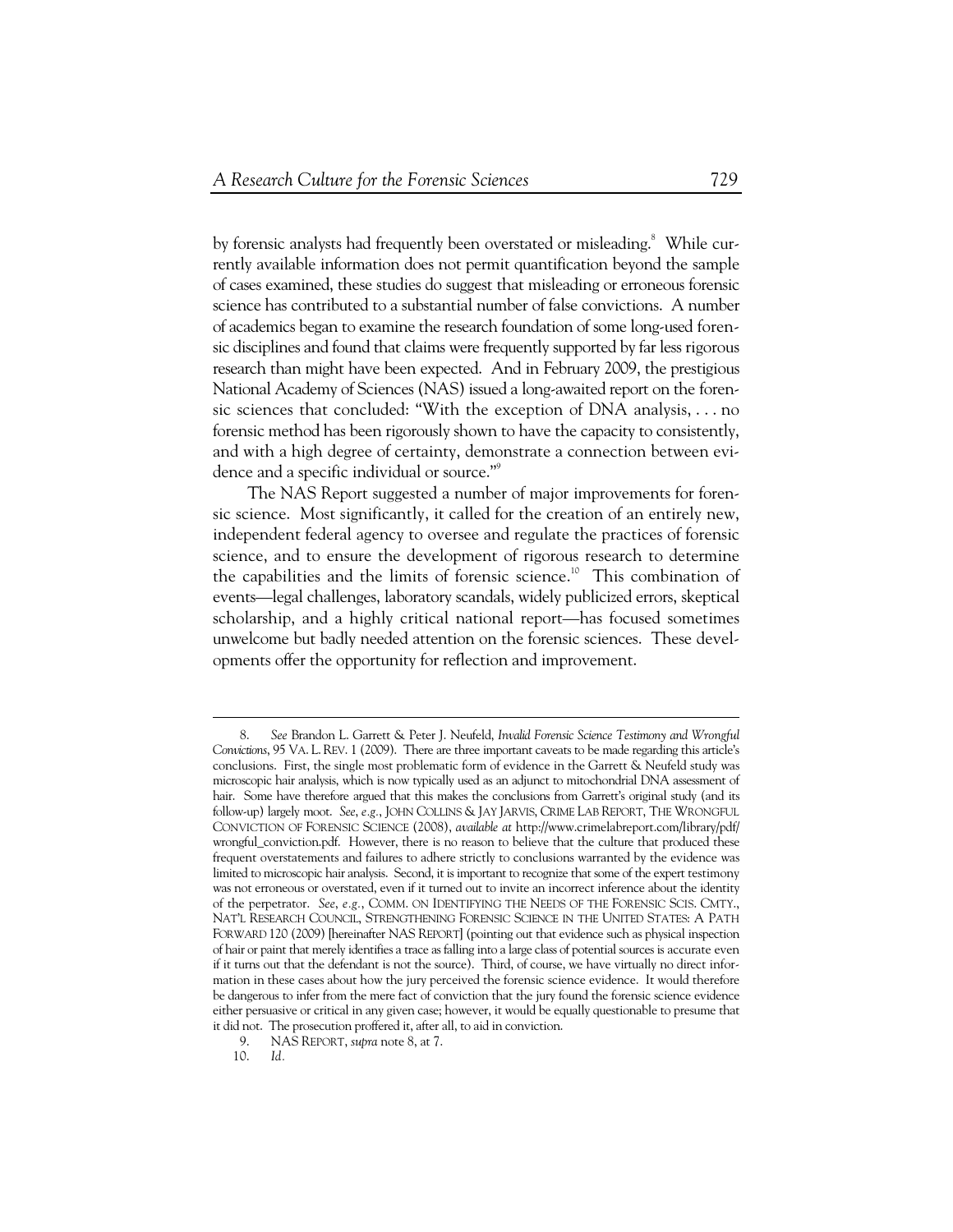by forensic analysts had frequently been overstated or misleading.[8] While currently available information does not permit quantification beyond the sample of cases examined, these studies do suggest that misleading or erroneous forensic science has contributed to a substantial number of false convictions. A number of academics began to examine the research foundation of some long-used forensic disciplines and found that claims were frequently supported by far less rigorous research than might have been expected. And in February 2009, the prestigious National Academy of Sciences (NAS) issued a long-awaited report on the forensic sciences that concluded: "With the exception of DNA analysis, . . . no forensic method has been rigorously shown to have the capacity to consistently, and with a high degree of certainty, demonstrate a connection between evidence and a specific individual or source."[9]

The NAS Report suggested a number of major improvements for forensic science. Most significantly, it called for the creation of an entirely new, independent federal agency to oversee and regulate the practices of forensic science, and to ensure the development of rigorous research to determine the capabilities and the limits of forensic science.[10] This combination of events—legal challenges, laboratory scandals, widely publicized errors, skeptical scholarship, and a highly critical national report—has focused sometimes unwelcome but badly needed attention on the forensic sciences. These developments offer the opportunity for reflection and improvement.

---

8. *See* Brandon L. Garrett & Peter J. Neufeld, *Invalid Forensic Science Testimony and Wrongful Convictions*, 95 VA. L. REV. 1 (2009). There are three important caveats to be made regarding this article's conclusions. First, the single most problematic form of evidence in the Garrett & Neufeld study was microscopic hair analysis, which is now typically used as an adjunct to mitochondrial DNA assessment of hair. Some have therefore argued that this makes the conclusions from Garrett's original study (and its follow-up) largely moot. *See, e.g.*, JOHN COLLINS & JAY JARVIS, CRIME LAB REPORT, THE WRONGFUL CONVICTION OF FORENSIC SCIENCE (2008), *available at* http://www.crimelabreport.com/library/pdf/wrongful_conviction.pdf. However, there is no reason to believe that the culture that produced these frequent overstatements and failures to adhere strictly to conclusions warranted by the evidence was limited to microscopic hair analysis. Second, it is important to recognize that some of the expert testimony was not erroneous or overstated, even if it turned out to invite an incorrect inference about the identity of the perpetrator. *See, e.g.*, COMM. ON IDENTIFYING THE NEEDS OF THE FORENSIC SCIS. CMTY., NAT'L RESEARCH COUNCIL, STRENGTHENING FORENSIC SCIENCE IN THE UNITED STATES: A PATH FORWARD 120 (2009) [hereinafter NAS REPORT] (pointing out that evidence such as physical inspection of hair or paint that merely identifies a trace as falling into a large class of potential sources is accurate even if it turns out that the defendant is not the source). Third, of course, we have virtually no direct information in these cases about how the jury perceived the forensic science evidence. It would therefore be dangerous to infer from the mere fact of conviction that the jury found the forensic science evidence either persuasive or critical in any given case; however, it would be equally questionable to presume that it did not. The prosecution proffered it, after all, to aid in conviction.

9. NAS REPORT, *supra* note 8, at 7.

10. *Id.*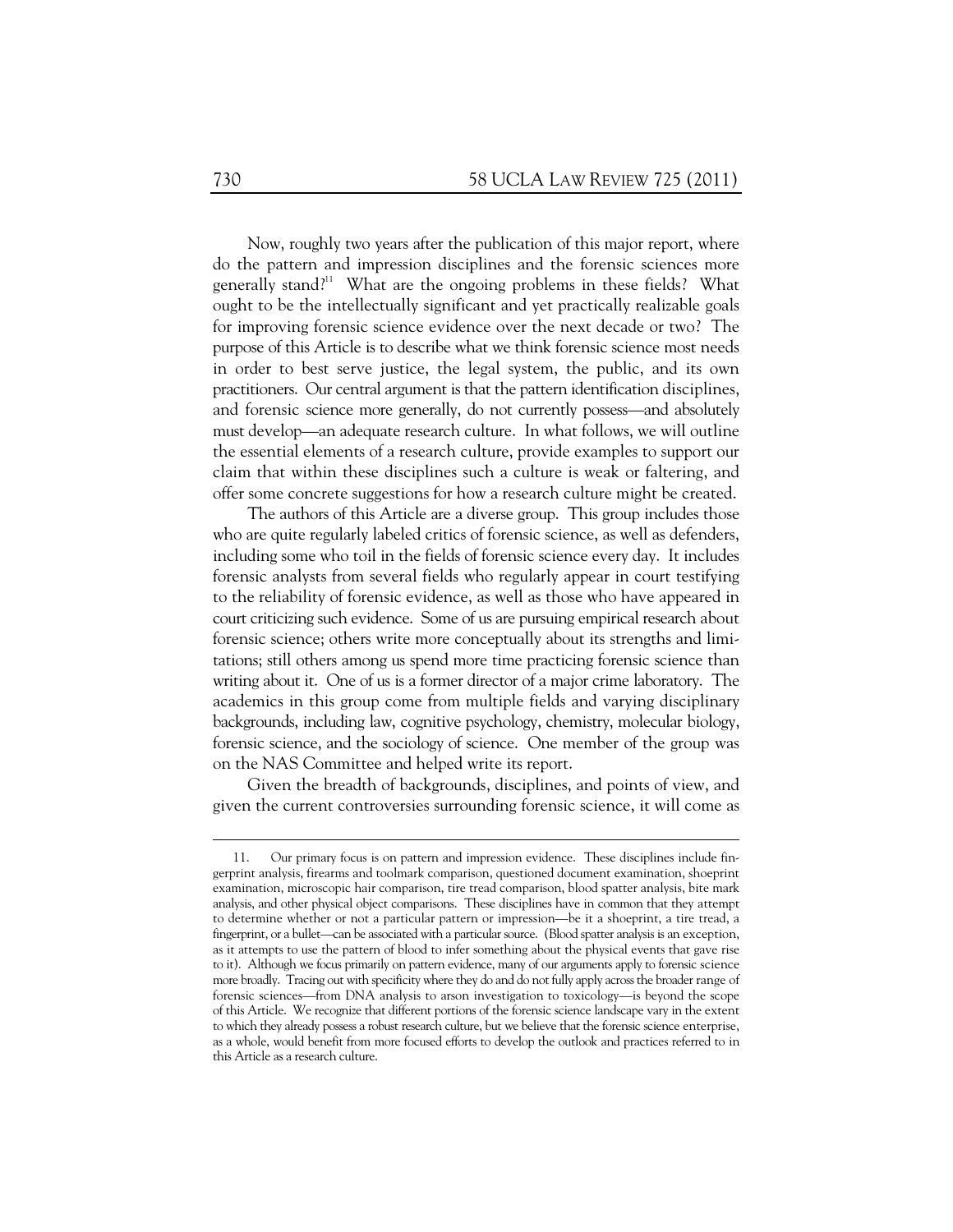Now, roughly two years after the publication of this major report, where do the pattern and impression disciplines and the forensic sciences more generally stand?[11] What are the ongoing problems in these fields? What ought to be the intellectually significant and yet practically realizable goals for improving forensic science evidence over the next decade or two? The purpose of this Article is to describe what we think forensic science most needs in order to best serve justice, the legal system, the public, and its own practitioners. Our central argument is that the pattern identification disciplines, and forensic science more generally, do not currently possess—and absolutely must develop—an adequate research culture. In what follows, we will outline the essential elements of a research culture, provide examples to support our claim that within these disciplines such a culture is weak or faltering, and offer some concrete suggestions for how a research culture might be created.

The authors of this Article are a diverse group. This group includes those who are quite regularly labeled critics of forensic science, as well as defenders, including some who toil in the fields of forensic science every day. It includes forensic analysts from several fields who regularly appear in court testifying to the reliability of forensic evidence, as well as those who have appeared in court criticizing such evidence. Some of us are pursuing empirical research about forensic science; others write more conceptually about its strengths and limitations; still others among us spend more time practicing forensic science than writing about it. One of us is a former director of a major crime laboratory. The academics in this group come from multiple fields and varying disciplinary backgrounds, including law, cognitive psychology, chemistry, molecular biology, forensic science, and the sociology of science. One member of the group was on the NAS Committee and helped write its report.

Given the breadth of backgrounds, disciplines, and points of view, and given the current controversies surrounding forensic science, it will come as

---

11. Our primary focus is on pattern and impression evidence. These disciplines include fingerprint analysis, firearms and toolmark comparison, questioned document examination, shoeprint examination, microscopic hair comparison, tire tread comparison, blood spatter analysis, bite mark analysis, and other physical object comparisons. These disciplines have in common that they attempt to determine whether or not a particular pattern or impression—be it a shoeprint, a tire tread, a fingerprint, or a bullet—can be associated with a particular source. (Blood spatter analysis is an exception, as it attempts to use the pattern of blood to infer something about the physical events that gave rise to it). Although we focus primarily on pattern evidence, many of our arguments apply to forensic science more broadly. Tracing out with specificity where they do and do not fully apply across the broader range of forensic sciences—from DNA analysis to arson investigation to toxicology—is beyond the scope of this Article. We recognize that different portions of the forensic science landscape vary in the extent to which they already possess a robust research culture, but we believe that the forensic science enterprise, as a whole, would benefit from more focused efforts to develop the outlook and practices referred to in this Article as a research culture.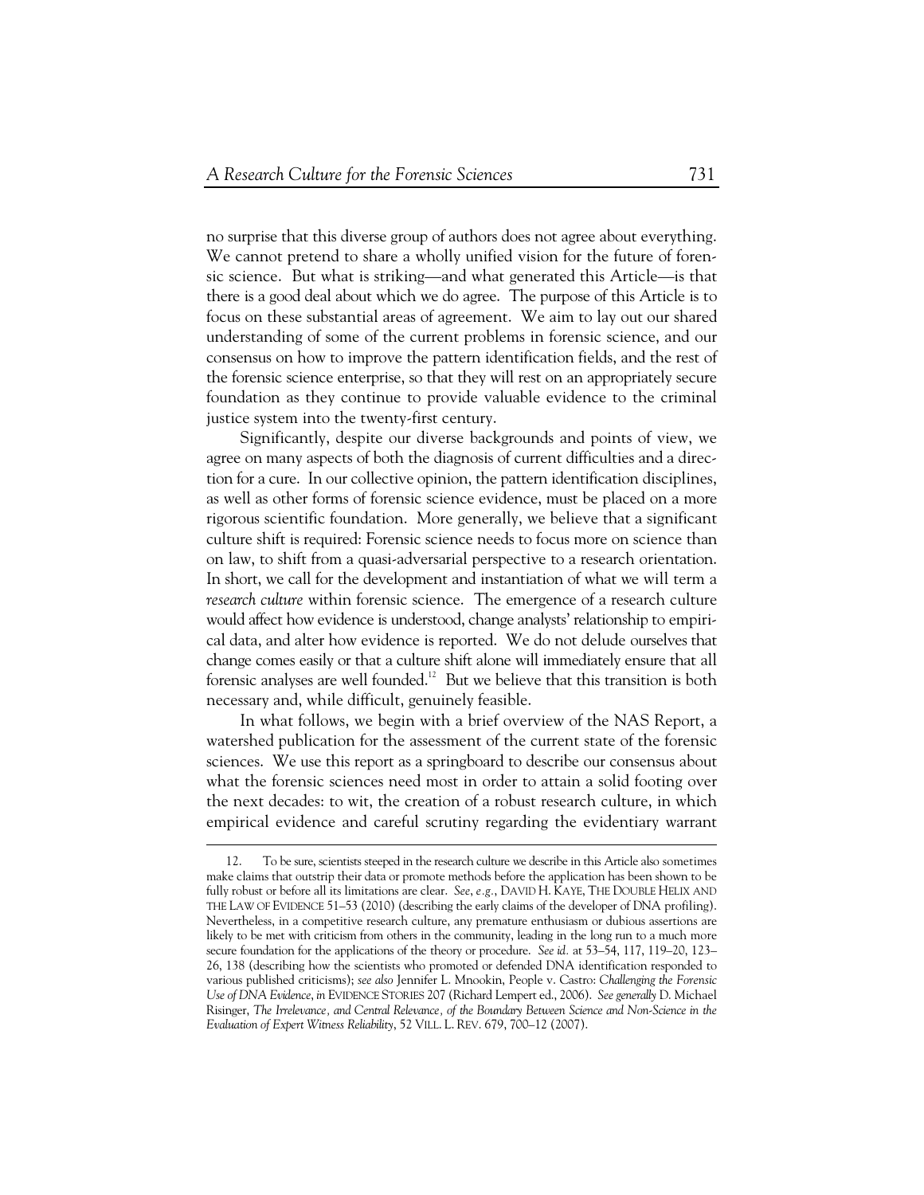no surprise that this diverse group of authors does not agree about everything. We cannot pretend to share a wholly unified vision for the future of forensic science. But what is striking—and what generated this Article—is that there is a good deal about which we do agree. The purpose of this Article is to focus on these substantial areas of agreement. We aim to lay out our shared understanding of some of the current problems in forensic science, and our consensus on how to improve the pattern identification fields, and the rest of the forensic science enterprise, so that they will rest on an appropriately secure foundation as they continue to provide valuable evidence to the criminal justice system into the twenty-first century.

Significantly, despite our diverse backgrounds and points of view, we agree on many aspects of both the diagnosis of current difficulties and a direction for a cure. In our collective opinion, the pattern identification disciplines, as well as other forms of forensic science evidence, must be placed on a more rigorous scientific foundation. More generally, we believe that a significant culture shift is required: Forensic science needs to focus more on science than on law, to shift from a quasi-adversarial perspective to a research orientation. In short, we call for the development and instantiation of what we will term a *research culture* within forensic science. The emergence of a research culture would affect how evidence is understood, change analysts' relationship to empirical data, and alter how evidence is reported. We do not delude ourselves that change comes easily or that a culture shift alone will immediately ensure that all forensic analyses are well founded.[12] But we believe that this transition is both necessary and, while difficult, genuinely feasible.

In what follows, we begin with a brief overview of the NAS Report, a watershed publication for the assessment of the current state of the forensic sciences. We use this report as a springboard to describe our consensus about what the forensic sciences need most in order to attain a solid footing over the next decades: to wit, the creation of a robust research culture, in which empirical evidence and careful scrutiny regarding the evidentiary warrant

---

12. To be sure, scientists steeped in the research culture we describe in this Article also sometimes make claims that outstrip their data or promote methods before the application has been shown to be fully robust or before all its limitations are clear. *See, e.g.*, DAVID H. KAYE, THE DOUBLE HELIX AND THE LAW OF EVIDENCE 51–53 (2010) (describing the early claims of the developer of DNA profiling). Nevertheless, in a competitive research culture, any premature enthusiasm or dubious assertions are likely to be met with criticism from others in the community, leading in the long run to a much more secure foundation for the applications of the theory or procedure. *See id.* at 53–54, 117, 119–20, 123–26, 138 (describing how the scientists who promoted or defended DNA identification responded to various published criticisms); *see also* Jennifer L. Mnookin, People v. Castro: *Challenging the Forensic Use of DNA Evidence*, *in* EVIDENCE STORIES 207 (Richard Lempert ed., 2006). *See generally* D. Michael Risinger, *The Irrelevance, and Central Relevance, of the Boundary Between Science and Non-Science in the Evaluation of Expert Witness Reliability*, 52 VILL. L. REV. 679, 700–12 (2007).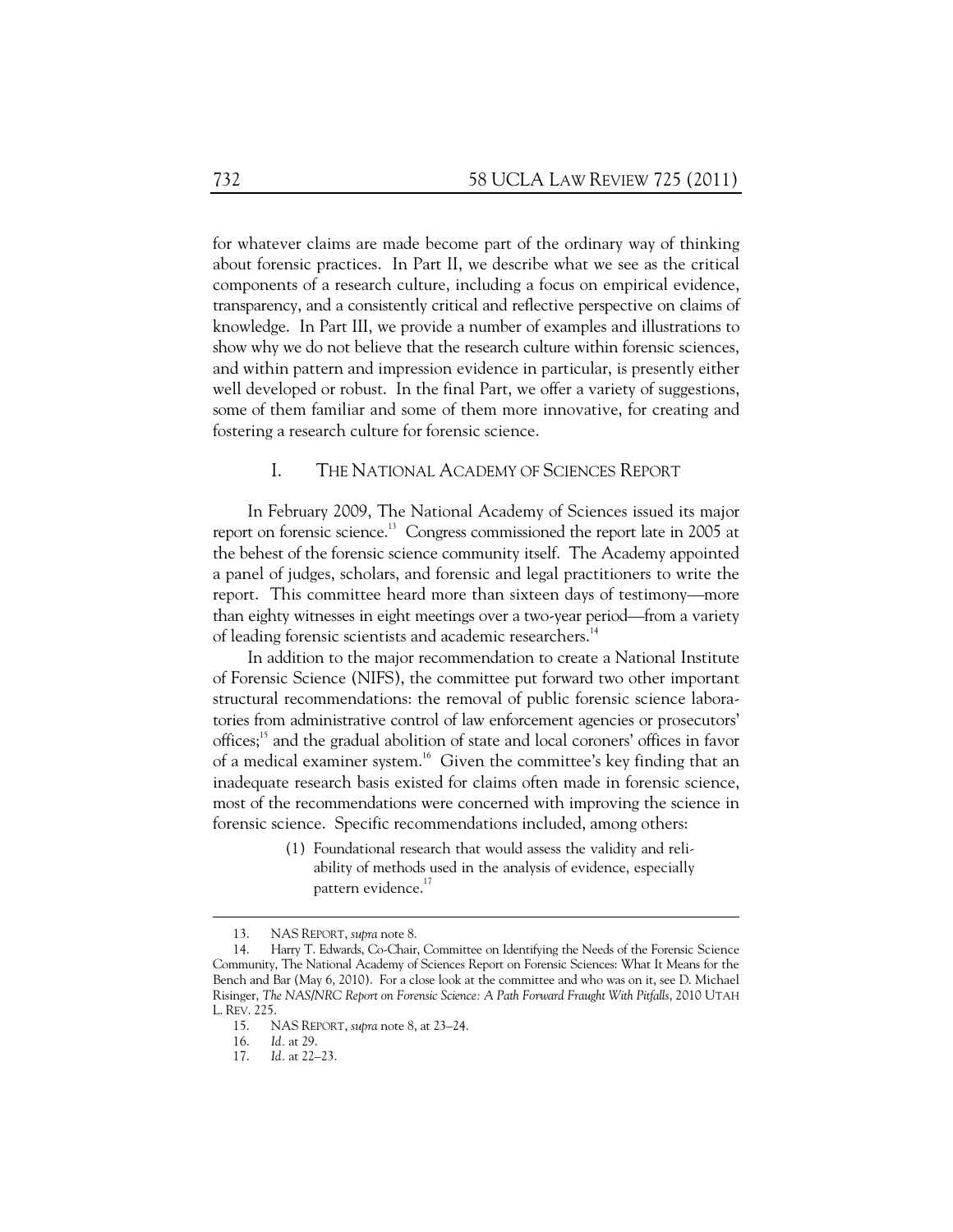for whatever claims are made become part of the ordinary way of thinking about forensic practices. In Part II, we describe what we see as the critical components of a research culture, including a focus on empirical evidence, transparency, and a consistently critical and reflective perspective on claims of knowledge. In Part III, we provide a number of examples and illustrations to show why we do not believe that the research culture within forensic sciences, and within pattern and impression evidence in particular, is presently either well developed or robust. In the final Part, we offer a variety of suggestions, some of them familiar and some of them more innovative, for creating and fostering a research culture for forensic science.

## I. THE NATIONAL ACADEMY OF SCIENCES REPORT

In February 2009, The National Academy of Sciences issued its major report on forensic science.[13] Congress commissioned the report late in 2005 at the behest of the forensic science community itself. The Academy appointed a panel of judges, scholars, and forensic and legal practitioners to write the report. This committee heard more than sixteen days of testimony—more than eighty witnesses in eight meetings over a two-year period—from a variety of leading forensic scientists and academic researchers.[14]

In addition to the major recommendation to create a National Institute of Forensic Science (NIFS), the committee put forward two other important structural recommendations: the removal of public forensic science laboratories from administrative control of law enforcement agencies or prosecutors' offices;[15] and the gradual abolition of state and local coroners' offices in favor of a medical examiner system.[16] Given the committee's key finding that an inadequate research basis existed for claims often made in forensic science, most of the recommendations were concerned with improving the science in forensic science. Specific recommendations included, among others:

> (1) Foundational research that would assess the validity and reliability of methods used in the analysis of evidence, especially pattern evidence.[17]

---

13. NAS REPORT, *supra* note 8.

14. Harry T. Edwards, Co-Chair, Committee on Identifying the Needs of the Forensic Science Community, The National Academy of Sciences Report on Forensic Sciences: What It Means for the Bench and Bar (May 6, 2010). For a close look at the committee and who was on it, see D. Michael Risinger, *The NAS/NRC Report on Forensic Science: A Path Forward Fraught With Pitfalls*, 2010 UTAH L. REV. 225.

15. NAS REPORT, *supra* note 8, at 23–24.

16. *Id.* at 29.

17. *Id.* at 22–23.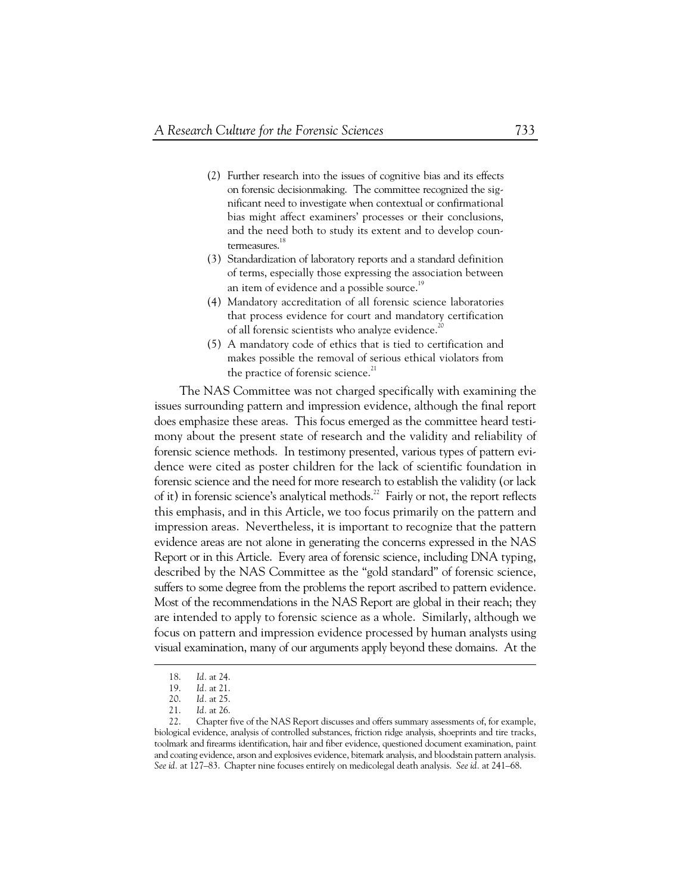(2) Further research into the issues of cognitive bias and its effects on forensic decisionmaking. The committee recognized the significant need to investigate when contextual or confirmational bias might affect examiners' processes or their conclusions, and the need both to study its extent and to develop countermeasures.[18]

(3) Standardization of laboratory reports and a standard definition of terms, especially those expressing the association between an item of evidence and a possible source.[19]

(4) Mandatory accreditation of all forensic science laboratories that process evidence for court and mandatory certification of all forensic scientists who analyze evidence.[20]

(5) A mandatory code of ethics that is tied to certification and makes possible the removal of serious ethical violators from the practice of forensic science.[21]

The NAS Committee was not charged specifically with examining the issues surrounding pattern and impression evidence, although the final report does emphasize these areas. This focus emerged as the committee heard testimony about the present state of research and the validity and reliability of forensic science methods. In testimony presented, various types of pattern evidence were cited as poster children for the lack of scientific foundation in forensic science and the need for more research to establish the validity (or lack of it) in forensic science's analytical methods.[22] Fairly or not, the report reflects this emphasis, and in this Article, we too focus primarily on the pattern and impression areas. Nevertheless, it is important to recognize that the pattern evidence areas are not alone in generating the concerns expressed in the NAS Report or in this Article. Every area of forensic science, including DNA typing, described by the NAS Committee as the "gold standard" of forensic science, suffers to some degree from the problems the report ascribed to pattern evidence. Most of the recommendations in the NAS Report are global in their reach; they are intended to apply to forensic science as a whole. Similarly, although we focus on pattern and impression evidence processed by human analysts using visual examination, many of our arguments apply beyond these domains. At the

---

18. *Id.* at 24.

19. *Id.* at 21.

20. *Id.* at 25.

21. *Id.* at 26.

22. Chapter five of the NAS Report discusses and offers summary assessments of, for example, biological evidence, analysis of controlled substances, friction ridge analysis, shoeprints and tire tracks, toolmark and firearms identification, hair and fiber evidence, questioned document examination, paint and coating evidence, arson and explosives evidence, bitemark analysis, and bloodstain pattern analysis. *See id.* at 127–83. Chapter nine focuses entirely on medicolegal death analysis. *See id.* at 241–68.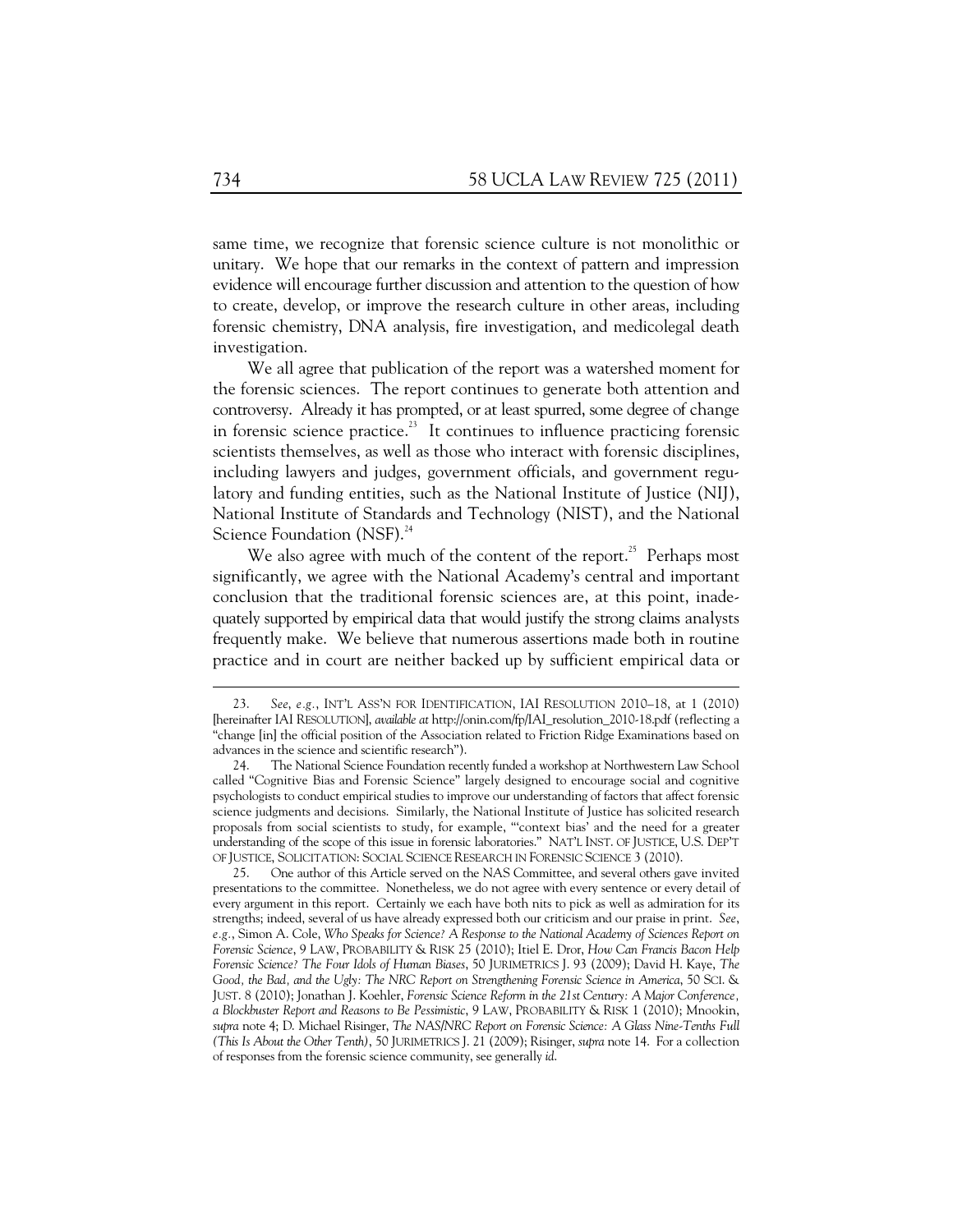same time, we recognize that forensic science culture is not monolithic or unitary. We hope that our remarks in the context of pattern and impression evidence will encourage further discussion and attention to the question of how to create, develop, or improve the research culture in other areas, including forensic chemistry, DNA analysis, fire investigation, and medicolegal death investigation.

We all agree that publication of the report was a watershed moment for the forensic sciences. The report continues to generate both attention and controversy. Already it has prompted, or at least spurred, some degree of change in forensic science practice.[23] It continues to influence practicing forensic scientists themselves, as well as those who interact with forensic disciplines, including lawyers and judges, government officials, and government regulatory and funding entities, such as the National Institute of Justice (NIJ), National Institute of Standards and Technology (NIST), and the National Science Foundation (NSF).[24]

We also agree with much of the content of the report.[25] Perhaps most significantly, we agree with the National Academy's central and important conclusion that the traditional forensic sciences are, at this point, inadequately supported by empirical data that would justify the strong claims analysts frequently make. We believe that numerous assertions made both in routine practice and in court are neither backed up by sufficient empirical data or

---

23. *See, e.g.*, INT'L ASS'N FOR IDENTIFICATION, IAI RESOLUTION 2010–18, at 1 (2010) [hereinafter IAI RESOLUTION], *available at* http://onin.com/fp/IAI_resolution_2010-18.pdf (reflecting a "change [in] the official position of the Association related to Friction Ridge Examinations based on advances in the science and scientific research").

24. The National Science Foundation recently funded a workshop at Northwestern Law School called "Cognitive Bias and Forensic Science" largely designed to encourage social and cognitive psychologists to conduct empirical studies to improve our understanding of factors that affect forensic science judgments and decisions. Similarly, the National Institute of Justice has solicited research proposals from social scientists to study, for example, "'context bias' and the need for a greater understanding of the scope of this issue in forensic laboratories." NAT'L INST. OF JUSTICE, U.S. DEP'T OF JUSTICE, SOLICITATION: SOCIAL SCIENCE RESEARCH IN FORENSIC SCIENCE 3 (2010).

25. One author of this Article served on the NAS Committee, and several others gave invited presentations to the committee. Nonetheless, we do not agree with every sentence or every detail of every argument in this report. Certainly we each have both nits to pick as well as admiration for its strengths; indeed, several of us have already expressed both our criticism and our praise in print. *See, e.g.*, Simon A. Cole, *Who Speaks for Science? A Response to the National Academy of Sciences Report on Forensic Science*, 9 LAW, PROBABILITY & RISK 25 (2010); Itiel E. Dror, *How Can Francis Bacon Help Forensic Science? The Four Idols of Human Biases*, 50 JURIMETRICS J. 93 (2009); David H. Kaye, *The Good, the Bad, and the Ugly: The NRC Report on Strengthening Forensic Science in America*, 50 SCI. & JUST. 8 (2010); Jonathan J. Koehler, *Forensic Science Reform in the 21st Century: A Major Conference, a Blockbuster Report and Reasons to Be Pessimistic*, 9 LAW, PROBABILITY & RISK 1 (2010); Mnookin, *supra* note 4; D. Michael Risinger, *The NAS/NRC Report on Forensic Science: A Glass Nine-Tenths Full (This Is About the Other Tenth)*, 50 JURIMETRICS J. 21 (2009); Risinger, *supra* note 14. For a collection of responses from the forensic science community, see generally *id.*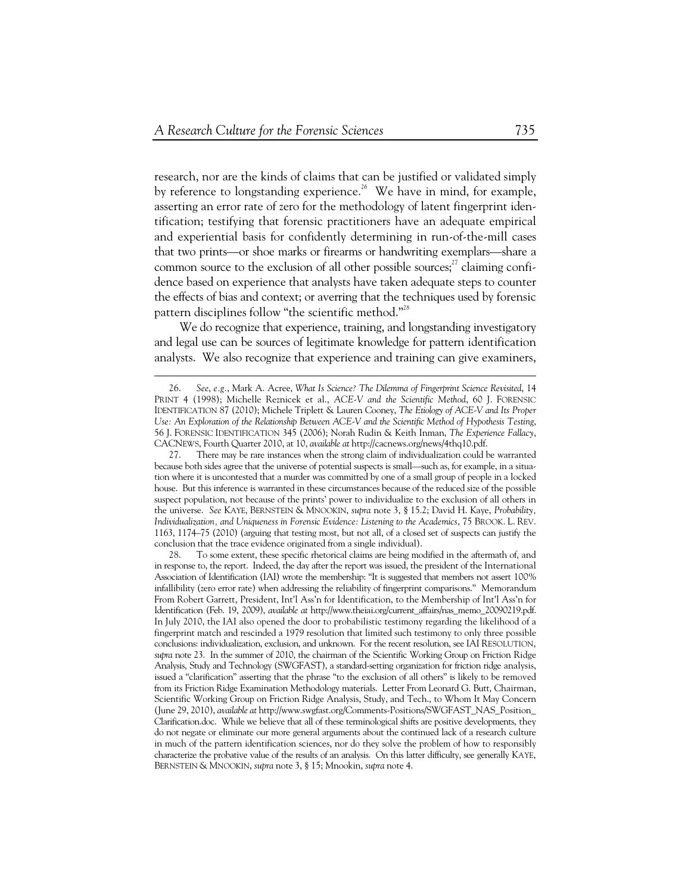research, nor are the kinds of claims that can be justified or validated simply by reference to longstanding experience.[26] We have in mind, for example, asserting an error rate of zero for the methodology of latent fingerprint identification; testifying that forensic practitioners have an adequate empirical and experiential basis for confidently determining in run-of-the-mill cases that two prints—or shoe marks or firearms or handwriting exemplars—share a common source to the exclusion of all other possible sources;[27] claiming confidence based on experience that analysts have taken adequate steps to counter the effects of bias and context; or averring that the techniques used by forensic pattern disciplines follow "the scientific method."[28]

We do recognize that experience, training, and longstanding investigatory and legal use can be sources of legitimate knowledge for pattern identification analysts. We also recognize that experience and training can give examiners,

---

26. *See, e.g.*, Mark A. Acree, *What Is Science? The Dilemma of Fingerprint Science Revisited*, 14 PRINT 4 (1998); Michelle Reznicek et al., *ACE-V and the Scientific Method*, 60 J. FORENSIC IDENTIFICATION 87 (2010); Michele Triplett & Lauren Cooney, *The Etiology of ACE-V and Its Proper Use: An Exploration of the Relationship Between ACE-V and the Scientific Method of Hypothesis Testing*, 56 J. FORENSIC IDENTIFICATION 345 (2006); Norah Rudin & Keith Inman, *The Experience Fallacy*, CACNEWS, Fourth Quarter 2010, at 10, *available at* http://cacnews.org/news/4thq10.pdf.

27. There may be rare instances when the strong claim of individualization could be warranted because both sides agree that the universe of potential suspects is small—such as, for example, in a situation where it is uncontested that a murder was committed by one of a small group of people in a locked house. But this inference is warranted in these circumstances because of the reduced size of the possible suspect population, not because of the prints' power to individualize to the exclusion of all others in the universe. *See* KAYE, BERNSTEIN & MNOOKIN, *supra* note 3, § 15.2; David H. Kaye, *Probability, Individualization, and Uniqueness in Forensic Evidence: Listening to the Academics*, 75 BROOK. L. REV. 1163, 1174–75 (2010) (arguing that testing most, but not all, of a closed set of suspects can justify the conclusion that the trace evidence originated from a single individual).

28. To some extent, these specific rhetorical claims are being modified in the aftermath of, and in response to, the report. Indeed, the day after the report was issued, the president of the International Association of Identification (IAI) wrote the membership: "It is suggested that members not assert 100% infallibility (zero error rate) when addressing the reliability of fingerprint comparisons." Memorandum From Robert Garrett, President, Int'l Ass'n for Identification, to the Membership of Int'l Ass'n for Identification (Feb. 19, 2009), *available at* http://www.theiai.org/current_affairs/nas_memo_20090219.pdf. In July 2010, the IAI also opened the door to probabilistic testimony regarding the likelihood of a fingerprint match and rescinded a 1979 resolution that limited such testimony to only three possible conclusions: individualization, exclusion, and unknown. For the recent resolution, see IAI RESOLUTION, *supra* note 23. In the summer of 2010, the chairman of the Scientific Working Group on Friction Ridge Analysis, Study and Technology (SWGFAST), a standard-setting organization for friction ridge analysis, issued a "clarification" asserting that the phrase "to the exclusion of all others" is likely to be removed from its Friction Ridge Examination Methodology materials. Letter From Leonard G. Butt, Chairman, Scientific Working Group on Friction Ridge Analysis, Study, and Tech., to Whom It May Concern (June 29, 2010), *available at* http://www.swgfast.org/Comments-Positions/SWGFAST_NAS_Position_Clarification.doc. While we believe that all of these terminological shifts are positive developments, they do not negate or eliminate our more general arguments about the continued lack of a research culture in much of the pattern identification sciences, nor do they solve the problem of how to responsibly characterize the probative value of the results of an analysis. On this latter difficulty, see generally KAYE, BERNSTEIN & MNOOKIN, *supra* note 3, § 15; Mnookin, *supra* note 4.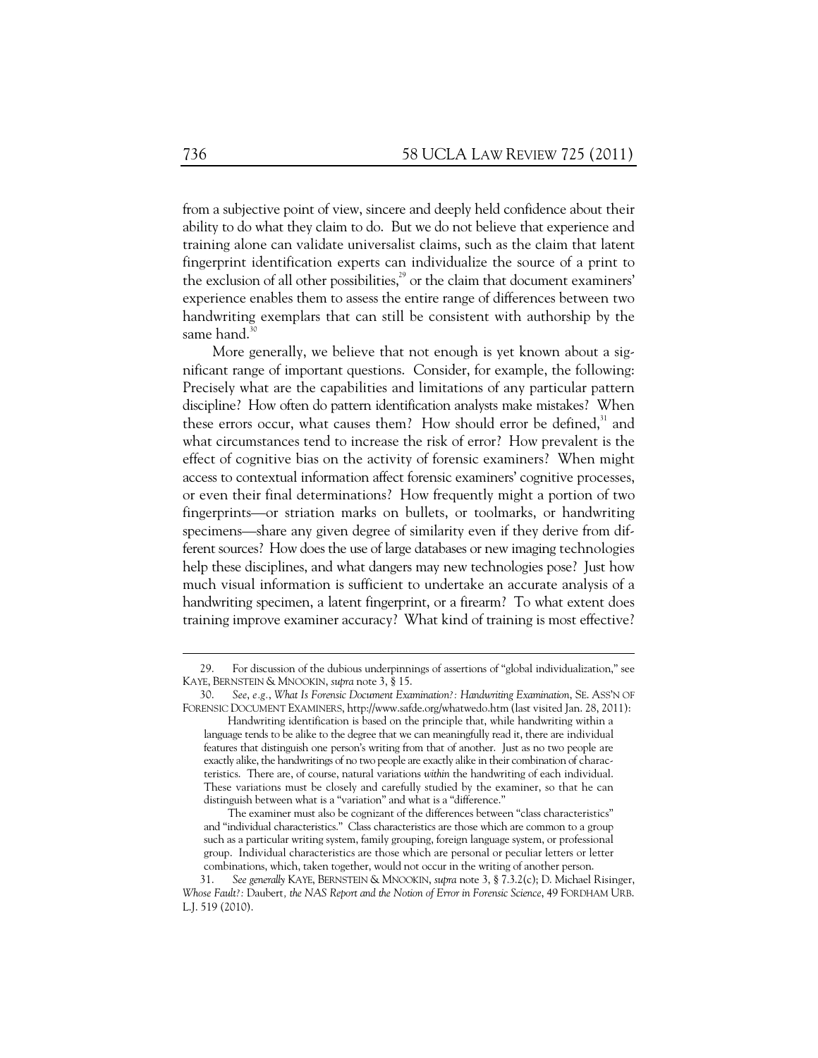from a subjective point of view, sincere and deeply held confidence about their ability to do what they claim to do. But we do not believe that experience and training alone can validate universalist claims, such as the claim that latent fingerprint identification experts can individualize the source of a print to the exclusion of all other possibilities,[29] or the claim that document examiners' experience enables them to assess the entire range of differences between two handwriting exemplars that can still be consistent with authorship by the same hand.[30]

More generally, we believe that not enough is yet known about a significant range of important questions. Consider, for example, the following: Precisely what are the capabilities and limitations of any particular pattern discipline? How often do pattern identification analysts make mistakes? When these errors occur, what causes them? How should error be defined,[31] and what circumstances tend to increase the risk of error? How prevalent is the effect of cognitive bias on the activity of forensic examiners? When might access to contextual information affect forensic examiners' cognitive processes, or even their final determinations? How frequently might a portion of two fingerprints—or striation marks on bullets, or toolmarks, or handwriting specimens—share any given degree of similarity even if they derive from different sources? How does the use of large databases or new imaging technologies help these disciplines, and what dangers may new technologies pose? Just how much visual information is sufficient to undertake an accurate analysis of a handwriting specimen, a latent fingerprint, or a firearm? To what extent does training improve examiner accuracy? What kind of training is most effective?

---

29. For discussion of the dubious underpinnings of assertions of "global individualization," see KAYE, BERNSTEIN & MNOOKIN, *supra* note 3, § 15.

30. *See, e.g.*, *What Is Forensic Document Examination?: Handwriting Examination*, SE. ASS'N OF FORENSIC DOCUMENT EXAMINERS, http://www.safde.org/whatwedo.htm (last visited Jan. 28, 2011):

> Handwriting identification is based on the principle that, while handwriting within a language tends to be alike to the degree that we can meaningfully read it, there are individual features that distinguish one person's writing from that of another. Just as no two people are exactly alike, the handwritings of no two people are exactly alike in their combination of characteristics. There are, of course, natural variations *within* the handwriting of each individual. These variations must be closely and carefully studied by the examiner, so that he can distinguish between what is a "variation" and what is a "difference."
>
> The examiner must also be cognizant of the differences between "class characteristics" and "individual characteristics." Class characteristics are those which are common to a group such as a particular writing system, family grouping, foreign language system, or professional group. Individual characteristics are those which are personal or peculiar letters or letter combinations, which, taken together, would not occur in the writing of another person.

31. *See generally* KAYE, BERNSTEIN & MNOOKIN, *supra* note 3, § 7.3.2(c); D. Michael Risinger, *Whose Fault?:* Daubert*, the NAS Report and the Notion of Error in Forensic Science*, 49 FORDHAM URB. L.J. 519 (2010).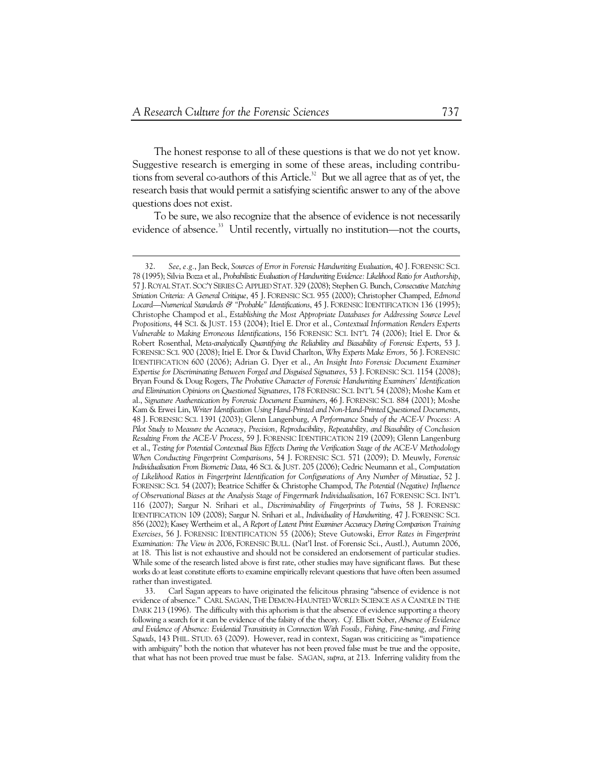The honest response to all of these questions is that we do not yet know. Suggestive research is emerging in some of these areas, including contributions from several co-authors of this Article.[32] But we all agree that as of yet, the research basis that would permit a satisfying scientific answer to any of the above questions does not exist.

To be sure, we also recognize that the absence of evidence is not necessarily evidence of absence.[33] Until recently, virtually no institution—not the courts,

---

32. *See, e.g.*, Jan Beck, *Sources of Error in Forensic Handwriting Evaluation*, 40 J. FORENSIC SCI. 78 (1995); Silvia Bozza et al., *Probabilistic Evaluation of Handwriting Evidence: Likelihood Ratio for Authorship*, 57 J. ROYAL STAT. SOC'Y SERIES C: APPLIED STAT. 329 (2008); Stephen G. Bunch, *Consecutive Matching Striation Criteria: A General Critique*, 45 J. FORENSIC SCI. 955 (2000); Christopher Champed, *Edmond Locard—Numerical Standards & "Probable" Identifications*, 45 J. FORENSIC IDENTIFICATION 136 (1995); Christophe Champod et al., *Establishing the Most Appropriate Databases for Addressing Source Level Propositions*, 44 SCI. & JUST. 153 (2004); Itiel E. Dror et al., *Contextual Information Renders Experts Vulnerable to Making Erroneous Identifications*, 156 FORENSIC SCI. INT'L 74 (2006); Itiel E. Dror & Robert Rosenthal, *Meta-analytically Quantifying the Reliability and Biasability of Forensic Experts*, 53 J. FORENSIC SCI. 900 (2008); Itiel E. Dror & David Charlton, *Why Experts Make Errors*, 56 J. FORENSIC IDENTIFICATION 600 (2006); Adrian G. Dyer et al., *An Insight Into Forensic Document Examiner Expertise for Discriminating Between Forged and Disguised Signatures*, 53 J. FORENSIC SCI. 1154 (2008); Bryan Found & Doug Rogers, *The Probative Character of Forensic Handwriting Examiners' Identification and Elimination Opinions on Questioned Signatures*, 178 FORENSIC SCI. INT'L 54 (2008); Moshe Kam et al., *Signature Authentication by Forensic Document Examiners*, 46 J. FORENSIC SCI. 884 (2001); Moshe Kam & Erwei Lin, *Writer Identification Using Hand-Printed and Non-Hand-Printed Questioned Documents*, 48 J. FORENSIC SCI. 1391 (2003); Glenn Langenburg, *A Performance Study of the ACE-V Process: A Pilot Study to Measure the Accuracy, Precision, Reproducibility, Repeatability, and Biasability of Conclusion Resulting From the ACE-V Process*, 59 J. FORENSIC IDENTIFICATION 219 (2009); Glenn Langenburg et al., *Testing for Potential Contextual Bias Effects During the Verification Stage of the ACE-V Methodology When Conducting Fingerprint Comparisons*, 54 J. FORENSIC SCI. 571 (2009); D. Meuwly, *Forensic Individualisation From Biometric Data*, 46 SCI. & JUST. 205 (2006); Cedric Neumann et al., *Computation of Likelihood Ratios in Fingerprint Identification for Configurations of Any Number of Minutiae*, 52 J. FORENSIC SCI. 54 (2007); Beatrice Schiffer & Christophe Champod, *The Potential (Negative) Influence of Observational Biases at the Analysis Stage of Fingermark Individualisation*, 167 FORENSIC SCI. INT'L 116 (2007); Sargur N. Srihari et al., *Discriminability of Fingerprints of Twins*, 58 J. FORENSIC IDENTIFICATION 109 (2008); Sargur N. Srihari et al., *Individuality of Handwriting*, 47 J. FORENSIC SCI. 856 (2002); Kasey Wertheim et al., *A Report of Latent Print Examiner Accuracy During Comparison Training Exercises*, 56 J. FORENSIC IDENTIFICATION 55 (2006); Steve Gutowski, *Error Rates in Fingerprint Examination: The View in 2006*, FORENSIC BULL. (Nat'l Inst. of Forensic Sci., Austl.), Autumn 2006, at 18. This list is not exhaustive and should not be considered an endorsement of particular studies. While some of the research listed above is first rate, other studies may have significant flaws. But these works do at least constitute efforts to examine empirically relevant questions that have often been assumed rather than investigated.

33. Carl Sagan appears to have originated the felicitous phrasing "absence of evidence is not evidence of absence." CARL SAGAN, THE DEMON-HAUNTED WORLD: SCIENCE AS A CANDLE IN THE DARK 213 (1996). The difficulty with this aphorism is that the absence of evidence supporting a theory following a search for it can be evidence of the falsity of the theory. *Cf.* Elliott Sober, *Absence of Evidence and Evidence of Absence: Evidential Transitivity in Connection With Fossils, Fishing, Fine-tuning, and Firing Squads*, 143 PHIL. STUD. 63 (2009). However, read in context, Sagan was criticizing as "impatience with ambiguity" both the notion that whatever has not been proved false must be true and the opposite, that what has not been proved true must be false. SAGAN, *supra*, at 213. Inferring validity from the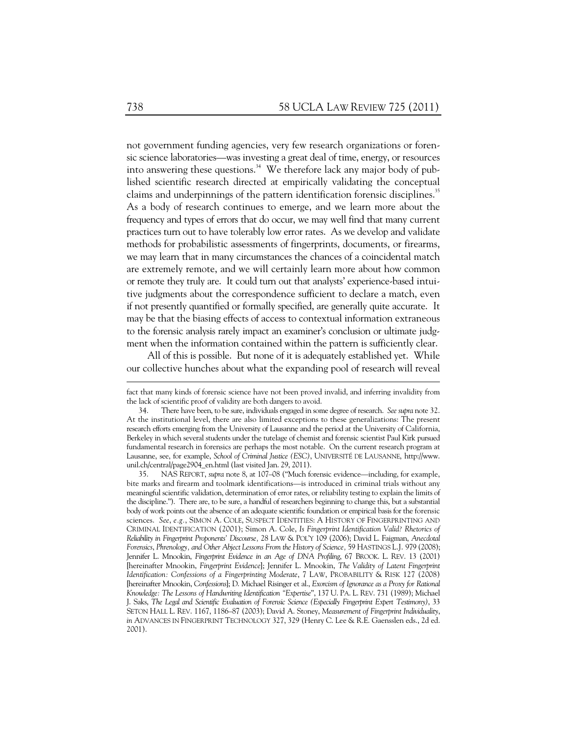not government funding agencies, very few research organizations or forensic science laboratories—was investing a great deal of time, energy, or resources into answering these questions.[34] We therefore lack any major body of published scientific research directed at empirically validating the conceptual claims and underpinnings of the pattern identification forensic disciplines.[35] As a body of research continues to emerge, and we learn more about the frequency and types of errors that do occur, we may well find that many current practices turn out to have tolerably low error rates. As we develop and validate methods for probabilistic assessments of fingerprints, documents, or firearms, we may learn that in many circumstances the chances of a coincidental match are extremely remote, and we will certainly learn more about how common or remote they truly are. It could turn out that analysts' experience-based intuitive judgments about the correspondence sufficient to declare a match, even if not presently quantified or formally specified, are generally quite accurate. It may be that the biasing effects of access to contextual information extraneous to the forensic analysis rarely impact an examiner's conclusion or ultimate judgment when the information contained within the pattern is sufficiently clear.

All of this is possible. But none of it is adequately established yet. While our collective hunches about what the expanding pool of research will reveal

---

fact that many kinds of forensic science have not been proved invalid, and inferring invalidity from the lack of scientific proof of validity are both dangers to avoid.

34. There have been, to be sure, individuals engaged in some degree of research. *See supra* note 32. At the institutional level, there are also limited exceptions to these generalizations: The present research efforts emerging from the University of Lausanne and the period at the University of California, Berkeley in which several students under the tutelage of chemist and forensic scientist Paul Kirk pursued fundamental research in forensics are perhaps the most notable. On the current research program at Lausanne, see, for example, *School of Criminal Justice (ESC)*, UNIVERSITÉ DE LAUSANNE, http://www.unil.ch/central/page2904_en.html (last visited Jan. 29, 2011).

35. NAS REPORT, *supra* note 8, at 107–08 ("Much forensic evidence—including, for example, bite marks and firearm and toolmark identifications—is introduced in criminal trials without any meaningful scientific validation, determination of error rates, or reliability testing to explain the limits of the discipline."). There are, to be sure, a handful of researchers beginning to change this, but a substantial body of work points out the absence of an adequate scientific foundation or empirical basis for the forensic sciences. *See, e.g.*, SIMON A. COLE, SUSPECT IDENTITIES: A HISTORY OF FINGERPRINTING AND CRIMINAL IDENTIFICATION (2001); Simon A. Cole, *Is Fingerprint Identification Valid? Rhetorics of Reliability in Fingerprint Proponents' Discourse,* 28 LAW & POL'Y 109 (2006); David L. Faigman, *Anecdotal Forensics, Phrenology, and Other Abject Lessons From the History of Science,* 59 HASTINGS L.J. 979 (2008); Jennifer L. Mnookin, *Fingerprint Evidence in an Age of DNA Profiling,* 67 BROOK. L. REV. 13 (2001) [hereinafter Mnookin, *Fingerprint Evidence*]; Jennifer L. Mnookin, *The Validity of Latent Fingerprint Identification: Confessions of a Fingerprinting Moderate*, 7 LAW, PROBABILITY & RISK 127 (2008) [hereinafter Mnookin, *Confessions*]; D. Michael Risinger et al., *Exorcism of Ignorance as a Proxy for Rational Knowledge: The Lessons of Handwriting Identification "Expertise"*, 137 U. PA. L. REV. 731 (1989); Michael J. Saks, *The Legal and Scientific Evaluation of Forensic Science (Especially Fingerprint Expert Testimony)*, 33 SETON HALL L. REV. 1167, 1186–87 (2003); David A. Stoney, *Measurement of Fingerprint Individuality*, *in* ADVANCES IN FINGERPRINT TECHNOLOGY 327, 329 (Henry C. Lee & R.E. Gaensslen eds., 2d ed. 2001).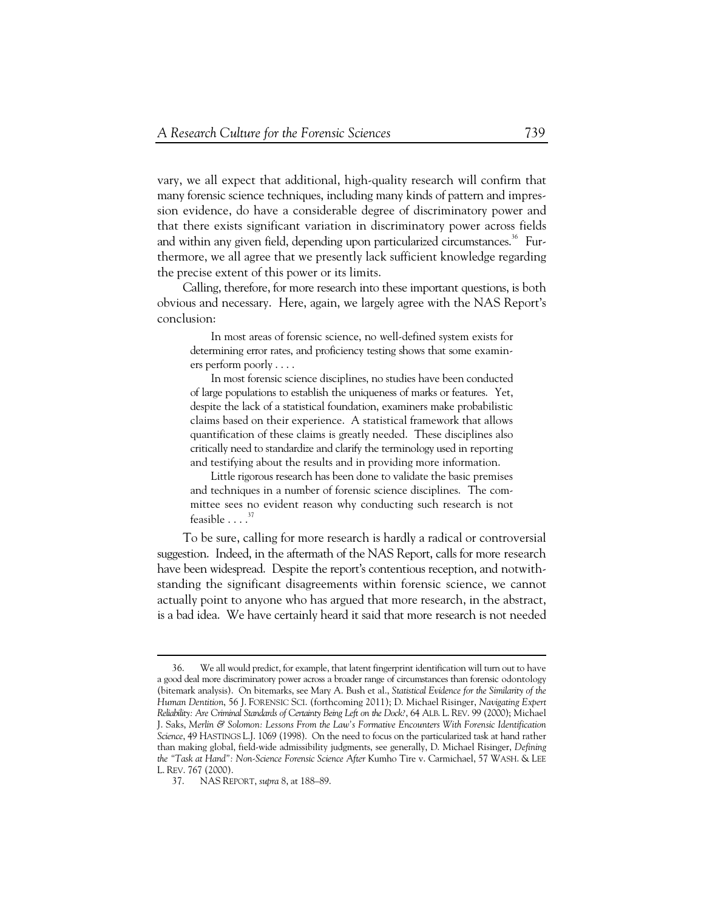vary, we all expect that additional, high-quality research will confirm that many forensic science techniques, including many kinds of pattern and impression evidence, do have a considerable degree of discriminatory power and that there exists significant variation in discriminatory power across fields and within any given field, depending upon particularized circumstances.[36] Furthermore, we all agree that we presently lack sufficient knowledge regarding the precise extent of this power or its limits.

Calling, therefore, for more research into these important questions, is both obvious and necessary. Here, again, we largely agree with the NAS Report's conclusion:

> In most areas of forensic science, no well-defined system exists for determining error rates, and proficiency testing shows that some examiners perform poorly . . . .
>
> In most forensic science disciplines, no studies have been conducted of large populations to establish the uniqueness of marks or features. Yet, despite the lack of a statistical foundation, examiners make probabilistic claims based on their experience. A statistical framework that allows quantification of these claims is greatly needed. These disciplines also critically need to standardize and clarify the terminology used in reporting and testifying about the results and in providing more information.
>
> Little rigorous research has been done to validate the basic premises and techniques in a number of forensic science disciplines. The committee sees no evident reason why conducting such research is not feasible . . . .[37]

To be sure, calling for more research is hardly a radical or controversial suggestion. Indeed, in the aftermath of the NAS Report, calls for more research have been widespread. Despite the report's contentious reception, and notwithstanding the significant disagreements within forensic science, we cannot actually point to anyone who has argued that more research, in the abstract, is a bad idea. We have certainly heard it said that more research is not needed

---

36. We all would predict, for example, that latent fingerprint identification will turn out to have a good deal more discriminatory power across a broader range of circumstances than forensic odontology (bitemark analysis). On bitemarks, see Mary A. Bush et al., *Statistical Evidence for the Similarity of the Human Dentition*, 56 J. FORENSIC SCI. (forthcoming 2011); D. Michael Risinger, *Navigating Expert Reliability: Are Criminal Standards of Certainty Being Left on the Dock?*, 64 ALB. L. REV. 99 (2000); Michael J. Saks, *Merlin & Solomon: Lessons From the Law's Formative Encounters With Forensic Identification Science*, 49 HASTINGS L.J. 1069 (1998). On the need to focus on the particularized task at hand rather than making global, field-wide admissibility judgments, see generally, D. Michael Risinger, *Defining the "Task at Hand": Non-Science Forensic Science After* Kumho Tire v. Carmichael, 57 WASH. & LEE L. REV. 767 (2000).

37. NAS REPORT, *supra* 8, at 188–89.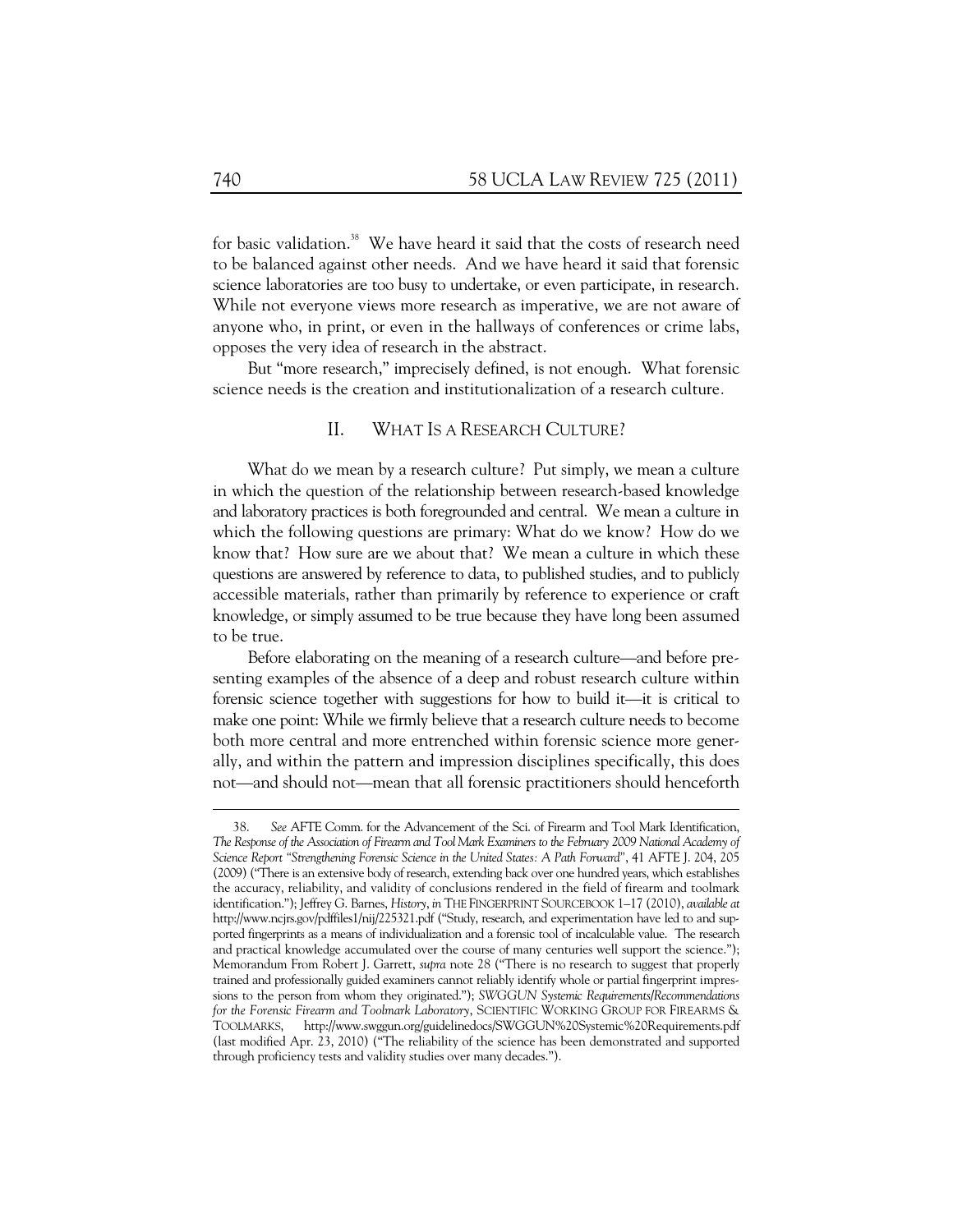for basic validation.[38] We have heard it said that the costs of research need to be balanced against other needs. And we have heard it said that forensic science laboratories are too busy to undertake, or even participate, in research. While not everyone views more research as imperative, we are not aware of anyone who, in print, or even in the hallways of conferences or crime labs, opposes the very idea of research in the abstract.

But "more research," imprecisely defined, is not enough. What forensic science needs is the creation and institutionalization of a research culture.

## II. WHAT IS A RESEARCH CULTURE?

What do we mean by a research culture? Put simply, we mean a culture in which the question of the relationship between research-based knowledge and laboratory practices is both foregrounded and central. We mean a culture in which the following questions are primary: What do we know? How do we know that? How sure are we about that? We mean a culture in which these questions are answered by reference to data, to published studies, and to publicly accessible materials, rather than primarily by reference to experience or craft knowledge, or simply assumed to be true because they have long been assumed to be true.

Before elaborating on the meaning of a research culture—and before presenting examples of the absence of a deep and robust research culture within forensic science together with suggestions for how to build it—it is critical to make one point: While we firmly believe that a research culture needs to become both more central and more entrenched within forensic science more generally, and within the pattern and impression disciplines specifically, this does not—and should not—mean that all forensic practitioners should henceforth

---

38. *See* AFTE Comm. for the Advancement of the Sci. of Firearm and Tool Mark Identification, *The Response of the Association of Firearm and Tool Mark Examiners to the February 2009 National Academy of Science Report "Strengthening Forensic Science in the United States: A Path Forward"*, 41 AFTE J. 204, 205 (2009) ("There is an extensive body of research, extending back over one hundred years, which establishes the accuracy, reliability, and validity of conclusions rendered in the field of firearm and toolmark identification."); Jeffrey G. Barnes, *History*, *in* THE FINGERPRINT SOURCEBOOK 1–17 (2010), *available at* http://www.ncjrs.gov/pdffiles1/nij/225321.pdf ("Study, research, and experimentation have led to and supported fingerprints as a means of individualization and a forensic tool of incalculable value. The research and practical knowledge accumulated over the course of many centuries well support the science."); Memorandum From Robert J. Garrett, *supra* note 28 ("There is no research to suggest that properly trained and professionally guided examiners cannot reliably identify whole or partial fingerprint impressions to the person from whom they originated."); *SWGGUN Systemic Requirements/Recommendations for the Forensic Firearm and Toolmark Laboratory*, SCIENTIFIC WORKING GROUP FOR FIREARMS & TOOLMARKS, http://www.swggun.org/guidelinedocs/SWGGUN%20Systemic%20Requirements.pdf (last modified Apr. 23, 2010) ("The reliability of the science has been demonstrated and supported through proficiency tests and validity studies over many decades.").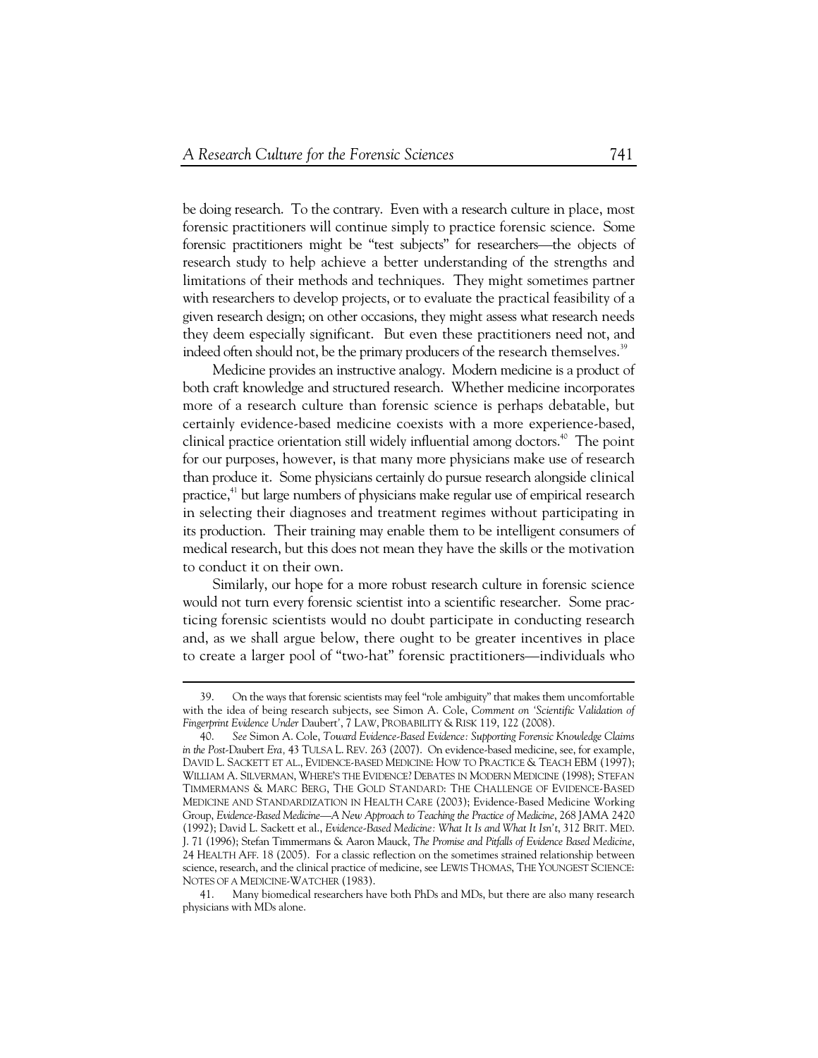be doing research. To the contrary. Even with a research culture in place, most forensic practitioners will continue simply to practice forensic science. Some forensic practitioners might be "test subjects" for researchers—the objects of research study to help achieve a better understanding of the strengths and limitations of their methods and techniques. They might sometimes partner with researchers to develop projects, or to evaluate the practical feasibility of a given research design; on other occasions, they might assess what research needs they deem especially significant. But even these practitioners need not, and indeed often should not, be the primary producers of the research themselves.[39]

Medicine provides an instructive analogy. Modern medicine is a product of both craft knowledge and structured research. Whether medicine incorporates more of a research culture than forensic science is perhaps debatable, but certainly evidence-based medicine coexists with a more experience-based, clinical practice orientation still widely influential among doctors.[40] The point for our purposes, however, is that many more physicians make use of research than produce it. Some physicians certainly do pursue research alongside clinical practice,[41] but large numbers of physicians make regular use of empirical research in selecting their diagnoses and treatment regimes without participating in its production. Their training may enable them to be intelligent consumers of medical research, but this does not mean they have the skills or the motivation to conduct it on their own.

Similarly, our hope for a more robust research culture in forensic science would not turn every forensic scientist into a scientific researcher. Some practicing forensic scientists would no doubt participate in conducting research and, as we shall argue below, there ought to be greater incentives in place to create a larger pool of "two-hat" forensic practitioners—individuals who

---

39. On the ways that forensic scientists may feel "role ambiguity" that makes them uncomfortable with the idea of being research subjects, see Simon A. Cole, *Comment on 'Scientific Validation of Fingerprint Evidence Under* Daubert*'*, 7 LAW, PROBABILITY & RISK 119, 122 (2008).

40. *See* Simon A. Cole, *Toward Evidence-Based Evidence: Supporting Forensic Knowledge Claims in the Post-*Daubert *Era*, 43 TULSA L. REV. 263 (2007). On evidence-based medicine, see, for example, DAVID L. SACKETT ET AL., EVIDENCE-BASED MEDICINE: HOW TO PRACTICE & TEACH EBM (1997); WILLIAM A. SILVERMAN, WHERE'S THE EVIDENCE? DEBATES IN MODERN MEDICINE (1998); STEFAN TIMMERMANS & MARC BERG, THE GOLD STANDARD: THE CHALLENGE OF EVIDENCE-BASED MEDICINE AND STANDARDIZATION IN HEALTH CARE (2003); Evidence-Based Medicine Working Group, *Evidence-Based Medicine—A New Approach to Teaching the Practice of Medicine*, 268 JAMA 2420 (1992); David L. Sackett et al., *Evidence-Based Medicine: What It Is and What It Isn't*, 312 BRIT. MED. J. 71 (1996); Stefan Timmermans & Aaron Mauck, *The Promise and Pitfalls of Evidence Based Medicine*, 24 HEALTH AFF. 18 (2005). For a classic reflection on the sometimes strained relationship between science, research, and the clinical practice of medicine, see LEWIS THOMAS, THE YOUNGEST SCIENCE: NOTES OF A MEDICINE-WATCHER (1983).

41. Many biomedical researchers have both PhDs and MDs, but there are also many research physicians with MDs alone.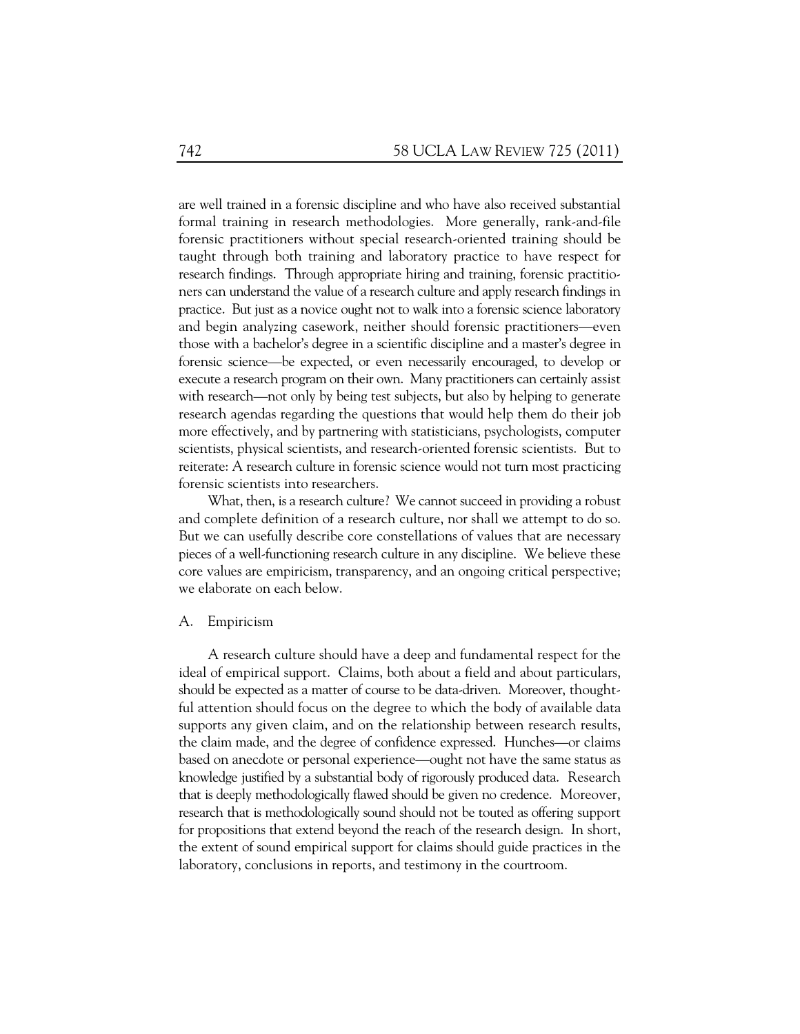are well trained in a forensic discipline and who have also received substantial formal training in research methodologies. More generally, rank-and-file forensic practitioners without special research-oriented training should be taught through both training and laboratory practice to have respect for research findings. Through appropriate hiring and training, forensic practitioners can understand the value of a research culture and apply research findings in practice. But just as a novice ought not to walk into a forensic science laboratory and begin analyzing casework, neither should forensic practitioners—even those with a bachelor's degree in a scientific discipline and a master's degree in forensic science—be expected, or even necessarily encouraged, to develop or execute a research program on their own. Many practitioners can certainly assist with research—not only by being test subjects, but also by helping to generate research agendas regarding the questions that would help them do their job more effectively, and by partnering with statisticians, psychologists, computer scientists, physical scientists, and research-oriented forensic scientists. But to reiterate: A research culture in forensic science would not turn most practicing forensic scientists into researchers.

What, then, is a research culture? We cannot succeed in providing a robust and complete definition of a research culture, nor shall we attempt to do so. But we can usefully describe core constellations of values that are necessary pieces of a well-functioning research culture in any discipline. We believe these core values are empiricism, transparency, and an ongoing critical perspective; we elaborate on each below.

## A. Empiricism

A research culture should have a deep and fundamental respect for the ideal of empirical support. Claims, both about a field and about particulars, should be expected as a matter of course to be data-driven. Moreover, thoughtful attention should focus on the degree to which the body of available data supports any given claim, and on the relationship between research results, the claim made, and the degree of confidence expressed. Hunches—or claims based on anecdote or personal experience—ought not have the same status as knowledge justified by a substantial body of rigorously produced data. Research that is deeply methodologically flawed should be given no credence. Moreover, research that is methodologically sound should not be touted as offering support for propositions that extend beyond the reach of the research design. In short, the extent of sound empirical support for claims should guide practices in the laboratory, conclusions in reports, and testimony in the courtroom.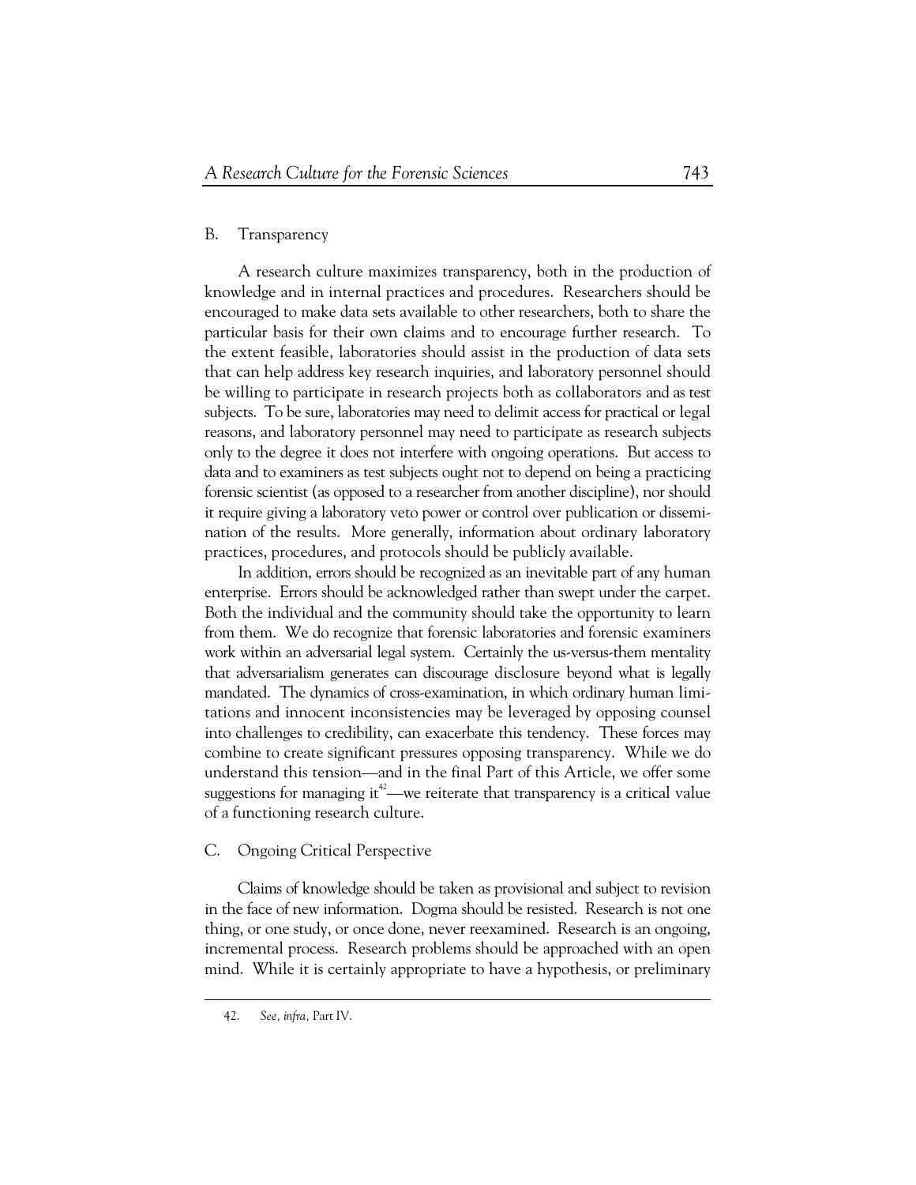### B. Transparency

A research culture maximizes transparency, both in the production of knowledge and in internal practices and procedures. Researchers should be encouraged to make data sets available to other researchers, both to share the particular basis for their own claims and to encourage further research. To the extent feasible, laboratories should assist in the production of data sets that can help address key research inquiries, and laboratory personnel should be willing to participate in research projects both as collaborators and as test subjects. To be sure, laboratories may need to delimit access for practical or legal reasons, and laboratory personnel may need to participate as research subjects only to the degree it does not interfere with ongoing operations. But access to data and to examiners as test subjects ought not to depend on being a practicing forensic scientist (as opposed to a researcher from another discipline), nor should it require giving a laboratory veto power or control over publication or dissemination of the results. More generally, information about ordinary laboratory practices, procedures, and protocols should be publicly available.

In addition, errors should be recognized as an inevitable part of any human enterprise. Errors should be acknowledged rather than swept under the carpet. Both the individual and the community should take the opportunity to learn from them. We do recognize that forensic laboratories and forensic examiners work within an adversarial legal system. Certainly the us-versus-them mentality that adversarialism generates can discourage disclosure beyond what is legally mandated. The dynamics of cross-examination, in which ordinary human limitations and innocent inconsistencies may be leveraged by opposing counsel into challenges to credibility, can exacerbate this tendency. These forces may combine to create significant pressures opposing transparency. While we do understand this tension—and in the final Part of this Article, we offer some suggestions for managing it[42]—we reiterate that transparency is a critical value of a functioning research culture.

### C. Ongoing Critical Perspective

Claims of knowledge should be taken as provisional and subject to revision in the face of new information. Dogma should be resisted. Research is not one thing, or one study, or once done, never reexamined. Research is an ongoing, incremental process. Research problems should be approached with an open mind. While it is certainly appropriate to have a hypothesis, or preliminary

---

42. *See, infra,* Part IV.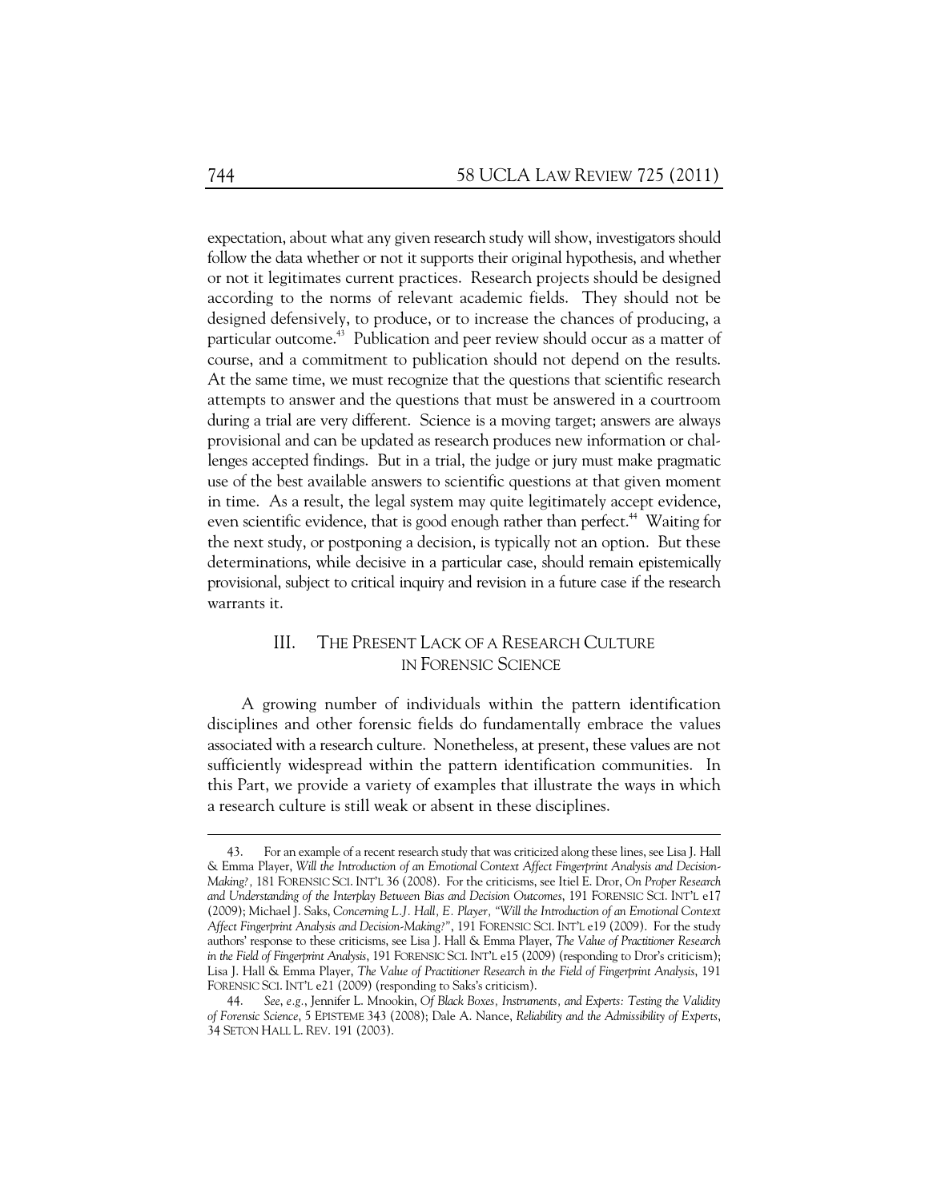expectation, about what any given research study will show, investigators should follow the data whether or not it supports their original hypothesis, and whether or not it legitimates current practices. Research projects should be designed according to the norms of relevant academic fields. They should not be designed defensively, to produce, or to increase the chances of producing, a particular outcome.[43] Publication and peer review should occur as a matter of course, and a commitment to publication should not depend on the results. At the same time, we must recognize that the questions that scientific research attempts to answer and the questions that must be answered in a courtroom during a trial are very different. Science is a moving target; answers are always provisional and can be updated as research produces new information or challenges accepted findings. But in a trial, the judge or jury must make pragmatic use of the best available answers to scientific questions at that given moment in time. As a result, the legal system may quite legitimately accept evidence, even scientific evidence, that is good enough rather than perfect.[44] Waiting for the next study, or postponing a decision, is typically not an option. But these determinations, while decisive in a particular case, should remain epistemically provisional, subject to critical inquiry and revision in a future case if the research warrants it.

## III. THE PRESENT LACK OF A RESEARCH CULTURE IN FORENSIC SCIENCE

A growing number of individuals within the pattern identification disciplines and other forensic fields do fundamentally embrace the values associated with a research culture. Nonetheless, at present, these values are not sufficiently widespread within the pattern identification communities. In this Part, we provide a variety of examples that illustrate the ways in which a research culture is still weak or absent in these disciplines.

---

43. For an example of a recent research study that was criticized along these lines, see Lisa J. Hall & Emma Player, *Will the Introduction of an Emotional Context Affect Fingerprint Analysis and Decision-Making?*, 181 FORENSIC SCI. INT'L 36 (2008). For the criticisms, see Itiel E. Dror, *On Proper Research and Understanding of the Interplay Between Bias and Decision Outcomes*, 191 FORENSIC SCI. INT'L e17 (2009); Michael J. Saks, *Concerning L.J. Hall, E. Player, "Will the Introduction of an Emotional Context Affect Fingerprint Analysis and Decision-Making?"*, 191 FORENSIC SCI. INT'L e19 (2009). For the study authors' response to these criticisms, see Lisa J. Hall & Emma Player, *The Value of Practitioner Research in the Field of Fingerprint Analysis*, 191 FORENSIC SCI. INT'L e15 (2009) (responding to Dror's criticism); Lisa J. Hall & Emma Player, *The Value of Practitioner Research in the Field of Fingerprint Analysis*, 191 FORENSIC SCI. INT'L e21 (2009) (responding to Saks's criticism).

44. *See, e.g.*, Jennifer L. Mnookin, *Of Black Boxes, Instruments, and Experts: Testing the Validity of Forensic Science*, 5 EPISTEME 343 (2008); Dale A. Nance, *Reliability and the Admissibility of Experts*, 34 SETON HALL L. REV. 191 (2003).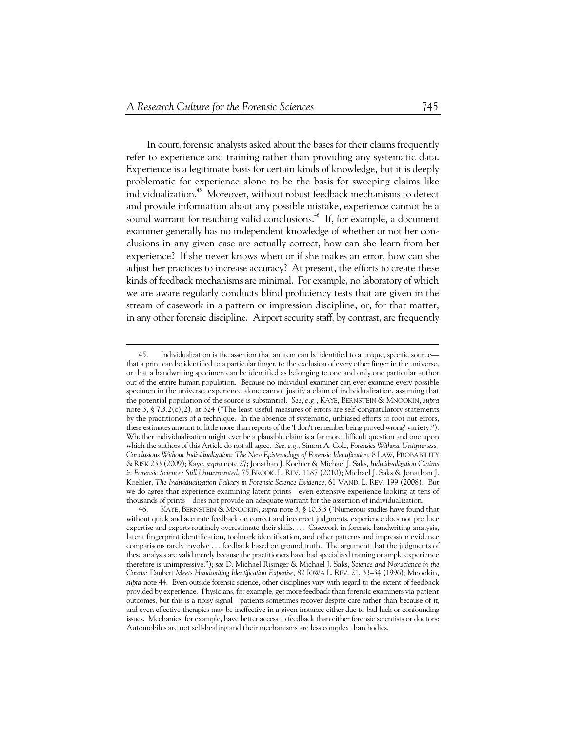In court, forensic analysts asked about the bases for their claims frequently refer to experience and training rather than providing any systematic data. Experience is a legitimate basis for certain kinds of knowledge, but it is deeply problematic for experience alone to be the basis for sweeping claims like individualization.[45] Moreover, without robust feedback mechanisms to detect and provide information about any possible mistake, experience cannot be a sound warrant for reaching valid conclusions.[46] If, for example, a document examiner generally has no independent knowledge of whether or not her conclusions in any given case are actually correct, how can she learn from her experience? If she never knows when or if she makes an error, how can she adjust her practices to increase accuracy? At present, the efforts to create these kinds of feedback mechanisms are minimal. For example, no laboratory of which we are aware regularly conducts blind proficiency tests that are given in the stream of casework in a pattern or impression discipline, or, for that matter, in any other forensic discipline. Airport security staff, by contrast, are frequently

---

45. Individualization is the assertion that an item can be identified to a unique, specific source—that a print can be identified to a particular finger, to the exclusion of every other finger in the universe, or that a handwriting specimen can be identified as belonging to one and only one particular author out of the entire human population. Because no individual examiner can ever examine every possible specimen in the universe, experience alone cannot justify a claim of individualization, assuming that the potential population of the source is substantial. *See, e.g.*, KAYE, BERNSTEIN & MNOOKIN, *supra* note 3, § 7.3.2(c)(2), at 324 ("The least useful measures of errors are self-congratulatory statements by the practitioners of a technique. In the absence of systematic, unbiased efforts to root out errors, these estimates amount to little more than reports of the 'I don't remember being proved wrong' variety."). Whether individualization might ever be a plausible claim is a far more difficult question and one upon which the authors of this Article do not all agree. *See, e.g.*, Simon A. Cole, *Forensics Without Uniqueness, Conclusions Without Individualization: The New Epistemology of Forensic Identification*, 8 LAW, PROBABILITY & RISK 233 (2009); Kaye, *supra* note 27; Jonathan J. Koehler & Michael J. Saks, *Individualization Claims in Forensic Science: Still Unwarranted*, 75 BROOK. L. REV. 1187 (2010); Michael J. Saks & Jonathan J. Koehler, *The Individualization Fallacy in Forensic Science Evidence*, 61 VAND. L. REV. 199 (2008). But we do agree that experience examining latent prints—even extensive experience looking at tens of thousands of prints—does not provide an adequate warrant for the assertion of individualization.

46. KAYE, BERNSTEIN & MNOOKIN, *supra* note 3, § 10.3.3 ("Numerous studies have found that without quick and accurate feedback on correct and incorrect judgments, experience does not produce expertise and experts routinely overestimate their skills. . . . Casework in forensic handwriting analysis, latent fingerprint identification, toolmark identification, and other patterns and impression evidence comparisons rarely involve . . . feedback based on ground truth. The argument that the judgments of these analysts are valid merely because the practitioners have had specialized training or ample experience therefore is unimpressive."); *see* D. Michael Risinger & Michael J. Saks, *Science and Nonscience in the Courts:* Daubert *Meets Handwriting Identification Expertise*, 82 IOWA L. REV. 21, 33–34 (1996); Mnookin, *supra* note 44. Even outside forensic science, other disciplines vary with regard to the extent of feedback provided by experience. Physicians, for example, get more feedback than forensic examiners via patient outcomes, but this is a noisy signal—patients sometimes recover despite care rather than because of it, and even effective therapies may be ineffective in a given instance either due to bad luck or confounding issues. Mechanics, for example, have better access to feedback than either forensic scientists or doctors: Automobiles are not self-healing and their mechanisms are less complex than bodies.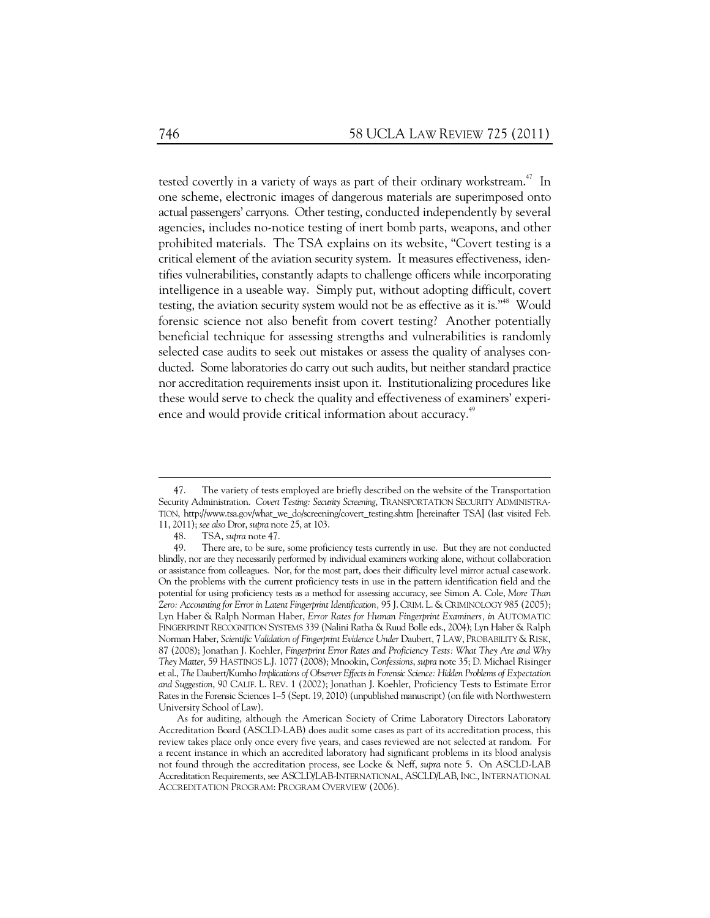tested covertly in a variety of ways as part of their ordinary workstream.[47] In one scheme, electronic images of dangerous materials are superimposed onto actual passengers' carryons. Other testing, conducted independently by several agencies, includes no-notice testing of inert bomb parts, weapons, and other prohibited materials. The TSA explains on its website, "Covert testing is a critical element of the aviation security system. It measures effectiveness, identifies vulnerabilities, constantly adapts to challenge officers while incorporating intelligence in a useable way. Simply put, without adopting difficult, covert testing, the aviation security system would not be as effective as it is."[48] Would forensic science not also benefit from covert testing? Another potentially beneficial technique for assessing strengths and vulnerabilities is randomly selected case audits to seek out mistakes or assess the quality of analyses conducted. Some laboratories do carry out such audits, but neither standard practice nor accreditation requirements insist upon it. Institutionalizing procedures like these would serve to check the quality and effectiveness of examiners' experience and would provide critical information about accuracy.[49]

---

47. The variety of tests employed are briefly described on the website of the Transportation Security Administration. *Covert Testing: Security Screening*, TRANSPORTATION SECURITY ADMINISTRATION, http://www.tsa.gov/what_we_do/screening/covert_testing.shtm [hereinafter TSA] (last visited Feb. 11, 2011); *see also* Dror, *supra* note 25, at 103.

48. TSA, *supra* note 47.

49. There are, to be sure, some proficiency tests currently in use. But they are not conducted blindly, nor are they necessarily performed by individual examiners working alone, without collaboration or assistance from colleagues. Nor, for the most part, does their difficulty level mirror actual casework. On the problems with the current proficiency tests in use in the pattern identification field and the potential for using proficiency tests as a method for assessing accuracy, see Simon A. Cole, *More Than Zero: Accounting for Error in Latent Fingerprint Identification*, 95 J. CRIM. L. & CRIMINOLOGY 985 (2005); Lyn Haber & Ralph Norman Haber, *Error Rates for Human Fingerprint Examiners*, *in* AUTOMATIC FINGERPRINT RECOGNITION SYSTEMS 339 (Nalini Ratha & Ruud Bolle eds., 2004); Lyn Haber & Ralph Norman Haber, *Scientific Validation of Fingerprint Evidence Under* Daubert, 7 LAW, PROBABILITY & RISK, 87 (2008); Jonathan J. Koehler, *Fingerprint Error Rates and Proficiency Tests: What They Are and Why They Matter*, 59 HASTINGS L.J. 1077 (2008); Mnookin, *Confessions*, *supra* note 35; D. Michael Risinger et al., *The* Daubert/Kumho *Implications of Observer Effects in Forensic Science: Hidden Problems of Expectation and Suggestion*, 90 CALIF. L. REV. 1 (2002); Jonathan J. Koehler, Proficiency Tests to Estimate Error Rates in the Forensic Sciences 1–5 (Sept. 19, 2010) (unpublished manuscript) (on file with Northwestern University School of Law).

As for auditing, although the American Society of Crime Laboratory Directors Laboratory Accreditation Board (ASCLD-LAB) does audit some cases as part of its accreditation process, this review takes place only once every five years, and cases reviewed are not selected at random. For a recent instance in which an accredited laboratory had significant problems in its blood analysis not found through the accreditation process, see Locke & Neff, *supra* note 5. On ASCLD-LAB Accreditation Requirements, see ASCLD/LAB-INTERNATIONAL, ASCLD/LAB, INC., INTERNATIONAL ACCREDITATION PROGRAM: PROGRAM OVERVIEW (2006).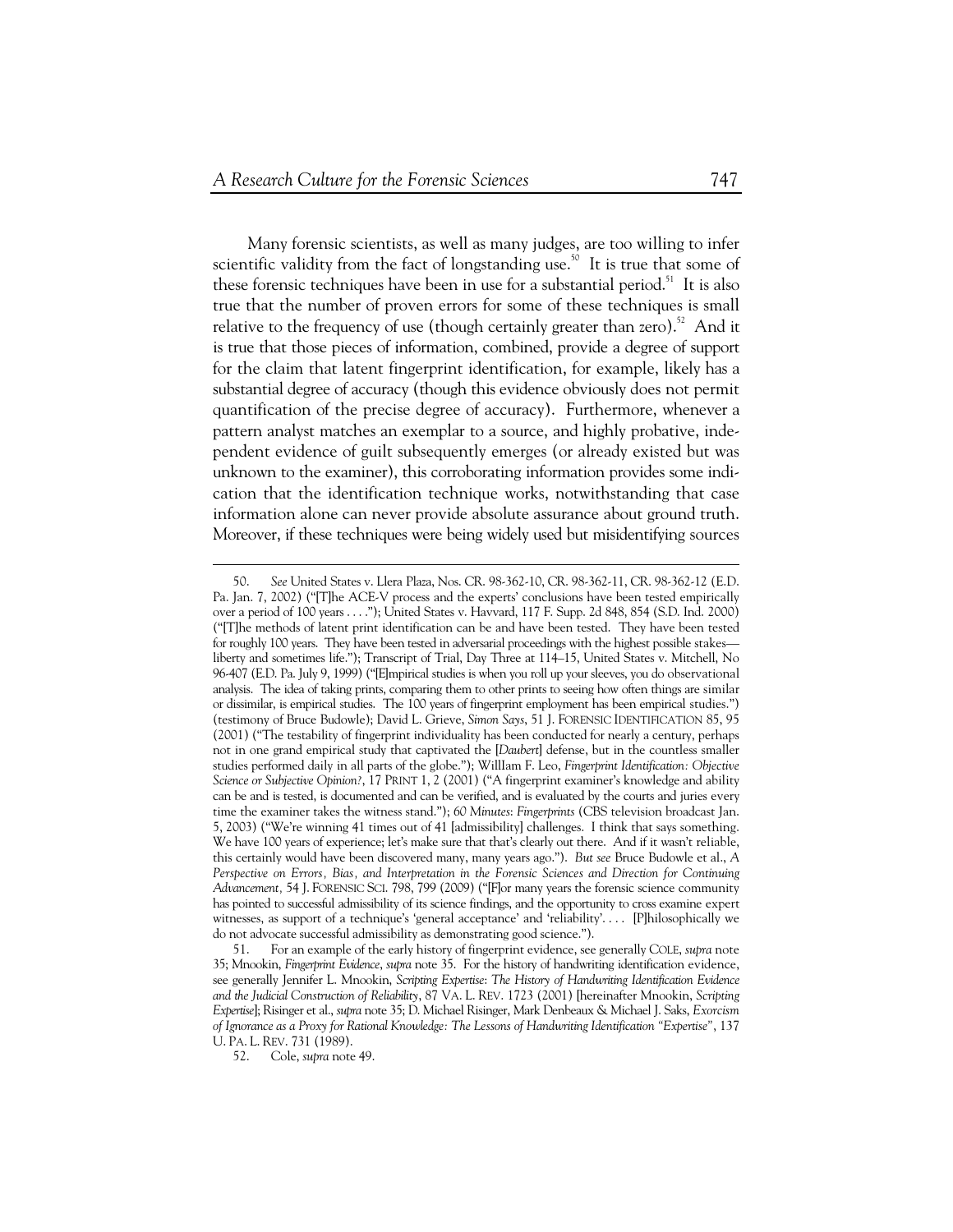Many forensic scientists, as well as many judges, are too willing to infer scientific validity from the fact of longstanding use.[50] It is true that some of these forensic techniques have been in use for a substantial period.[51] It is also true that the number of proven errors for some of these techniques is small relative to the frequency of use (though certainly greater than zero).[52] And it is true that those pieces of information, combined, provide a degree of support for the claim that latent fingerprint identification, for example, likely has a substantial degree of accuracy (though this evidence obviously does not permit quantification of the precise degree of accuracy). Furthermore, whenever a pattern analyst matches an exemplar to a source, and highly probative, independent evidence of guilt subsequently emerges (or already existed but was unknown to the examiner), this corroborating information provides some indication that the identification technique works, notwithstanding that case information alone can never provide absolute assurance about ground truth. Moreover, if these techniques were being widely used but misidentifying sources

---

50. *See* United States v. Llera Plaza, Nos. CR. 98-362-10, CR. 98-362-11, CR. 98-362-12 (E.D. Pa. Jan. 7, 2002) ("[T]he ACE-V process and the experts' conclusions have been tested empirically over a period of 100 years . . . ."); United States v. Havvard, 117 F. Supp. 2d 848, 854 (S.D. Ind. 2000) ("[T]he methods of latent print identification can be and have been tested. They have been tested for roughly 100 years. They have been tested in adversarial proceedings with the highest possible stakes—liberty and sometimes life."); Transcript of Trial, Day Three at 114–15, United States v. Mitchell, No 96-407 (E.D. Pa. July 9, 1999) ("[E]mpirical studies is when you roll up your sleeves, you do observational analysis. The idea of taking prints, comparing them to other prints to seeing how often things are similar or dissimilar, is empirical studies. The 100 years of fingerprint employment has been empirical studies.") (testimony of Bruce Budowle); David L. Grieve, *Simon Says*, 51 J. FORENSIC IDENTIFICATION 85, 95 (2001) ("The testability of fingerprint individuality has been conducted for nearly a century, perhaps not in one grand empirical study that captivated the [*Daubert*] defense, but in the countless smaller studies performed daily in all parts of the globe."); WillIam F. Leo, *Fingerprint Identification: Objective Science or Subjective Opinion?*, 17 PRINT 1, 2 (2001) ("A fingerprint examiner's knowledge and ability can be and is tested, is documented and can be verified, and is evaluated by the courts and juries every time the examiner takes the witness stand."); *60 Minutes*: *Fingerprints* (CBS television broadcast Jan. 5, 2003) ("We're winning 41 times out of 41 [admissibility] challenges. I think that says something. We have 100 years of experience; let's make sure that that's clearly out there. And if it wasn't reliable, this certainly would have been discovered many, many years ago."). *But see* Bruce Budowle et al., *A Perspective on Errors, Bias, and Interpretation in the Forensic Sciences and Direction for Continuing Advancement,* 54 J. FORENSIC SCI. 798, 799 (2009) ("[F]or many years the forensic science community has pointed to successful admissibility of its science findings, and the opportunity to cross examine expert witnesses, as support of a technique's 'general acceptance' and 'reliability'. . . . [P]hilosophically we do not advocate successful admissibility as demonstrating good science.").

51. For an example of the early history of fingerprint evidence, see generally COLE, *supra* note 35; Mnookin, *Fingerprint Evidence*, *supra* note 35. For the history of handwriting identification evidence, see generally Jennifer L. Mnookin, *Scripting Expertise*: *The History of Handwriting Identification Evidence and the Judicial Construction of Reliability*, 87 VA. L. REV. 1723 (2001) [hereinafter Mnookin, *Scripting Expertise*]; Risinger et al., *supra* note 35; D. Michael Risinger, Mark Denbeaux & Michael J. Saks, *Exorcism of Ignorance as a Proxy for Rational Knowledge: The Lessons of Handwriting Identification "Expertise"*, 137 U. PA. L. REV. 731 (1989).

52. Cole, *supra* note 49.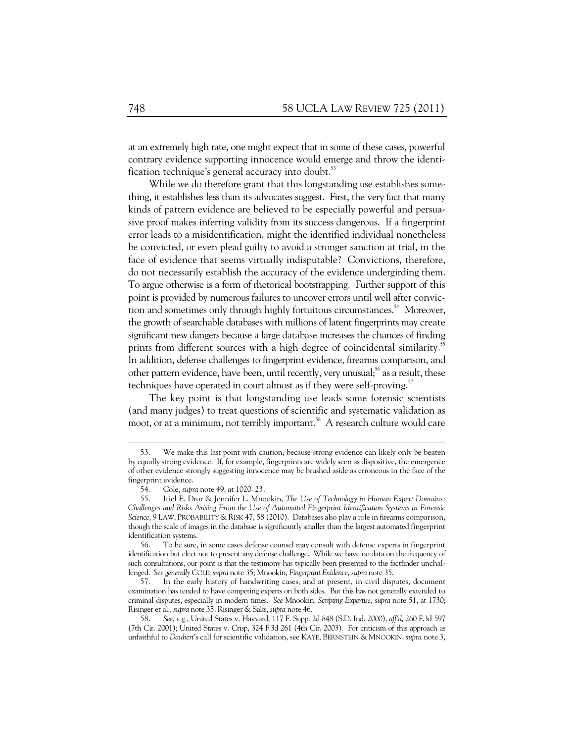at an extremely high rate, one might expect that in some of these cases, powerful contrary evidence supporting innocence would emerge and throw the identification technique's general accuracy into doubt.[53]

While we do therefore grant that this longstanding use establishes something, it establishes less than its advocates suggest. First, the very fact that many kinds of pattern evidence are believed to be especially powerful and persuasive proof makes inferring validity from its success dangerous. If a fingerprint error leads to a misidentification, might the identified individual nonetheless be convicted, or even plead guilty to avoid a stronger sanction at trial, in the face of evidence that seems virtually indisputable? Convictions, therefore, do not necessarily establish the accuracy of the evidence undergirding them. To argue otherwise is a form of rhetorical bootstrapping. Further support of this point is provided by numerous failures to uncover errors until well after conviction and sometimes only through highly fortuitous circumstances.[54] Moreover, the growth of searchable databases with millions of latent fingerprints may create significant new dangers because a large database increases the chances of finding prints from different sources with a high degree of coincidental similarity.[55] In addition, defense challenges to fingerprint evidence, firearms comparison, and other pattern evidence, have been, until recently, very unusual;[56] as a result, these techniques have operated in court almost as if they were self-proving.[57]

The key point is that longstanding use leads some forensic scientists (and many judges) to treat questions of scientific and systematic validation as moot, or at a minimum, not terribly important.[58] A research culture would care

---

53. We make this last point with caution, because strong evidence can likely only be beaten by equally strong evidence. If, for example, fingerprints are widely seen as dispositive, the emergence of other evidence strongly suggesting innocence may be brushed aside as erroneous in the face of the fingerprint evidence.

54. Cole, *supra* note 49, at 1020–23.

55. Itiel E. Dror & Jennifer L. Mnookin, *The Use of Technology in Human Expert Domains: Challenges and Risks Arising From the Use of Automated Fingerprint Identification Systems in Forensic Science*, 9 LAW, PROBABILITY & RISK 47, 58 (2010). Databases also play a role in firearms comparison, though the scale of images in the database is significantly smaller than the largest automated fingerprint identification systems.

56. To be sure, in some cases defense counsel may consult with defense experts in fingerprint identification but elect not to present any defense challenge. While we have no data on the frequency of such consultations, our point is that the testimony has typically been presented to the factfinder unchallenged. *See generally* COLE, *supra* note 35; Mnookin, *Fingerprint Evidence*, *supra* note 35.

57. In the early history of handwriting cases, and at present, in civil disputes, document examination has tended to have competing experts on both sides. But this has not generally extended to criminal disputes, especially in modern times. *See* Mnookin, *Scripting Expertise*, *supra* note 51, at 1730; Risinger et al., *supra* note 35; Risinger & Saks, *supra* note 46.

58. *See, e.g.*, United States v. Havvard, 117 F. Supp. 2d 848 (S.D. Ind. 2000), *aff'd*, 260 F.3d 597 (7th Cir. 2001); United States v. Crisp, 324 F.3d 261 (4th Cir. 2003). For criticism of this approach as unfaithful to *Daubert*'s call for scientific validation, see KAYE, BERNSTEIN & MNOOKIN, *supra* note 3,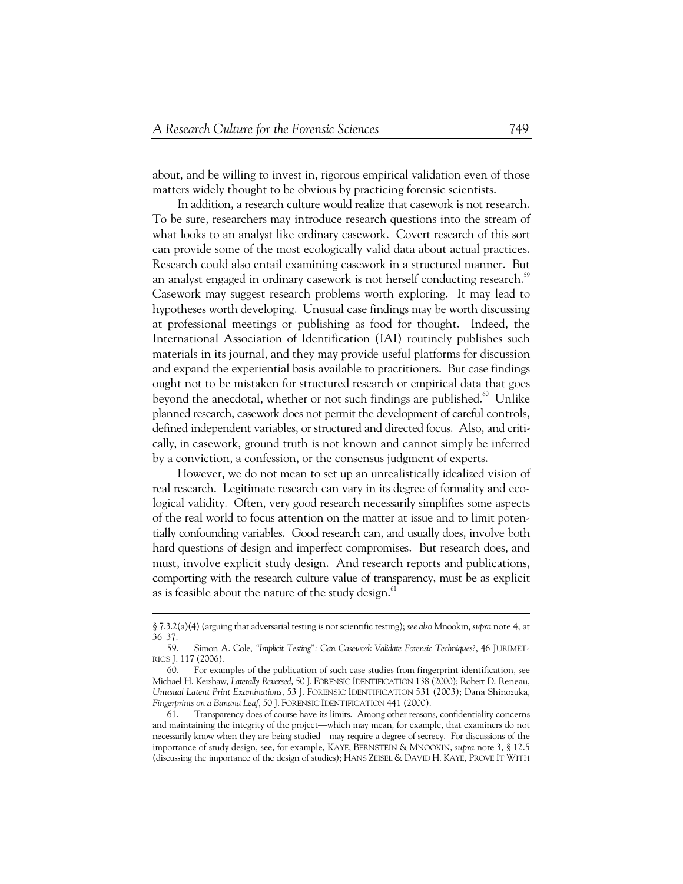about, and be willing to invest in, rigorous empirical validation even of those matters widely thought to be obvious by practicing forensic scientists.

In addition, a research culture would realize that casework is not research. To be sure, researchers may introduce research questions into the stream of what looks to an analyst like ordinary casework. Covert research of this sort can provide some of the most ecologically valid data about actual practices. Research could also entail examining casework in a structured manner. But an analyst engaged in ordinary casework is not herself conducting research.[59] Casework may suggest research problems worth exploring. It may lead to hypotheses worth developing. Unusual case findings may be worth discussing at professional meetings or publishing as food for thought. Indeed, the International Association of Identification (IAI) routinely publishes such materials in its journal, and they may provide useful platforms for discussion and expand the experiential basis available to practitioners. But case findings ought not to be mistaken for structured research or empirical data that goes beyond the anecdotal, whether or not such findings are published.[60] Unlike planned research, casework does not permit the development of careful controls, defined independent variables, or structured and directed focus. Also, and critically, in casework, ground truth is not known and cannot simply be inferred by a conviction, a confession, or the consensus judgment of experts.

However, we do not mean to set up an unrealistically idealized vision of real research. Legitimate research can vary in its degree of formality and ecological validity. Often, very good research necessarily simplifies some aspects of the real world to focus attention on the matter at issue and to limit potentially confounding variables. Good research can, and usually does, involve both hard questions of design and imperfect compromises. But research does, and must, involve explicit study design. And research reports and publications, comporting with the research culture value of transparency, must be as explicit as is feasible about the nature of the study design.[61]

---

§ 7.3.2(a)(4) (arguing that adversarial testing is not scientific testing); *see also* Mnookin, *supra* note 4, at 36–37.

59. Simon A. Cole, *"Implicit Testing": Can Casework Validate Forensic Techniques?*, 46 JURIMETRICS J. 117 (2006).

60. For examples of the publication of such case studies from fingerprint identification, see Michael H. Kershaw, *Laterally Reversed*, 50 J. FORENSIC IDENTIFICATION 138 (2000); Robert D. Reneau, *Unusual Latent Print Examinations*, 53 J. FORENSIC IDENTIFICATION 531 (2003); Dana Shinozuka, *Fingerprints on a Banana Leaf*, 50 J. FORENSIC IDENTIFICATION 441 (2000).

61. Transparency does of course have its limits. Among other reasons, confidentiality concerns and maintaining the integrity of the project—which may mean, for example, that examiners do not necessarily know when they are being studied—may require a degree of secrecy. For discussions of the importance of study design, see, for example, KAYE, BERNSTEIN & MNOOKIN, *supra* note 3, § 12.5 (discussing the importance of the design of studies); HANS ZEISEL & DAVID H. KAYE, PROVE IT WITH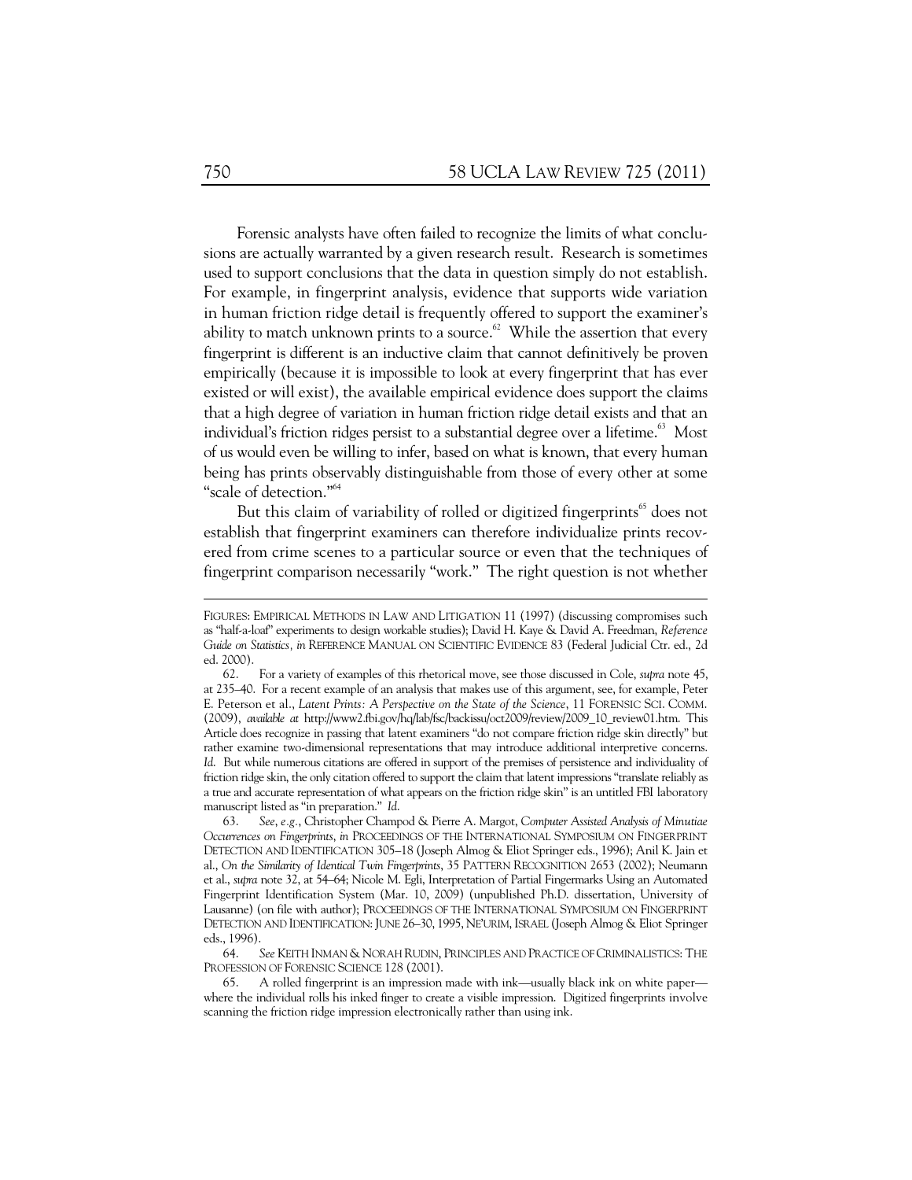Forensic analysts have often failed to recognize the limits of what conclusions are actually warranted by a given research result. Research is sometimes used to support conclusions that the data in question simply do not establish. For example, in fingerprint analysis, evidence that supports wide variation in human friction ridge detail is frequently offered to support the examiner's ability to match unknown prints to a source.[62] While the assertion that every fingerprint is different is an inductive claim that cannot definitively be proven empirically (because it is impossible to look at every fingerprint that has ever existed or will exist), the available empirical evidence does support the claims that a high degree of variation in human friction ridge detail exists and that an individual's friction ridges persist to a substantial degree over a lifetime.[63] Most of us would even be willing to infer, based on what is known, that every human being has prints observably distinguishable from those of every other at some "scale of detection."[64]

But this claim of variability of rolled or digitized fingerprints[65] does not establish that fingerprint examiners can therefore individualize prints recovered from crime scenes to a particular source or even that the techniques of fingerprint comparison necessarily "work." The right question is not whether

---

FIGURES: EMPIRICAL METHODS IN LAW AND LITIGATION 11 (1997) (discussing compromises such as "half-a-loaf" experiments to design workable studies); David H. Kaye & David A. Freedman, *Reference Guide on Statistics*, *in* REFERENCE MANUAL ON SCIENTIFIC EVIDENCE 83 (Federal Judicial Ctr. ed., 2d ed. 2000).

62. For a variety of examples of this rhetorical move, see those discussed in Cole, *supra* note 45, at 235–40. For a recent example of an analysis that makes use of this argument, see, for example, Peter E. Peterson et al., *Latent Prints: A Perspective on the State of the Science*, 11 FORENSIC SCI. COMM. (2009), *available at* http://www2.fbi.gov/hq/lab/fsc/backissu/oct2009/review/2009_10_review01.htm. This Article does recognize in passing that latent examiners "do not compare friction ridge skin directly" but rather examine two-dimensional representations that may introduce additional interpretive concerns. *Id.* But while numerous citations are offered in support of the premises of persistence and individuality of friction ridge skin, the only citation offered to support the claim that latent impressions "translate reliably as a true and accurate representation of what appears on the friction ridge skin" is an untitled FBI laboratory manuscript listed as "in preparation." *Id.*

63. *See, e.g.*, Christopher Champod & Pierre A. Margot, *Computer Assisted Analysis of Minutiae Occurrences on Fingerprints*, *in* PROCEEDINGS OF THE INTERNATIONAL SYMPOSIUM ON FINGERPRINT DETECTION AND IDENTIFICATION 305–18 (Joseph Almog & Eliot Springer eds., 1996); Anil K. Jain et al., *On the Similarity of Identical Twin Fingerprints*, 35 PATTERN RECOGNITION 2653 (2002); Neumann et al., *supra* note 32, at 54–64; Nicole M. Egli, Interpretation of Partial Fingermarks Using an Automated Fingerprint Identification System (Mar. 10, 2009) (unpublished Ph.D. dissertation, University of Lausanne) (on file with author); PROCEEDINGS OF THE INTERNATIONAL SYMPOSIUM ON FINGERPRINT DETECTION AND IDENTIFICATION: JUNE 26–30, 1995, NE'URIM, ISRAEL (Joseph Almog & Eliot Springer eds., 1996).

64. *See* KEITH INMAN & NORAH RUDIN, PRINCIPLES AND PRACTICE OF CRIMINALISTICS: THE PROFESSION OF FORENSIC SCIENCE 128 (2001).

65. A rolled fingerprint is an impression made with ink—usually black ink on white paper—where the individual rolls his inked finger to create a visible impression. Digitized fingerprints involve scanning the friction ridge impression electronically rather than using ink.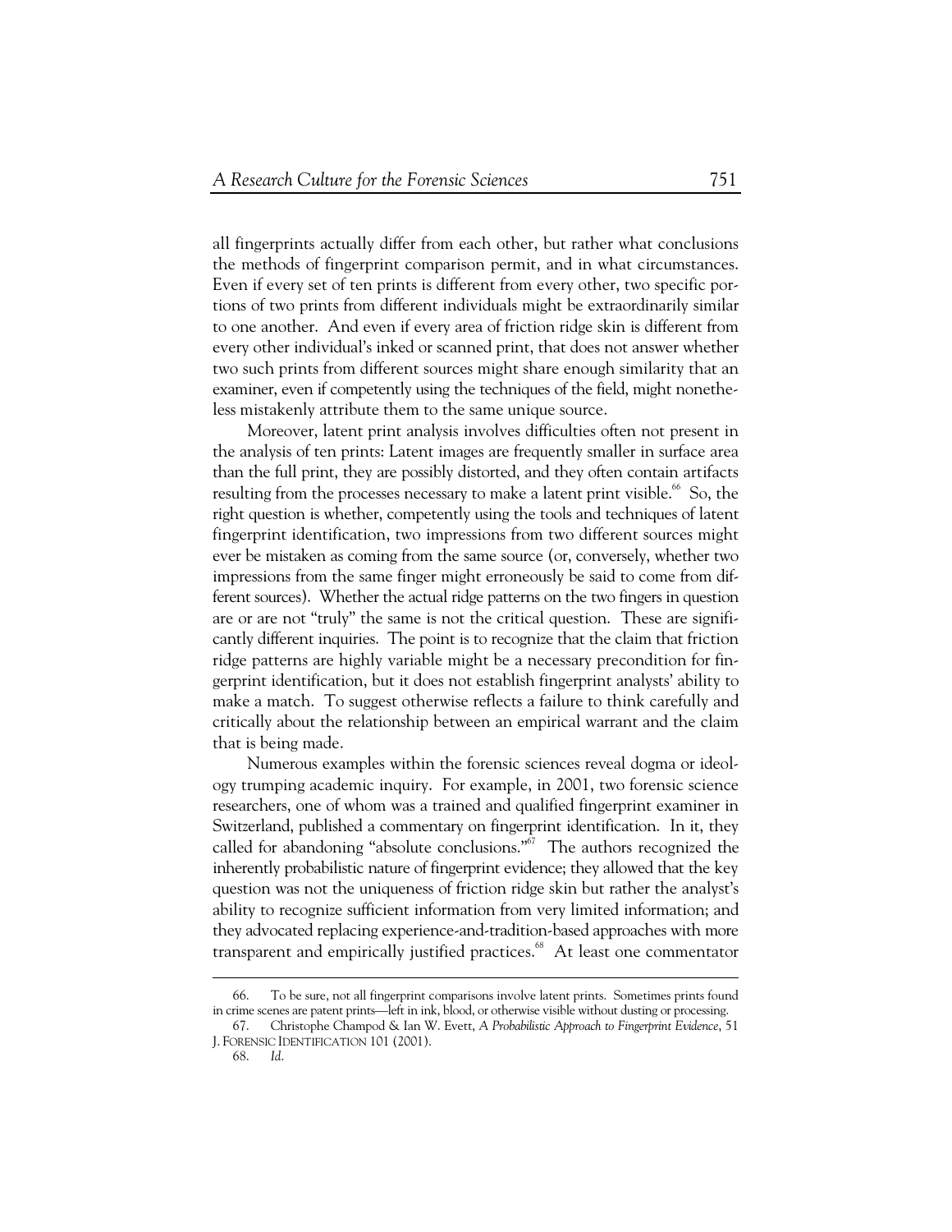all fingerprints actually differ from each other, but rather what conclusions the methods of fingerprint comparison permit, and in what circumstances. Even if every set of ten prints is different from every other, two specific portions of two prints from different individuals might be extraordinarily similar to one another. And even if every area of friction ridge skin is different from every other individual's inked or scanned print, that does not answer whether two such prints from different sources might share enough similarity that an examiner, even if competently using the techniques of the field, might nonetheless mistakenly attribute them to the same unique source.

Moreover, latent print analysis involves difficulties often not present in the analysis of ten prints: Latent images are frequently smaller in surface area than the full print, they are possibly distorted, and they often contain artifacts resulting from the processes necessary to make a latent print visible.[66] So, the right question is whether, competently using the tools and techniques of latent fingerprint identification, two impressions from two different sources might ever be mistaken as coming from the same source (or, conversely, whether two impressions from the same finger might erroneously be said to come from different sources). Whether the actual ridge patterns on the two fingers in question are or are not "truly" the same is not the critical question. These are significantly different inquiries. The point is to recognize that the claim that friction ridge patterns are highly variable might be a necessary precondition for fingerprint identification, but it does not establish fingerprint analysts' ability to make a match. To suggest otherwise reflects a failure to think carefully and critically about the relationship between an empirical warrant and the claim that is being made.

Numerous examples within the forensic sciences reveal dogma or ideology trumping academic inquiry. For example, in 2001, two forensic science researchers, one of whom was a trained and qualified fingerprint examiner in Switzerland, published a commentary on fingerprint identification. In it, they called for abandoning "absolute conclusions."[67] The authors recognized the inherently probabilistic nature of fingerprint evidence; they allowed that the key question was not the uniqueness of friction ridge skin but rather the analyst's ability to recognize sufficient information from very limited information; and they advocated replacing experience-and-tradition-based approaches with more transparent and empirically justified practices.[68] At least one commentator

---

66. To be sure, not all fingerprint comparisons involve latent prints. Sometimes prints found in crime scenes are patent prints—left in ink, blood, or otherwise visible without dusting or processing.

67. Christophe Champod & Ian W. Evett, *A Probabilistic Approach to Fingerprint Evidence*, 51 J. FORENSIC IDENTIFICATION 101 (2001).

68. *Id.*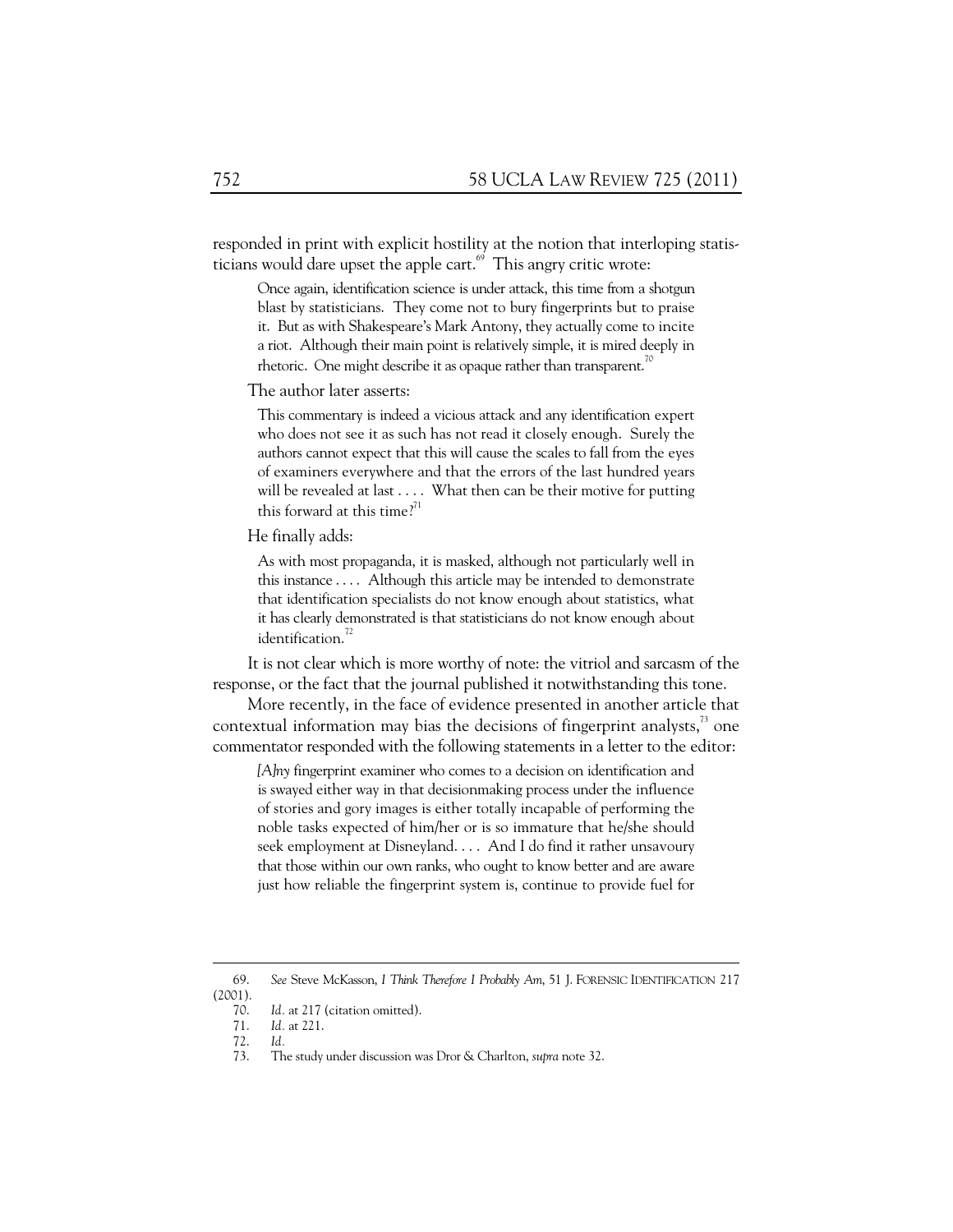responded in print with explicit hostility at the notion that interloping statisticians would dare upset the apple cart.[69] This angry critic wrote:

> Once again, identification science is under attack, this time from a shotgun blast by statisticians. They come not to bury fingerprints but to praise it. But as with Shakespeare's Mark Antony, they actually come to incite a riot. Although their main point is relatively simple, it is mired deeply in rhetoric. One might describe it as opaque rather than transparent.[70]

The author later asserts:

> This commentary is indeed a vicious attack and any identification expert who does not see it as such has not read it closely enough. Surely the authors cannot expect that this will cause the scales to fall from the eyes of examiners everywhere and that the errors of the last hundred years will be revealed at last . . . . What then can be their motive for putting this forward at this time?[71]

He finally adds:

> As with most propaganda, it is masked, although not particularly well in this instance . . . . Although this article may be intended to demonstrate that identification specialists do not know enough about statistics, what it has clearly demonstrated is that statisticians do not know enough about identification.[72]

It is not clear which is more worthy of note: the vitriol and sarcasm of the response, or the fact that the journal published it notwithstanding this tone.

More recently, in the face of evidence presented in another article that contextual information may bias the decisions of fingerprint analysts,[73] one commentator responded with the following statements in a letter to the editor:

> *[A]ny* fingerprint examiner who comes to a decision on identification and is swayed either way in that decisionmaking process under the influence of stories and gory images is either totally incapable of performing the noble tasks expected of him/her or is so immature that he/she should seek employment at Disneyland. . . . And I do find it rather unsavoury that those within our own ranks, who ought to know better and are aware just how reliable the fingerprint system is, continue to provide fuel for

---

69. *See* Steve McKasson, *I Think Therefore I Probably Am*, 51 J. FORENSIC IDENTIFICATION 217 (2001).

70. *Id.* at 217 (citation omitted).

71. *Id.* at 221.

72. *Id.*

73. The study under discussion was Dror & Charlton, *supra* note 32.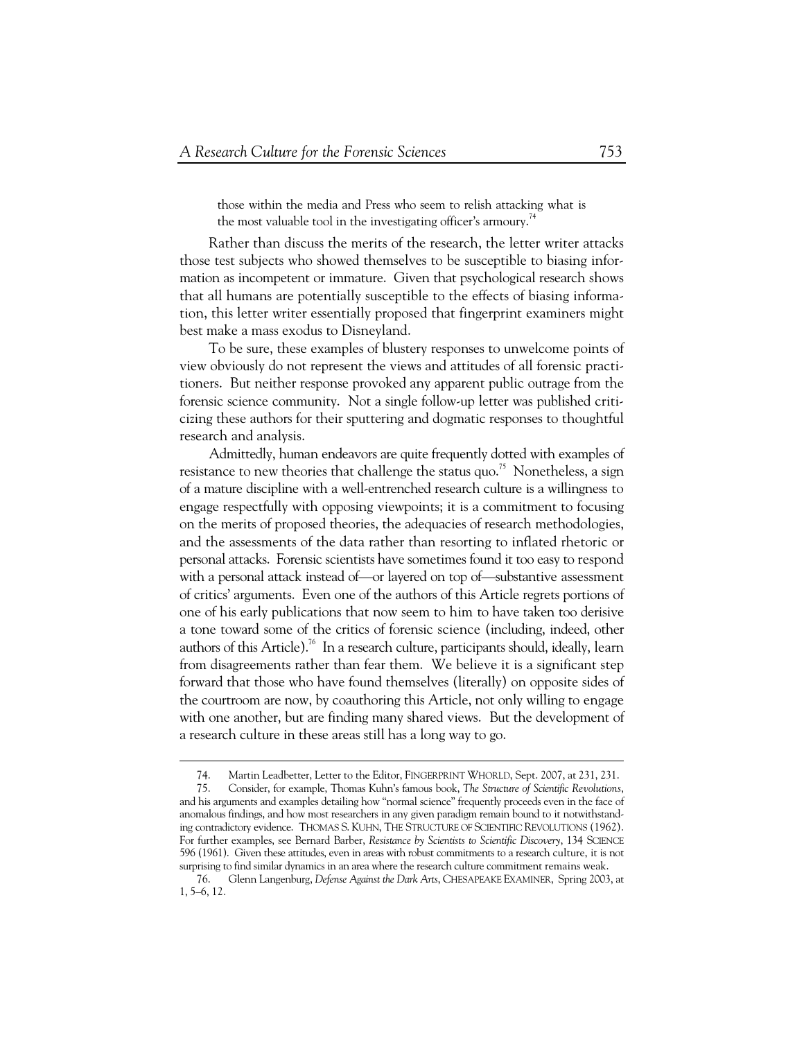> those within the media and Press who seem to relish attacking what is the most valuable tool in the investigating officer's armoury.[74]

Rather than discuss the merits of the research, the letter writer attacks those test subjects who showed themselves to be susceptible to biasing information as incompetent or immature. Given that psychological research shows that all humans are potentially susceptible to the effects of biasing information, this letter writer essentially proposed that fingerprint examiners might best make a mass exodus to Disneyland.

To be sure, these examples of blustery responses to unwelcome points of view obviously do not represent the views and attitudes of all forensic practitioners. But neither response provoked any apparent public outrage from the forensic science community. Not a single follow-up letter was published criticizing these authors for their sputtering and dogmatic responses to thoughtful research and analysis.

Admittedly, human endeavors are quite frequently dotted with examples of resistance to new theories that challenge the status quo.[75] Nonetheless, a sign of a mature discipline with a well-entrenched research culture is a willingness to engage respectfully with opposing viewpoints; it is a commitment to focusing on the merits of proposed theories, the adequacies of research methodologies, and the assessments of the data rather than resorting to inflated rhetoric or personal attacks. Forensic scientists have sometimes found it too easy to respond with a personal attack instead of—or layered on top of—substantive assessment of critics' arguments. Even one of the authors of this Article regrets portions of one of his early publications that now seem to him to have taken too derisive a tone toward some of the critics of forensic science (including, indeed, other authors of this Article).[76] In a research culture, participants should, ideally, learn from disagreements rather than fear them. We believe it is a significant step forward that those who have found themselves (literally) on opposite sides of the courtroom are now, by coauthoring this Article, not only willing to engage with one another, but are finding many shared views. But the development of a research culture in these areas still has a long way to go.

---

74. Martin Leadbetter, Letter to the Editor, FINGERPRINT WHORLD, Sept. 2007, at 231, 231.

75. Consider, for example, Thomas Kuhn's famous book, *The Structure of Scientific Revolutions*, and his arguments and examples detailing how "normal science" frequently proceeds even in the face of anomalous findings, and how most researchers in any given paradigm remain bound to it notwithstanding contradictory evidence. THOMAS S. KUHN, THE STRUCTURE OF SCIENTIFIC REVOLUTIONS (1962). For further examples, see Bernard Barber, *Resistance by Scientists to Scientific Discovery*, 134 SCIENCE 596 (1961). Given these attitudes, even in areas with robust commitments to a research culture, it is not surprising to find similar dynamics in an area where the research culture commitment remains weak.

76. Glenn Langenburg, *Defense Against the Dark Arts*, CHESAPEAKE EXAMINER, Spring 2003, at 1, 5–6, 12.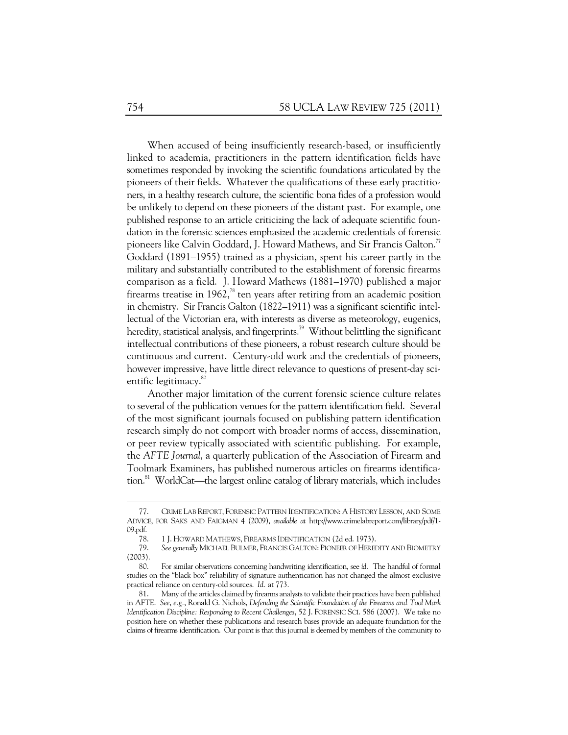When accused of being insufficiently research-based, or insufficiently linked to academia, practitioners in the pattern identification fields have sometimes responded by invoking the scientific foundations articulated by the pioneers of their fields. Whatever the qualifications of these early practitioners, in a healthy research culture, the scientific bona fides of a profession would be unlikely to depend on these pioneers of the distant past. For example, one published response to an article criticizing the lack of adequate scientific foundation in the forensic sciences emphasized the academic credentials of forensic pioneers like Calvin Goddard, J. Howard Mathews, and Sir Francis Galton.[77] Goddard (1891–1955) trained as a physician, spent his career partly in the military and substantially contributed to the establishment of forensic firearms comparison as a field. J. Howard Mathews (1881–1970) published a major firearms treatise in 1962,[78] ten years after retiring from an academic position in chemistry. Sir Francis Galton (1822–1911) was a significant scientific intellectual of the Victorian era, with interests as diverse as meteorology, eugenics, heredity, statistical analysis, and fingerprints.[79] Without belittling the significant intellectual contributions of these pioneers, a robust research culture should be continuous and current. Century-old work and the credentials of pioneers, however impressive, have little direct relevance to questions of present-day scientific legitimacy.[80]

Another major limitation of the current forensic science culture relates to several of the publication venues for the pattern identification field. Several of the most significant journals focused on publishing pattern identification research simply do not comport with broader norms of access, dissemination, or peer review typically associated with scientific publishing. For example, the *AFTE Journal*, a quarterly publication of the Association of Firearm and Toolmark Examiners, has published numerous articles on firearms identification.[81] WorldCat—the largest online catalog of library materials, which includes

---

77. CRIME LAB REPORT, FORENSIC PATTERN IDENTIFICATION: A HISTORY LESSON, AND SOME ADVICE, FOR SAKS AND FAIGMAN 4 (2009), *available at* http://www.crimelabreport.com/library/pdf/1-09.pdf.

78. 1 J. HOWARD MATHEWS, FIREARMS IDENTIFICATION (2d ed. 1973).

79. *See generally* MICHAEL BULMER, FRANCIS GALTON: PIONEER OF HEREDITY AND BIOMETRY (2003).

80. For similar observations concerning handwriting identification, see *id.* The handful of formal studies on the "black box" reliability of signature authentication has not changed the almost exclusive practical reliance on century-old sources. *Id.* at 773.

81. Many of the articles claimed by firearms analysts to validate their practices have been published in AFTE. *See, e.g.*, Ronald G. Nichols, *Defending the Scientific Foundation of the Firearms and Tool Mark Identification Discipline: Responding to Recent Challenges*, 52 J. FORENSIC SCI. 586 (2007). We take no position here on whether these publications and research bases provide an adequate foundation for the claims of firearms identification. Our point is that this journal is deemed by members of the community to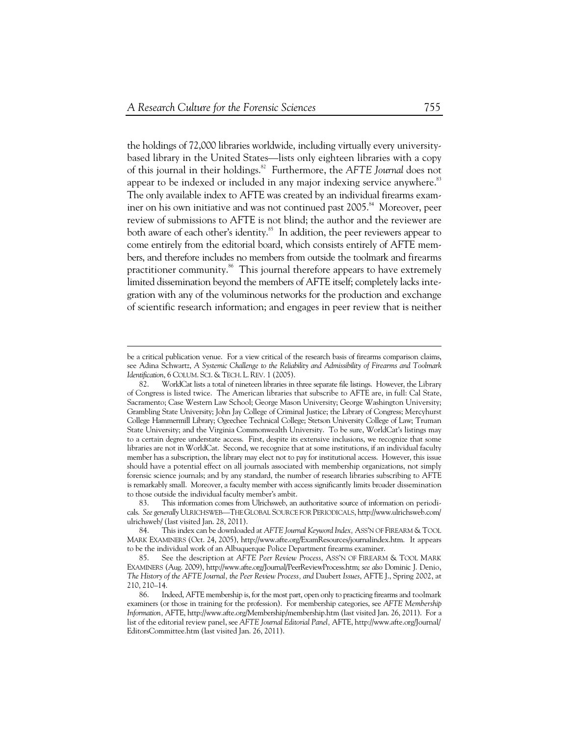the holdings of 72,000 libraries worldwide, including virtually every university-based library in the United States—lists only eighteen libraries with a copy of this journal in their holdings.[82] Furthermore, the *AFTE Journal* does not appear to be indexed or included in any major indexing service anywhere.[83] The only available index to AFTE was created by an individual firearms examiner on his own initiative and was not continued past 2005.[84] Moreover, peer review of submissions to AFTE is not blind; the author and the reviewer are both aware of each other's identity.[85] In addition, the peer reviewers appear to come entirely from the editorial board, which consists entirely of AFTE members, and therefore includes no members from outside the toolmark and firearms practitioner community.[86] This journal therefore appears to have extremely limited dissemination beyond the members of AFTE itself; completely lacks integration with any of the voluminous networks for the production and exchange of scientific research information; and engages in peer review that is neither

---

be a critical publication venue. For a view critical of the research basis of firearms comparison claims, see Adina Schwartz, *A Systemic Challenge to the Reliability and Admissibility of Firearms and Toolmark Identification*, 6 COLUM. SCI. & TECH. L. REV. 1 (2005).

82. WorldCat lists a total of nineteen libraries in three separate file listings. However, the Library of Congress is listed twice. The American libraries that subscribe to AFTE are, in full: Cal State, Sacramento; Case Western Law School; George Mason University; George Washington University; Grambling State University; John Jay College of Criminal Justice; the Library of Congress; Mercyhurst College Hammermill Library; Ogeechee Technical College; Stetson University College of Law; Truman State University; and the Virginia Commonwealth University. To be sure, WorldCat's listings may to a certain degree understate access. First, despite its extensive inclusions, we recognize that some libraries are not in WorldCat. Second, we recognize that at some institutions, if an individual faculty member has a subscription, the library may elect not to pay for institutional access. However, this issue should have a potential effect on all journals associated with membership organizations, not simply forensic science journals; and by any standard, the number of research libraries subscribing to AFTE is remarkably small. Moreover, a faculty member with access significantly limits broader dissemination to those outside the individual faculty member's ambit.

83. This information comes from Ulrichsweb, an authoritative source of information on periodicals. *See generally* ULRICHSWEB—THE GLOBAL SOURCE FOR PERIODICALS, http://www.ulrichsweb.com/ulrichsweb/ (last visited Jan. 28, 2011).

84. This index can be downloaded at *AFTE Journal Keyword Index*, ASS'N OF FIREARM & TOOL MARK EXAMINERS (Oct. 24, 2005), http://www.afte.org/ExamResources/journalindex.htm. It appears to be the individual work of an Albuquerque Police Department firearms examiner.

85. See the description at *AFTE Peer Review Process*, ASS'N OF FIREARM & TOOL MARK EXAMINERS (Aug. 2009), http://www.afte.org/Journal/PeerReviewProcess.htm; *see also* Dominic J. Denio, *The History of the AFTE Journal, the Peer Review Process, and* Daubert *Issues*, AFTE J., Spring 2002, at 210, 210–14.

86. Indeed, AFTE membership is, for the most part, open only to practicing firearms and toolmark examiners (or those in training for the profession). For membership categories, see *AFTE Membership Information*, AFTE, http://www.afte.org/Membership/membership.htm (last visited Jan. 26, 2011). For a list of the editorial review panel, see *AFTE Journal Editorial Panel*, AFTE, http://www.afte.org/Journal/EditorsCommittee.htm (last visited Jan. 26, 2011).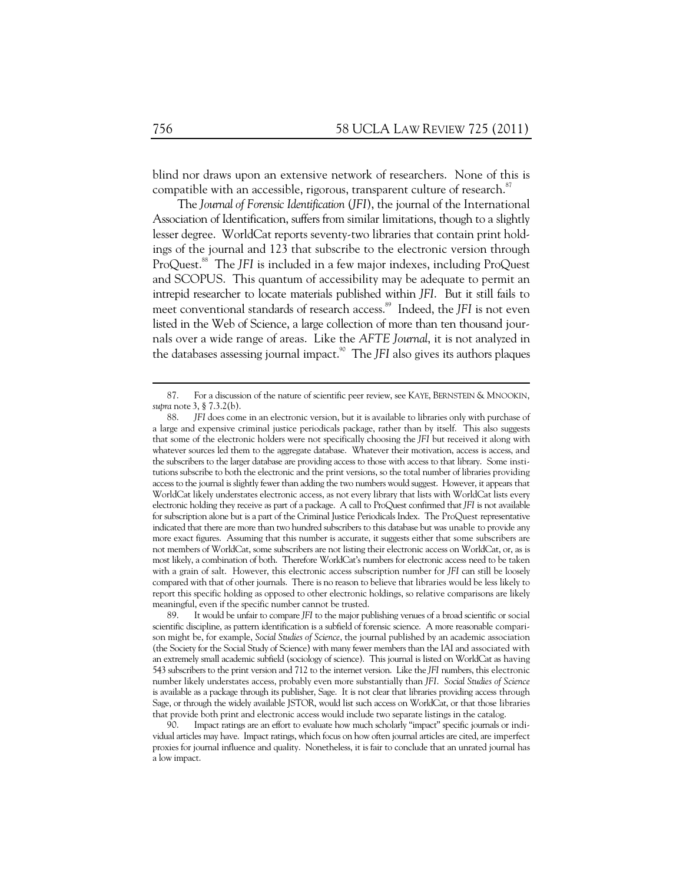blind nor draws upon an extensive network of researchers. None of this is compatible with an accessible, rigorous, transparent culture of research.[87]

The *Journal of Forensic Identification* (*JFI*), the journal of the International Association of Identification, suffers from similar limitations, though to a slightly lesser degree. WorldCat reports seventy-two libraries that contain print holdings of the journal and 123 that subscribe to the electronic version through ProQuest.[88] The *JFI* is included in a few major indexes, including ProQuest and SCOPUS. This quantum of accessibility may be adequate to permit an intrepid researcher to locate materials published within *JFI*. But it still fails to meet conventional standards of research access.[89] Indeed, the *JFI* is not even listed in the Web of Science, a large collection of more than ten thousand journals over a wide range of areas. Like the *AFTE Journal*, it is not analyzed in the databases assessing journal impact.[90] The *JFI* also gives its authors plaques

---

87. For a discussion of the nature of scientific peer review, see KAYE, BERNSTEIN & MNOOKIN, *supra* note 3, § 7.3.2(b).

88. *JFI* does come in an electronic version, but it is available to libraries only with purchase of a large and expensive criminal justice periodicals package, rather than by itself. This also suggests that some of the electronic holders were not specifically choosing the *JFI* but received it along with whatever sources led them to the aggregate database. Whatever their motivation, access is access, and the subscribers to the larger database are providing access to those with access to that library. Some institutions subscribe to both the electronic and the print versions, so the total number of libraries providing access to the journal is slightly fewer than adding the two numbers would suggest. However, it appears that WorldCat likely understates electronic access, as not every library that lists with WorldCat lists every electronic holding they receive as part of a package. A call to ProQuest confirmed that *JFI* is not available for subscription alone but is a part of the Criminal Justice Periodicals Index. The ProQuest representative indicated that there are more than two hundred subscribers to this database but was unable to provide any more exact figures. Assuming that this number is accurate, it suggests either that some subscribers are not members of WorldCat, some subscribers are not listing their electronic access on WorldCat, or, as is most likely, a combination of both. Therefore WorldCat's numbers for electronic access need to be taken with a grain of salt. However, this electronic access subscription number for *JFI* can still be loosely compared with that of other journals. There is no reason to believe that libraries would be less likely to report this specific holding as opposed to other electronic holdings, so relative comparisons are likely meaningful, even if the specific number cannot be trusted.

89. It would be unfair to compare *JFI* to the major publishing venues of a broad scientific or social scientific discipline, as pattern identification is a subfield of forensic science. A more reasonable comparison might be, for example, *Social Studies of Science*, the journal published by an academic association (the Society for the Social Study of Science) with many fewer members than the IAI and associated with an extremely small academic subfield (sociology of science). This journal is listed on WorldCat as having 543 subscribers to the print version and 712 to the internet version. Like the *JFI* numbers, this electronic number likely understates access, probably even more substantially than *JFI*. *Social Studies of Science* is available as a package through its publisher, Sage. It is not clear that libraries providing access through Sage, or through the widely available JSTOR, would list such access on WorldCat, or that those libraries that provide both print and electronic access would include two separate listings in the catalog.

90. Impact ratings are an effort to evaluate how much scholarly "impact" specific journals or individual articles may have. Impact ratings, which focus on how often journal articles are cited, are imperfect proxies for journal influence and quality. Nonetheless, it is fair to conclude that an unrated journal has a low impact.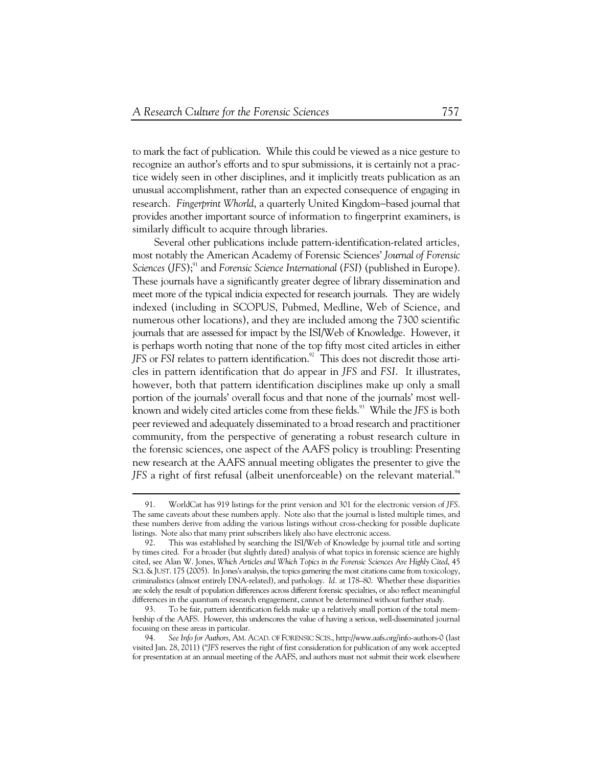to mark the fact of publication. While this could be viewed as a nice gesture to recognize an author's efforts and to spur submissions, it is certainly not a practice widely seen in other disciplines, and it implicitly treats publication as an unusual accomplishment, rather than an expected consequence of engaging in research. *Fingerprint Whorld*, a quarterly United Kingdom–based journal that provides another important source of information to fingerprint examiners, is similarly difficult to acquire through libraries.

Several other publications include pattern-identification-related articles, most notably the American Academy of Forensic Sciences' *Journal of Forensic Sciences* (*JFS*);[91] and *Forensic Science International* (*FSI*) (published in Europe). These journals have a significantly greater degree of library dissemination and meet more of the typical indicia expected for research journals. They are widely indexed (including in SCOPUS, Pubmed, Medline, Web of Science, and numerous other locations), and they are included among the 7300 scientific journals that are assessed for impact by the ISI/Web of Knowledge. However, it is perhaps worth noting that none of the top fifty most cited articles in either *JFS* or *FSI* relates to pattern identification.[92] This does not discredit those articles in pattern identification that do appear in *JFS* and *FSI*. It illustrates, however, both that pattern identification disciplines make up only a small portion of the journals' overall focus and that none of the journals' most well-known and widely cited articles come from these fields.[93] While the *JFS* is both peer reviewed and adequately disseminated to a broad research and practitioner community, from the perspective of generating a robust research culture in the forensic sciences, one aspect of the AAFS policy is troubling: Presenting new research at the AAFS annual meeting obligates the presenter to give the *JFS* a right of first refusal (albeit unenforceable) on the relevant material.[94]

---

91. WorldCat has 919 listings for the print version and 301 for the electronic version of *JFS*. The same caveats about these numbers apply. Note also that the journal is listed multiple times, and these numbers derive from adding the various listings without cross-checking for possible duplicate listings. Note also that many print subscribers likely also have electronic access.

92. This was established by searching the ISI/Web of Knowledge by journal title and sorting by times cited. For a broader (but slightly dated) analysis of what topics in forensic science are highly cited, see Alan W. Jones, *Which Articles and Which Topics in the Forensic Sciences Are Highly Cited*, 45 SCI. & JUST. 175 (2005). In Jones's analysis, the topics garnering the most citations came from toxicology, criminalistics (almost entirely DNA-related), and pathology. *Id.* at 178–80. Whether these disparities are solely the result of population differences across different forensic specialties, or also reflect meaningful differences in the quantum of research engagement, cannot be determined without further study.

93. To be fair, pattern identification fields make up a relatively small portion of the total membership of the AAFS. However, this underscores the value of having a serious, well-disseminated journal focusing on these areas in particular.

94. *See Info for Authors*, AM. ACAD. OF FORENSIC SCIS., http://www.aafs.org/info-authors-0 (last visited Jan. 28, 2011) ("*JFS* reserves the right of first consideration for publication of any work accepted for presentation at an annual meeting of the AAFS, and authors must not submit their work elsewhere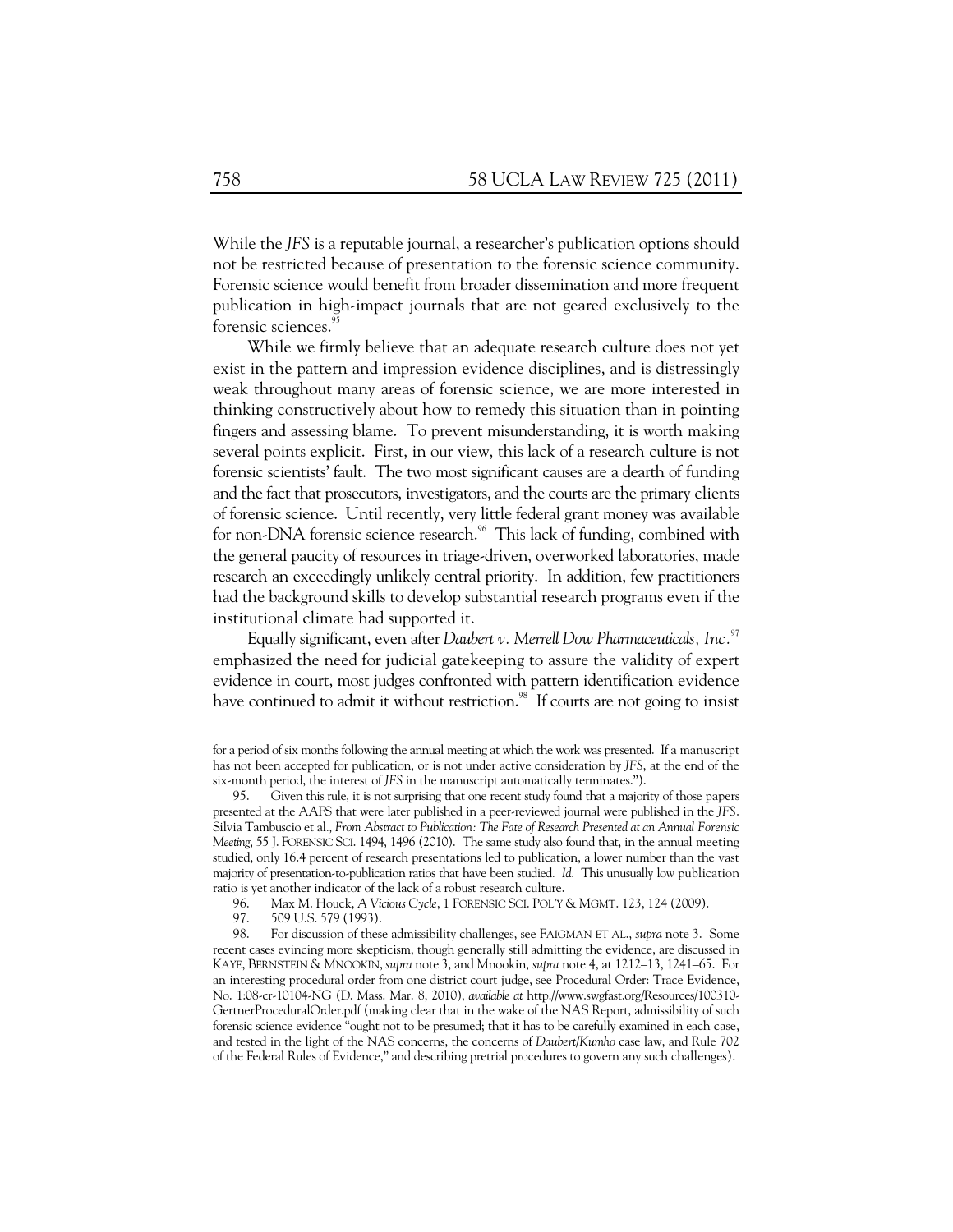While the *JFS* is a reputable journal, a researcher's publication options should not be restricted because of presentation to the forensic science community. Forensic science would benefit from broader dissemination and more frequent publication in high-impact journals that are not geared exclusively to the forensic sciences.[95]

While we firmly believe that an adequate research culture does not yet exist in the pattern and impression evidence disciplines, and is distressingly weak throughout many areas of forensic science, we are more interested in thinking constructively about how to remedy this situation than in pointing fingers and assessing blame. To prevent misunderstanding, it is worth making several points explicit. First, in our view, this lack of a research culture is not forensic scientists' fault. The two most significant causes are a dearth of funding and the fact that prosecutors, investigators, and the courts are the primary clients of forensic science. Until recently, very little federal grant money was available for non-DNA forensic science research.[96] This lack of funding, combined with the general paucity of resources in triage-driven, overworked laboratories, made research an exceedingly unlikely central priority. In addition, few practitioners had the background skills to develop substantial research programs even if the institutional climate had supported it.

Equally significant, even after *Daubert v. Merrell Dow Pharmaceuticals, Inc.*[97] emphasized the need for judicial gatekeeping to assure the validity of expert evidence in court, most judges confronted with pattern identification evidence have continued to admit it without restriction.[98] If courts are not going to insist

---

for a period of six months following the annual meeting at which the work was presented. If a manuscript has not been accepted for publication, or is not under active consideration by *JFS*, at the end of the six-month period, the interest of *JFS* in the manuscript automatically terminates.").

95. Given this rule, it is not surprising that one recent study found that a majority of those papers presented at the AAFS that were later published in a peer-reviewed journal were published in the *JFS*. Silvia Tambuscio et al., *From Abstract to Publication: The Fate of Research Presented at an Annual Forensic Meeting*, 55 J. FORENSIC SCI. 1494, 1496 (2010). The same study also found that, in the annual meeting studied, only 16.4 percent of research presentations led to publication, a lower number than the vast majority of presentation-to-publication ratios that have been studied. *Id.* This unusually low publication ratio is yet another indicator of the lack of a robust research culture.

96. Max M. Houck, *A Vicious Cycle*, 1 FORENSIC SCI. POL'Y & MGMT. 123, 124 (2009).

97. 509 U.S. 579 (1993).

98. For discussion of these admissibility challenges, see FAIGMAN ET AL., *supra* note 3. Some recent cases evincing more skepticism, though generally still admitting the evidence, are discussed in KAYE, BERNSTEIN & MNOOKIN, *supra* note 3, and Mnookin, *supra* note 4, at 1212–13, 1241–65. For an interesting procedural order from one district court judge, see Procedural Order: Trace Evidence, No. 1:08-cr-10104-NG (D. Mass. Mar. 8, 2010), *available at* http://www.swgfast.org/Resources/100310-GertnerProceduralOrder.pdf (making clear that in the wake of the NAS Report, admissibility of such forensic science evidence "ought not to be presumed; that it has to be carefully examined in each case, and tested in the light of the NAS concerns, the concerns of *Daubert/Kumho* case law, and Rule 702 of the Federal Rules of Evidence," and describing pretrial procedures to govern any such challenges).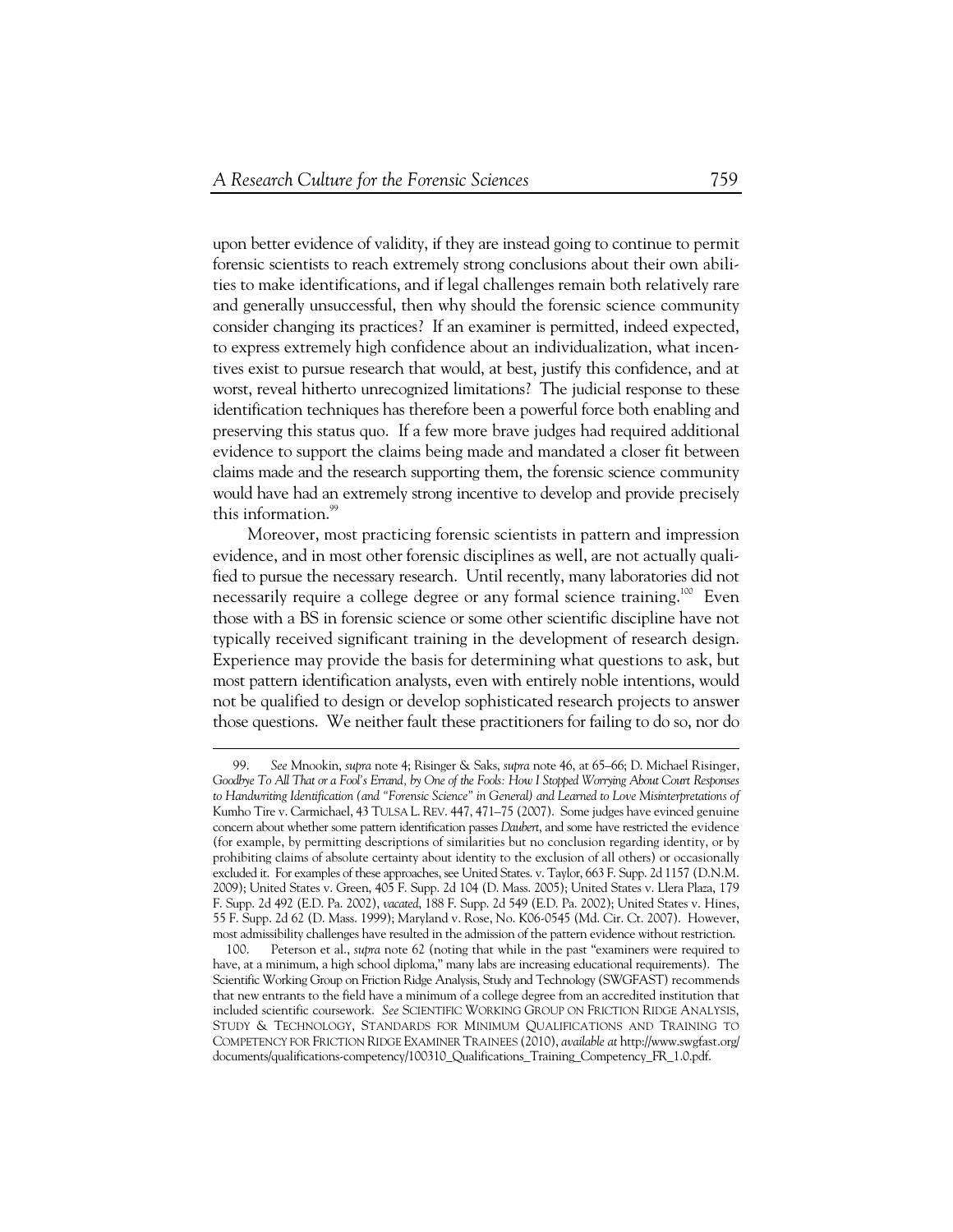upon better evidence of validity, if they are instead going to continue to permit forensic scientists to reach extremely strong conclusions about their own abilities to make identifications, and if legal challenges remain both relatively rare and generally unsuccessful, then why should the forensic science community consider changing its practices? If an examiner is permitted, indeed expected, to express extremely high confidence about an individualization, what incentives exist to pursue research that would, at best, justify this confidence, and at worst, reveal hitherto unrecognized limitations? The judicial response to these identification techniques has therefore been a powerful force both enabling and preserving this status quo. If a few more brave judges had required additional evidence to support the claims being made and mandated a closer fit between claims made and the research supporting them, the forensic science community would have had an extremely strong incentive to develop and provide precisely this information.[99]

Moreover, most practicing forensic scientists in pattern and impression evidence, and in most other forensic disciplines as well, are not actually qualified to pursue the necessary research. Until recently, many laboratories did not necessarily require a college degree or any formal science training.[100] Even those with a BS in forensic science or some other scientific discipline have not typically received significant training in the development of research design. Experience may provide the basis for determining what questions to ask, but most pattern identification analysts, even with entirely noble intentions, would not be qualified to design or develop sophisticated research projects to answer those questions. We neither fault these practitioners for failing to do so, nor do

---

99. *See* Mnookin, *supra* note 4; Risinger & Saks, *supra* note 46, at 65–66; D. Michael Risinger, *Goodbye To All That or a Fool's Errand, by One of the Fools: How I Stopped Worrying About Court Responses to Handwriting Identification (and "Forensic Science" in General) and Learned to Love Misinterpretations of* Kumho Tire v. Carmichael, 43 TULSA L. REV. 447, 471–75 (2007). Some judges have evinced genuine concern about whether some pattern identification passes *Daubert*, and some have restricted the evidence (for example, by permitting descriptions of similarities but no conclusion regarding identity, or by prohibiting claims of absolute certainty about identity to the exclusion of all others) or occasionally excluded it. For examples of these approaches, see United States. v. Taylor, 663 F. Supp. 2d 1157 (D.N.M. 2009); United States v. Green, 405 F. Supp. 2d 104 (D. Mass. 2005); United States v. Llera Plaza, 179 F. Supp. 2d 492 (E.D. Pa. 2002), *vacated*, 188 F. Supp. 2d 549 (E.D. Pa. 2002); United States v. Hines, 55 F. Supp. 2d 62 (D. Mass. 1999); Maryland v. Rose, No. K06-0545 (Md. Cir. Ct. 2007). However, most admissibility challenges have resulted in the admission of the pattern evidence without restriction.

100. Peterson et al., *supra* note 62 (noting that while in the past "examiners were required to have, at a minimum, a high school diploma," many labs are increasing educational requirements). The Scientific Working Group on Friction Ridge Analysis, Study and Technology (SWGFAST) recommends that new entrants to the field have a minimum of a college degree from an accredited institution that included scientific coursework. *See* SCIENTIFIC WORKING GROUP ON FRICTION RIDGE ANALYSIS, STUDY & TECHNOLOGY, STANDARDS FOR MINIMUM QUALIFICATIONS AND TRAINING TO COMPETENCY FOR FRICTION RIDGE EXAMINER TRAINEES (2010), *available at* http://www.swgfast.org/documents/qualifications-competency/100310_Qualifications_Training_Competency_FR_1.0.pdf.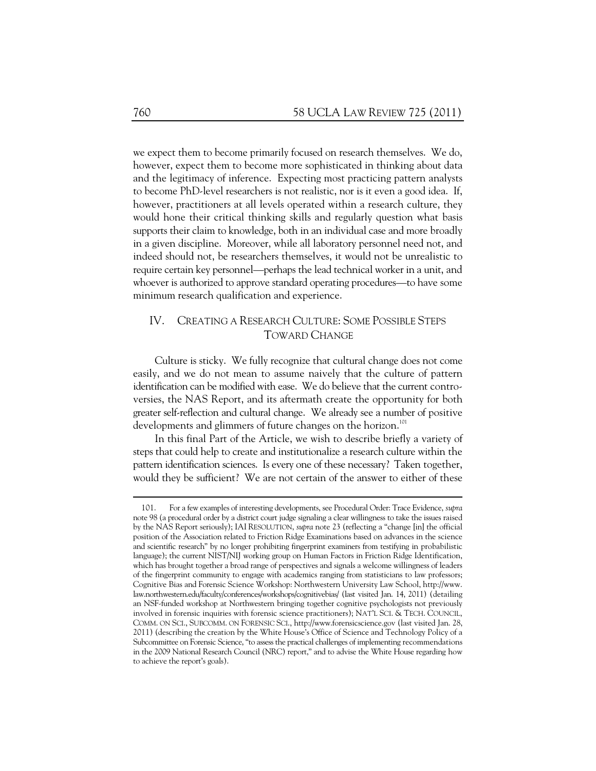we expect them to become primarily focused on research themselves. We do, however, expect them to become more sophisticated in thinking about data and the legitimacy of inference. Expecting most practicing pattern analysts to become PhD-level researchers is not realistic, nor is it even a good idea. If, however, practitioners at all levels operated within a research culture, they would hone their critical thinking skills and regularly question what basis supports their claim to knowledge, both in an individual case and more broadly in a given discipline. Moreover, while all laboratory personnel need not, and indeed should not, be researchers themselves, it would not be unrealistic to require certain key personnel—perhaps the lead technical worker in a unit, and whoever is authorized to approve standard operating procedures—to have some minimum research qualification and experience.

## IV. CREATING A RESEARCH CULTURE: SOME POSSIBLE STEPS TOWARD CHANGE

Culture is sticky. We fully recognize that cultural change does not come easily, and we do not mean to assume naively that the culture of pattern identification can be modified with ease. We do believe that the current controversies, the NAS Report, and its aftermath create the opportunity for both greater self-reflection and cultural change. We already see a number of positive developments and glimmers of future changes on the horizon.[101]

In this final Part of the Article, we wish to describe briefly a variety of steps that could help to create and institutionalize a research culture within the pattern identification sciences. Is every one of these necessary? Taken together, would they be sufficient? We are not certain of the answer to either of these

---

101. For a few examples of interesting developments, see Procedural Order: Trace Evidence, *supra* note 98 (a procedural order by a district court judge signaling a clear willingness to take the issues raised by the NAS Report seriously); IAI RESOLUTION, *supra* note 23 (reflecting a "change [in] the official position of the Association related to Friction Ridge Examinations based on advances in the science and scientific research" by no longer prohibiting fingerprint examiners from testifying in probabilistic language); the current NIST/NIJ working group on Human Factors in Friction Ridge Identification, which has brought together a broad range of perspectives and signals a welcome willingness of leaders of the fingerprint community to engage with academics ranging from statisticians to law professors; Cognitive Bias and Forensic Science Workshop: Northwestern University Law School, http://www.law.northwestern.edu/faculty/conferences/workshops/cognitivebias/ (last visited Jan. 14, 2011) (detailing an NSF-funded workshop at Northwestern bringing together cognitive psychologists not previously involved in forensic inquiries with forensic science practitioners); NAT'L SCI. & TECH. COUNCIL, COMM. ON SCI., SUBCOMM. ON FORENSIC SCI., http://www.forensicscience.gov (last visited Jan. 28, 2011) (describing the creation by the White House's Office of Science and Technology Policy of a Subcommittee on Forensic Science, "to assess the practical challenges of implementing recommendations in the 2009 National Research Council (NRC) report," and to advise the White House regarding how to achieve the report's goals).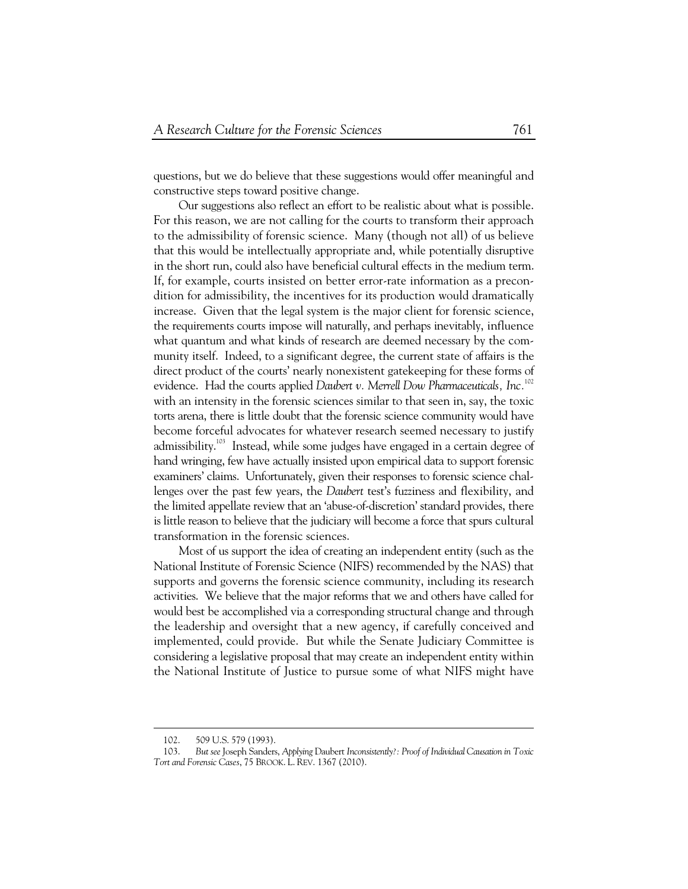questions, but we do believe that these suggestions would offer meaningful and constructive steps toward positive change.

Our suggestions also reflect an effort to be realistic about what is possible. For this reason, we are not calling for the courts to transform their approach to the admissibility of forensic science. Many (though not all) of us believe that this would be intellectually appropriate and, while potentially disruptive in the short run, could also have beneficial cultural effects in the medium term. If, for example, courts insisted on better error-rate information as a precondition for admissibility, the incentives for its production would dramatically increase. Given that the legal system is the major client for forensic science, the requirements courts impose will naturally, and perhaps inevitably, influence what quantum and what kinds of research are deemed necessary by the community itself. Indeed, to a significant degree, the current state of affairs is the direct product of the courts' nearly nonexistent gatekeeping for these forms of evidence. Had the courts applied *Daubert v. Merrell Dow Pharmaceuticals, Inc.*[102] with an intensity in the forensic sciences similar to that seen in, say, the toxic torts arena, there is little doubt that the forensic science community would have become forceful advocates for whatever research seemed necessary to justify admissibility.[103] Instead, while some judges have engaged in a certain degree of hand wringing, few have actually insisted upon empirical data to support forensic examiners' claims. Unfortunately, given their responses to forensic science challenges over the past few years, the *Daubert* test's fuzziness and flexibility, and the limited appellate review that an 'abuse-of-discretion' standard provides, there is little reason to believe that the judiciary will become a force that spurs cultural transformation in the forensic sciences.

Most of us support the idea of creating an independent entity (such as the National Institute of Forensic Science (NIFS) recommended by the NAS) that supports and governs the forensic science community, including its research activities. We believe that the major reforms that we and others have called for would best be accomplished via a corresponding structural change and through the leadership and oversight that a new agency, if carefully conceived and implemented, could provide. But while the Senate Judiciary Committee is considering a legislative proposal that may create an independent entity within the National Institute of Justice to pursue some of what NIFS might have

---

102. 509 U.S. 579 (1993).

103. *But see* Joseph Sanders, *Applying* Daubert *Inconsistently?: Proof of Individual Causation in Toxic Tort and Forensic Cases*, 75 BROOK. L. REV. 1367 (2010).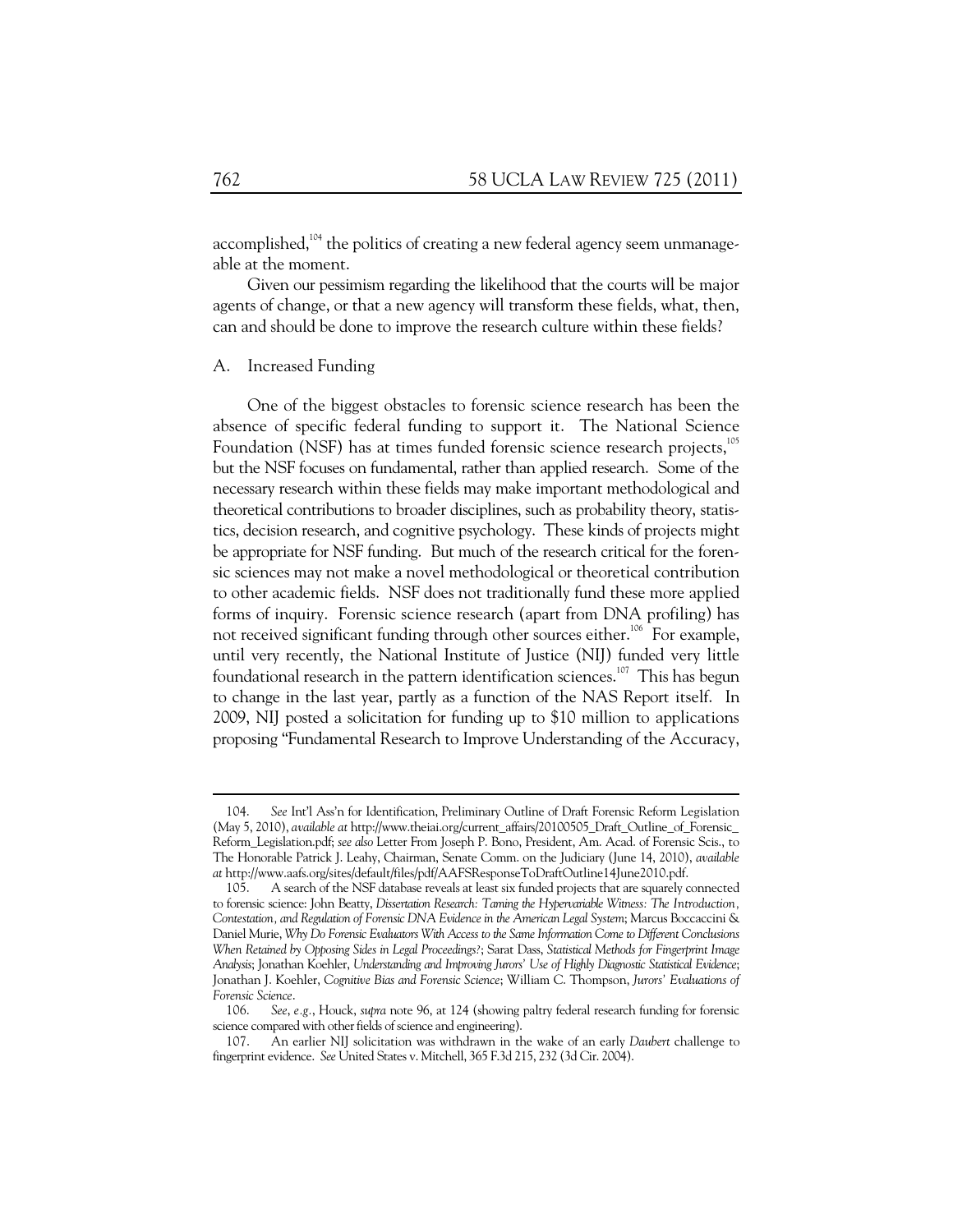accomplished,[104] the politics of creating a new federal agency seem unmanageable at the moment.

Given our pessimism regarding the likelihood that the courts will be major agents of change, or that a new agency will transform these fields, what, then, can and should be done to improve the research culture within these fields?

### A. Increased Funding

One of the biggest obstacles to forensic science research has been the absence of specific federal funding to support it. The National Science Foundation (NSF) has at times funded forensic science research projects,[105] but the NSF focuses on fundamental, rather than applied research. Some of the necessary research within these fields may make important methodological and theoretical contributions to broader disciplines, such as probability theory, statistics, decision research, and cognitive psychology. These kinds of projects might be appropriate for NSF funding. But much of the research critical for the forensic sciences may not make a novel methodological or theoretical contribution to other academic fields. NSF does not traditionally fund these more applied forms of inquiry. Forensic science research (apart from DNA profiling) has not received significant funding through other sources either.[106] For example, until very recently, the National Institute of Justice (NIJ) funded very little foundational research in the pattern identification sciences.[107] This has begun to change in the last year, partly as a function of the NAS Report itself. In 2009, NIJ posted a solicitation for funding up to $10 million to applications proposing "Fundamental Research to Improve Understanding of the Accuracy,

---

104. *See* Int'l Ass'n for Identification, Preliminary Outline of Draft Forensic Reform Legislation (May 5, 2010), *available at* http://www.theiai.org/current_affairs/20100505_Draft_Outline_of_Forensic_Reform_Legislation.pdf; *see also* Letter From Joseph P. Bono, President, Am. Acad. of Forensic Scis., to The Honorable Patrick J. Leahy, Chairman, Senate Comm. on the Judiciary (June 14, 2010), *available at* http://www.aafs.org/sites/default/files/pdf/AAFSResponseToDraftOutline14June2010.pdf.

105. A search of the NSF database reveals at least six funded projects that are squarely connected to forensic science: John Beatty, *Dissertation Research: Taming the Hypervariable Witness: The Introduction, Contestation, and Regulation of Forensic DNA Evidence in the American Legal System*; Marcus Boccaccini & Daniel Murie, *Why Do Forensic Evaluators With Access to the Same Information Come to Different Conclusions When Retained by Opposing Sides in Legal Proceedings?*; Sarat Dass, *Statistical Methods for Fingerprint Image Analysis*; Jonathan Koehler, *Understanding and Improving Jurors' Use of Highly Diagnostic Statistical Evidence*; Jonathan J. Koehler, *Cognitive Bias and Forensic Science*; William C. Thompson, *Jurors' Evaluations of Forensic Science*.

106. *See, e.g.*, Houck, *supra* note 96, at 124 (showing paltry federal research funding for forensic science compared with other fields of science and engineering).

107. An earlier NIJ solicitation was withdrawn in the wake of an early *Daubert* challenge to fingerprint evidence. *See* United States v. Mitchell, 365 F.3d 215, 232 (3d Cir. 2004).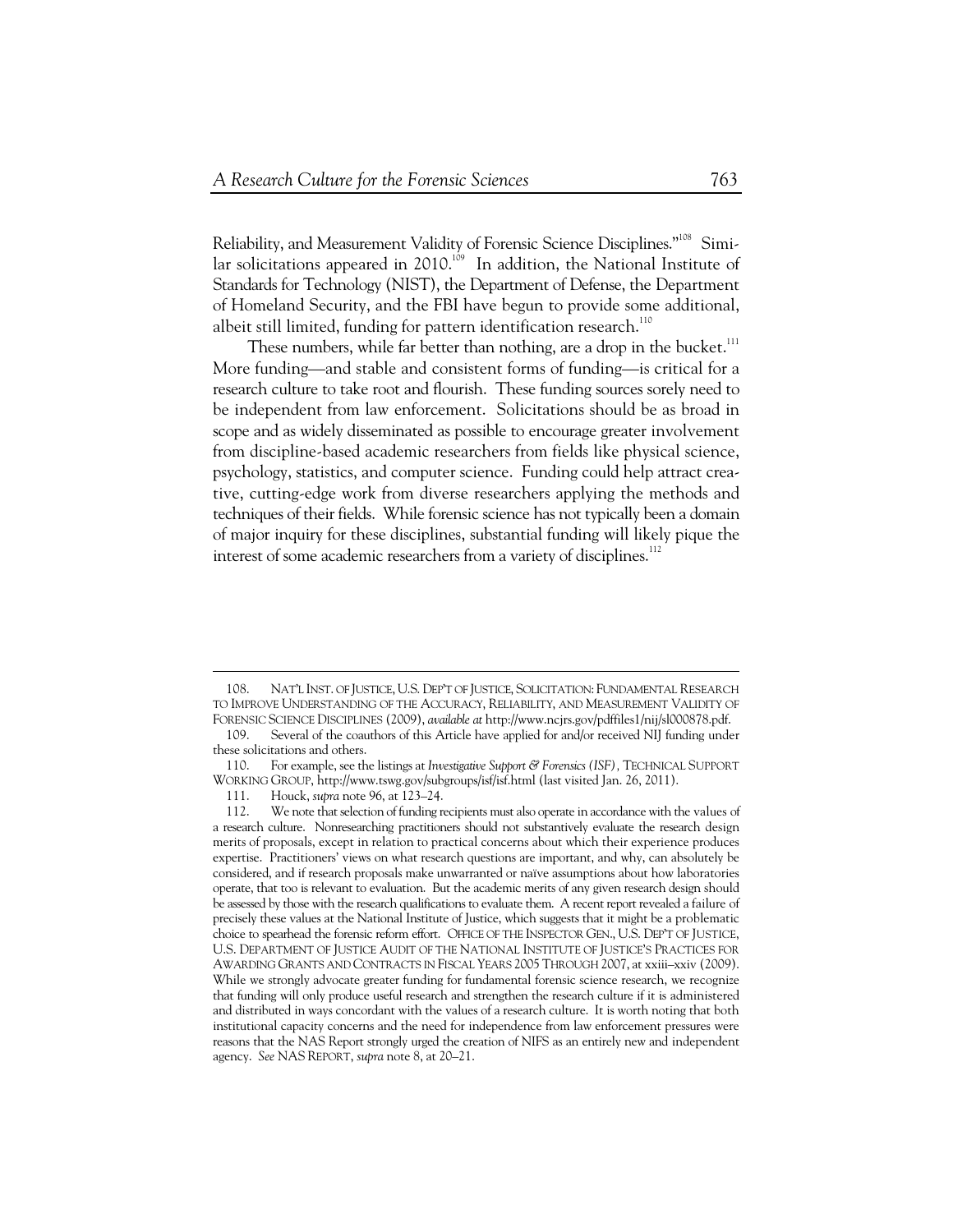Reliability, and Measurement Validity of Forensic Science Disciplines."[108] Similar solicitations appeared in 2010.[109] In addition, the National Institute of Standards for Technology (NIST), the Department of Defense, the Department of Homeland Security, and the FBI have begun to provide some additional, albeit still limited, funding for pattern identification research.[110]

These numbers, while far better than nothing, are a drop in the bucket.[111] More funding—and stable and consistent forms of funding—is critical for a research culture to take root and flourish. These funding sources sorely need to be independent from law enforcement. Solicitations should be as broad in scope and as widely disseminated as possible to encourage greater involvement from discipline-based academic researchers from fields like physical science, psychology, statistics, and computer science. Funding could help attract creative, cutting-edge work from diverse researchers applying the methods and techniques of their fields. While forensic science has not typically been a domain of major inquiry for these disciplines, substantial funding will likely pique the interest of some academic researchers from a variety of disciplines.[112]

---

108. NAT'L INST. OF JUSTICE, U.S. DEP'T OF JUSTICE, SOLICITATION: FUNDAMENTAL RESEARCH TO IMPROVE UNDERSTANDING OF THE ACCURACY, RELIABILITY, AND MEASUREMENT VALIDITY OF FORENSIC SCIENCE DISCIPLINES (2009), *available at* http://www.ncjrs.gov/pdffiles1/nij/sl000878.pdf.

109. Several of the coauthors of this Article have applied for and/or received NIJ funding under these solicitations and others.

110. For example, see the listings at *Investigative Support & Forensics (ISF)*, TECHNICAL SUPPORT WORKING GROUP, http://www.tswg.gov/subgroups/isf/isf.html (last visited Jan. 26, 2011).

111. Houck, *supra* note 96, at 123–24.

112. We note that selection of funding recipients must also operate in accordance with the values of a research culture. Nonresearching practitioners should not substantively evaluate the research design merits of proposals, except in relation to practical concerns about which their experience produces expertise. Practitioners' views on what research questions are important, and why, can absolutely be considered, and if research proposals make unwarranted or naïve assumptions about how laboratories operate, that too is relevant to evaluation. But the academic merits of any given research design should be assessed by those with the research qualifications to evaluate them. A recent report revealed a failure of precisely these values at the National Institute of Justice, which suggests that it might be a problematic choice to spearhead the forensic reform effort. OFFICE OF THE INSPECTOR GEN., U.S. DEP'T OF JUSTICE, U.S. DEPARTMENT OF JUSTICE AUDIT OF THE NATIONAL INSTITUTE OF JUSTICE'S PRACTICES FOR AWARDING GRANTS AND CONTRACTS IN FISCAL YEARS 2005 THROUGH 2007, at xxiii–xxiv (2009). While we strongly advocate greater funding for fundamental forensic science research, we recognize that funding will only produce useful research and strengthen the research culture if it is administered and distributed in ways concordant with the values of a research culture. It is worth noting that both institutional capacity concerns and the need for independence from law enforcement pressures were reasons that the NAS Report strongly urged the creation of NIFS as an entirely new and independent agency. *See* NAS REPORT, *supra* note 8, at 20–21.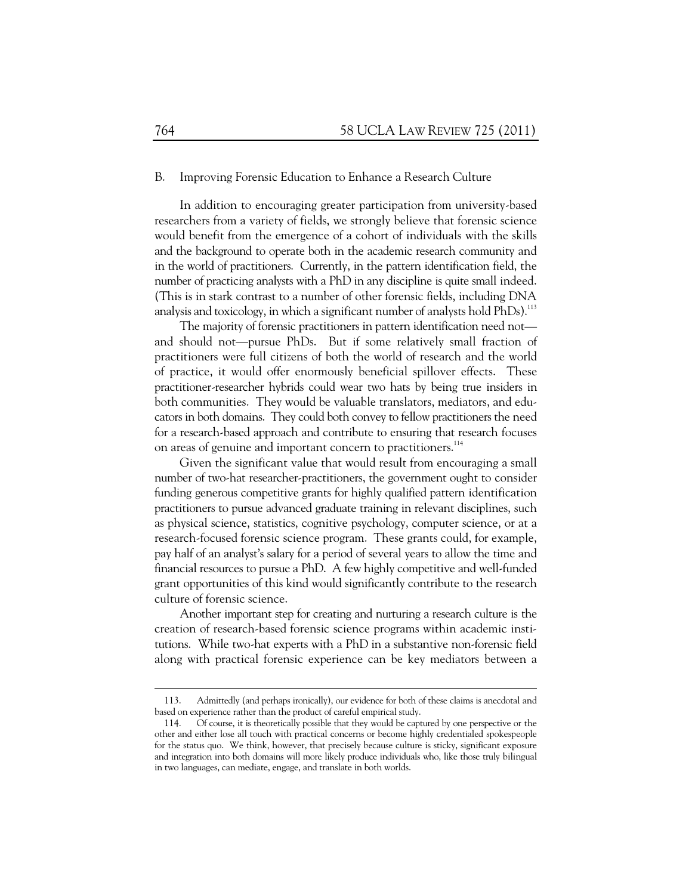### B. Improving Forensic Education to Enhance a Research Culture

In addition to encouraging greater participation from university-based researchers from a variety of fields, we strongly believe that forensic science would benefit from the emergence of a cohort of individuals with the skills and the background to operate both in the academic research community and in the world of practitioners. Currently, in the pattern identification field, the number of practicing analysts with a PhD in any discipline is quite small indeed. (This is in stark contrast to a number of other forensic fields, including DNA analysis and toxicology, in which a significant number of analysts hold PhDs).[113]

The majority of forensic practitioners in pattern identification need not—and should not—pursue PhDs. But if some relatively small fraction of practitioners were full citizens of both the world of research and the world of practice, it would offer enormously beneficial spillover effects. These practitioner-researcher hybrids could wear two hats by being true insiders in both communities. They would be valuable translators, mediators, and educators in both domains. They could both convey to fellow practitioners the need for a research-based approach and contribute to ensuring that research focuses on areas of genuine and important concern to practitioners.[114]

Given the significant value that would result from encouraging a small number of two-hat researcher-practitioners, the government ought to consider funding generous competitive grants for highly qualified pattern identification practitioners to pursue advanced graduate training in relevant disciplines, such as physical science, statistics, cognitive psychology, computer science, or at a research-focused forensic science program. These grants could, for example, pay half of an analyst's salary for a period of several years to allow the time and financial resources to pursue a PhD. A few highly competitive and well-funded grant opportunities of this kind would significantly contribute to the research culture of forensic science.

Another important step for creating and nurturing a research culture is the creation of research-based forensic science programs within academic institutions. While two-hat experts with a PhD in a substantive non-forensic field along with practical forensic experience can be key mediators between a

---

113. Admittedly (and perhaps ironically), our evidence for both of these claims is anecdotal and based on experience rather than the product of careful empirical study.

114. Of course, it is theoretically possible that they would be captured by one perspective or the other and either lose all touch with practical concerns or become highly credentialed spokespeople for the status quo. We think, however, that precisely because culture is sticky, significant exposure and integration into both domains will more likely produce individuals who, like those truly bilingual in two languages, can mediate, engage, and translate in both worlds.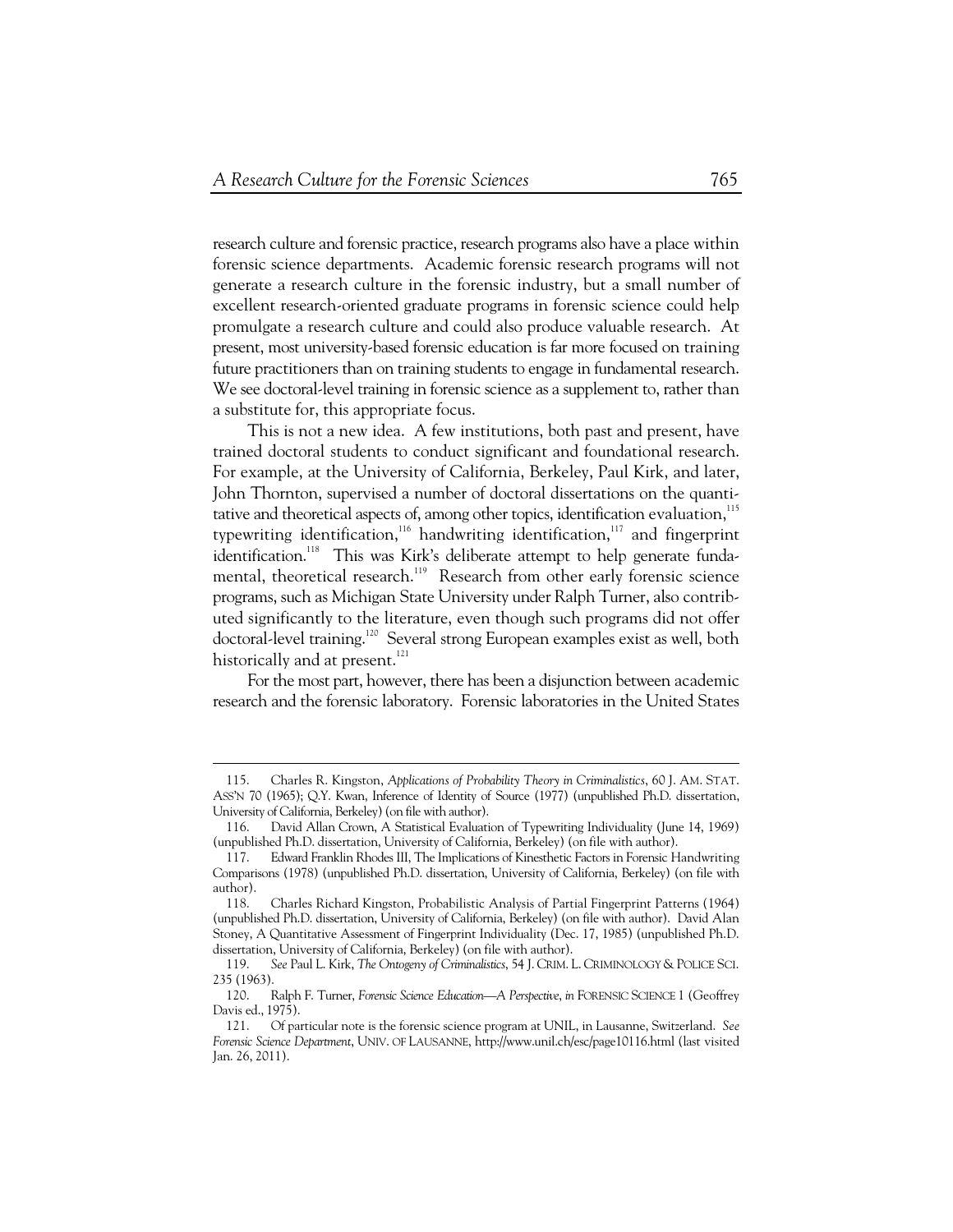research culture and forensic practice, research programs also have a place within forensic science departments. Academic forensic research programs will not generate a research culture in the forensic industry, but a small number of excellent research-oriented graduate programs in forensic science could help promulgate a research culture and could also produce valuable research. At present, most university-based forensic education is far more focused on training future practitioners than on training students to engage in fundamental research. We see doctoral-level training in forensic science as a supplement to, rather than a substitute for, this appropriate focus.

This is not a new idea. A few institutions, both past and present, have trained doctoral students to conduct significant and foundational research. For example, at the University of California, Berkeley, Paul Kirk, and later, John Thornton, supervised a number of doctoral dissertations on the quantitative and theoretical aspects of, among other topics, identification evaluation,[115] typewriting identification,[116] handwriting identification,[117] and fingerprint identification.[118] This was Kirk's deliberate attempt to help generate fundamental, theoretical research.[119] Research from other early forensic science programs, such as Michigan State University under Ralph Turner, also contributed significantly to the literature, even though such programs did not offer doctoral-level training.[120] Several strong European examples exist as well, both historically and at present.[121]

For the most part, however, there has been a disjunction between academic research and the forensic laboratory. Forensic laboratories in the United States

---

115. Charles R. Kingston, *Applications of Probability Theory in Criminalistics*, 60 J. AM. STAT. ASS'N 70 (1965); Q.Y. Kwan, Inference of Identity of Source (1977) (unpublished Ph.D. dissertation, University of California, Berkeley) (on file with author).

116. David Allan Crown, A Statistical Evaluation of Typewriting Individuality (June 14, 1969) (unpublished Ph.D. dissertation, University of California, Berkeley) (on file with author).

117. Edward Franklin Rhodes III, The Implications of Kinesthetic Factors in Forensic Handwriting Comparisons (1978) (unpublished Ph.D. dissertation, University of California, Berkeley) (on file with author).

118. Charles Richard Kingston, Probabilistic Analysis of Partial Fingerprint Patterns (1964) (unpublished Ph.D. dissertation, University of California, Berkeley) (on file with author). David Alan Stoney, A Quantitative Assessment of Fingerprint Individuality (Dec. 17, 1985) (unpublished Ph.D. dissertation, University of California, Berkeley) (on file with author).

119. *See* Paul L. Kirk, *The Ontogeny of Criminalistics*, 54 J. CRIM. L. CRIMINOLOGY & POLICE SCI. 235 (1963).

120. Ralph F. Turner, *Forensic Science Education—A Perspective*, *in* FORENSIC SCIENCE 1 (Geoffrey Davis ed., 1975).

121. Of particular note is the forensic science program at UNIL, in Lausanne, Switzerland. *See Forensic Science Department*, UNIV. OF LAUSANNE, http://www.unil.ch/esc/page10116.html (last visited Jan. 26, 2011).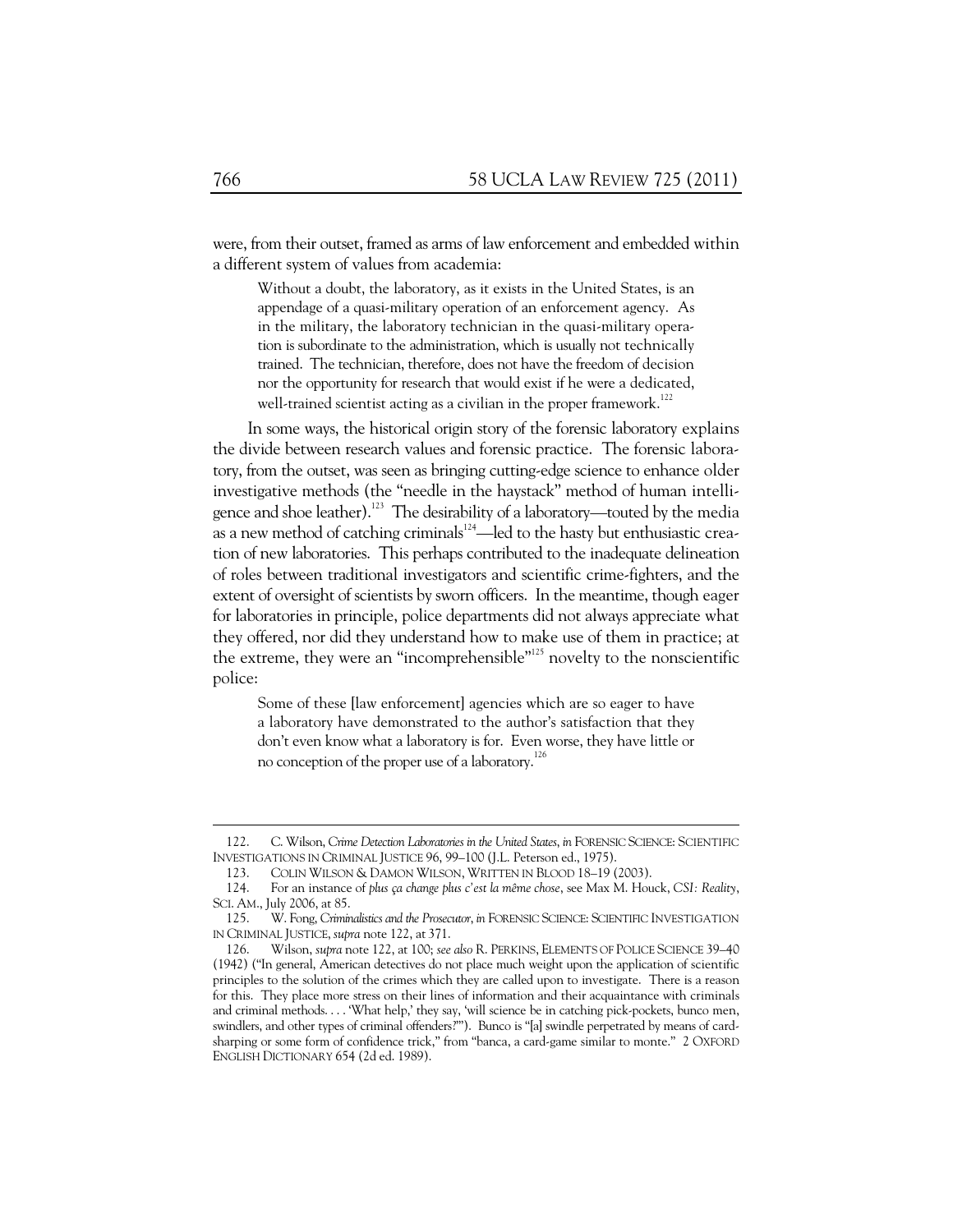were, from their outset, framed as arms of law enforcement and embedded within a different system of values from academia:

> Without a doubt, the laboratory, as it exists in the United States, is an appendage of a quasi-military operation of an enforcement agency. As in the military, the laboratory technician in the quasi-military operation is subordinate to the administration, which is usually not technically trained. The technician, therefore, does not have the freedom of decision nor the opportunity for research that would exist if he were a dedicated, well-trained scientist acting as a civilian in the proper framework.[122]

In some ways, the historical origin story of the forensic laboratory explains the divide between research values and forensic practice. The forensic laboratory, from the outset, was seen as bringing cutting-edge science to enhance older investigative methods (the "needle in the haystack" method of human intelligence and shoe leather).[123] The desirability of a laboratory—touted by the media as a new method of catching criminals[124]—led to the hasty but enthusiastic creation of new laboratories. This perhaps contributed to the inadequate delineation of roles between traditional investigators and scientific crime-fighters, and the extent of oversight of scientists by sworn officers. In the meantime, though eager for laboratories in principle, police departments did not always appreciate what they offered, nor did they understand how to make use of them in practice; at the extreme, they were an "incomprehensible"[125] novelty to the nonscientific police:

> Some of these [law enforcement] agencies which are so eager to have a laboratory have demonstrated to the author's satisfaction that they don't even know what a laboratory is for. Even worse, they have little or no conception of the proper use of a laboratory.[126]

---

122. C. Wilson, *Crime Detection Laboratories in the United States*, *in* FORENSIC SCIENCE: SCIENTIFIC INVESTIGATIONS IN CRIMINAL JUSTICE 96, 99–100 (J.L. Peterson ed., 1975).

123. COLIN WILSON & DAMON WILSON, WRITTEN IN BLOOD 18–19 (2003).

124. For an instance of *plus ça change plus c'est la même chose*, see Max M. Houck, *CSI: Reality*, SCI. AM., July 2006, at 85.

125. W. Fong, *Criminalistics and the Prosecutor*, *in* FORENSIC SCIENCE: SCIENTIFIC INVESTIGATION IN CRIMINAL JUSTICE, *supra* note 122, at 371.

126. Wilson, *supra* note 122, at 100; *see also* R. PERKINS, ELEMENTS OF POLICE SCIENCE 39–40 (1942) ("In general, American detectives do not place much weight upon the application of scientific principles to the solution of the crimes which they are called upon to investigate. There is a reason for this. They place more stress on their lines of information and their acquaintance with criminals and criminal methods. . . . 'What help,' they say, 'will science be in catching pick-pockets, bunco men, swindlers, and other types of criminal offenders?'"). Bunco is "[a] swindle perpetrated by means of card-sharping or some form of confidence trick," from "banca, a card-game similar to monte." 2 OXFORD ENGLISH DICTIONARY 654 (2d ed. 1989).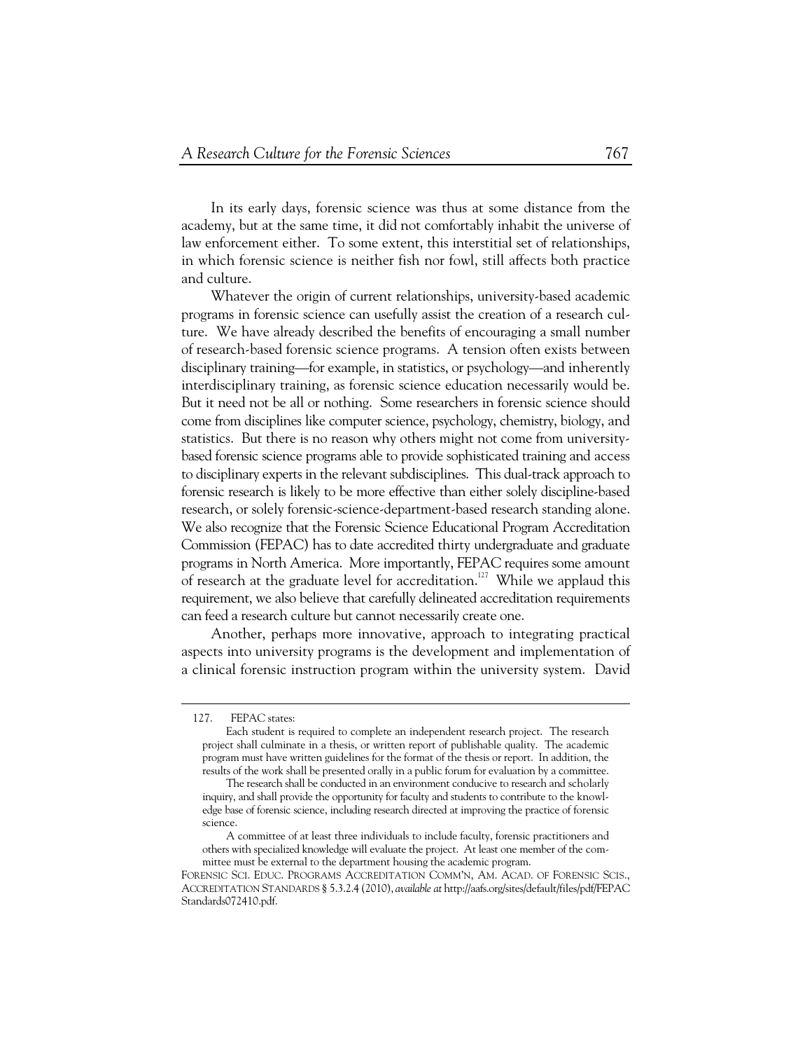In its early days, forensic science was thus at some distance from the academy, but at the same time, it did not comfortably inhabit the universe of law enforcement either. To some extent, this interstitial set of relationships, in which forensic science is neither fish nor fowl, still affects both practice and culture.

Whatever the origin of current relationships, university-based academic programs in forensic science can usefully assist the creation of a research culture. We have already described the benefits of encouraging a small number of research-based forensic science programs. A tension often exists between disciplinary training—for example, in statistics, or psychology—and inherently interdisciplinary training, as forensic science education necessarily would be. But it need not be all or nothing. Some researchers in forensic science should come from disciplines like computer science, psychology, chemistry, biology, and statistics. But there is no reason why others might not come from university-based forensic science programs able to provide sophisticated training and access to disciplinary experts in the relevant subdisciplines. This dual-track approach to forensic research is likely to be more effective than either solely discipline-based research, or solely forensic-science-department-based research standing alone. We also recognize that the Forensic Science Educational Program Accreditation Commission (FEPAC) has to date accredited thirty undergraduate and graduate programs in North America. More importantly, FEPAC requires some amount of research at the graduate level for accreditation.[127] While we applaud this requirement, we also believe that carefully delineated accreditation requirements can feed a research culture but cannot necessarily create one.

Another, perhaps more innovative, approach to integrating practical aspects into university programs is the development and implementation of a clinical forensic instruction program within the university system. David

---

127. FEPAC states:

> Each student is required to complete an independent research project. The research project shall culminate in a thesis, or written report of publishable quality. The academic program must have written guidelines for the format of the thesis or report. In addition, the results of the work shall be presented orally in a public forum for evaluation by a committee.
>
> The research shall be conducted in an environment conducive to research and scholarly inquiry, and shall provide the opportunity for faculty and students to contribute to the knowledge base of forensic science, including research directed at improving the practice of forensic science.
>
> A committee of at least three individuals to include faculty, forensic practitioners and others with specialized knowledge will evaluate the project. At least one member of the committee must be external to the department housing the academic program.

FORENSIC SCI. EDUC. PROGRAMS ACCREDITATION COMM'N, AM. ACAD. OF FORENSIC SCIS., ACCREDITATION STANDARDS § 5.3.2.4 (2010), *available at* http://aafs.org/sites/default/files/pdf/FEPACStandards072410.pdf.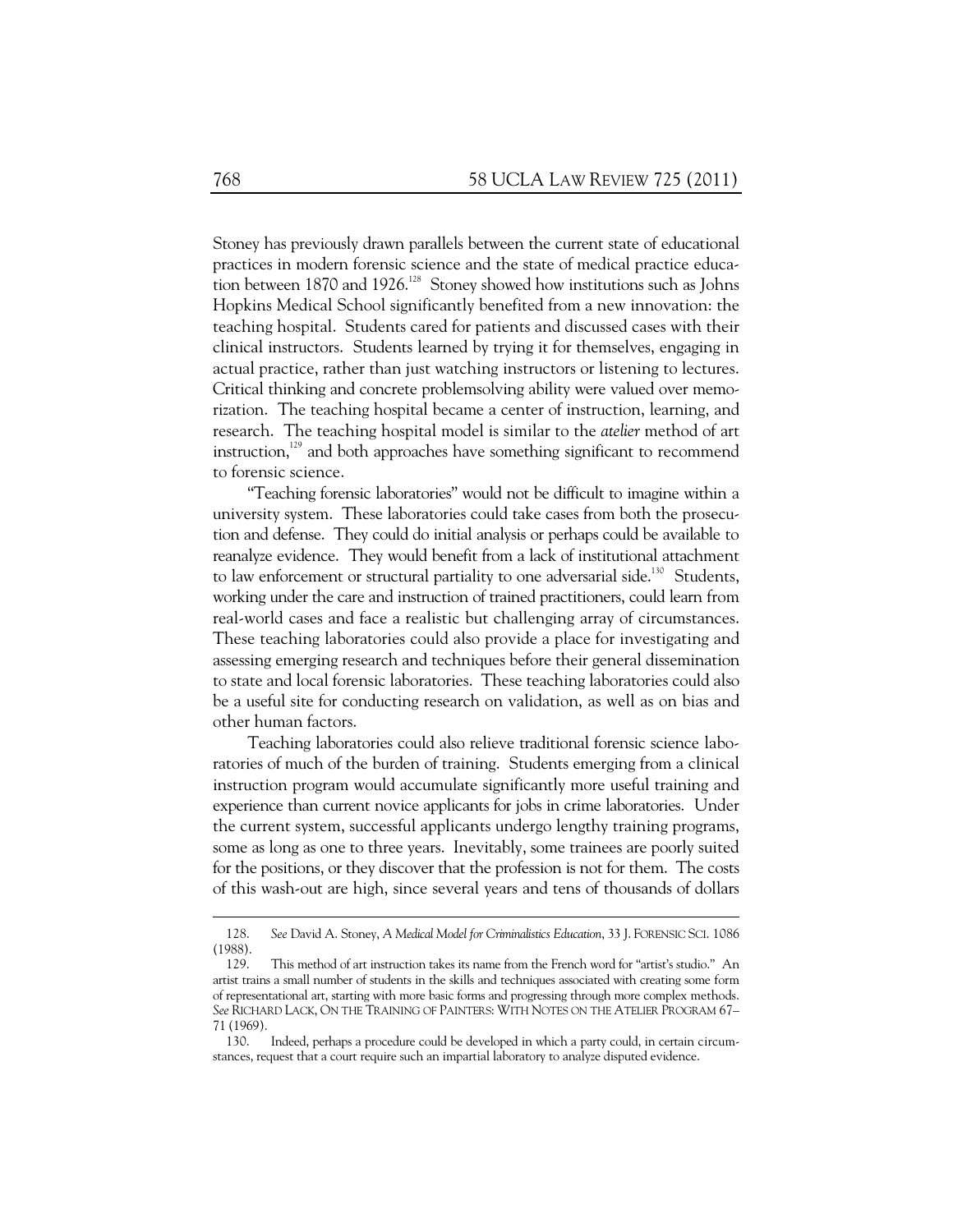Stoney has previously drawn parallels between the current state of educational practices in modern forensic science and the state of medical practice education between 1870 and 1926.[128] Stoney showed how institutions such as Johns Hopkins Medical School significantly benefited from a new innovation: the teaching hospital. Students cared for patients and discussed cases with their clinical instructors. Students learned by trying it for themselves, engaging in actual practice, rather than just watching instructors or listening to lectures. Critical thinking and concrete problemsolving ability were valued over memorization. The teaching hospital became a center of instruction, learning, and research. The teaching hospital model is similar to the *atelier* method of art instruction,[129] and both approaches have something significant to recommend to forensic science.

"Teaching forensic laboratories" would not be difficult to imagine within a university system. These laboratories could take cases from both the prosecution and defense. They could do initial analysis or perhaps could be available to reanalyze evidence. They would benefit from a lack of institutional attachment to law enforcement or structural partiality to one adversarial side.[130] Students, working under the care and instruction of trained practitioners, could learn from real-world cases and face a realistic but challenging array of circumstances. These teaching laboratories could also provide a place for investigating and assessing emerging research and techniques before their general dissemination to state and local forensic laboratories. These teaching laboratories could also be a useful site for conducting research on validation, as well as on bias and other human factors.

Teaching laboratories could also relieve traditional forensic science laboratories of much of the burden of training. Students emerging from a clinical instruction program would accumulate significantly more useful training and experience than current novice applicants for jobs in crime laboratories. Under the current system, successful applicants undergo lengthy training programs, some as long as one to three years. Inevitably, some trainees are poorly suited for the positions, or they discover that the profession is not for them. The costs of this wash-out are high, since several years and tens of thousands of dollars

---

128. *See* David A. Stoney, *A Medical Model for Criminalistics Education*, 33 J. FORENSIC SCI. 1086 (1988).

129. This method of art instruction takes its name from the French word for "artist's studio." An artist trains a small number of students in the skills and techniques associated with creating some form of representational art, starting with more basic forms and progressing through more complex methods. *See* RICHARD LACK, ON THE TRAINING OF PAINTERS: WITH NOTES ON THE ATELIER PROGRAM 67–71 (1969).

130. Indeed, perhaps a procedure could be developed in which a party could, in certain circumstances, request that a court require such an impartial laboratory to analyze disputed evidence.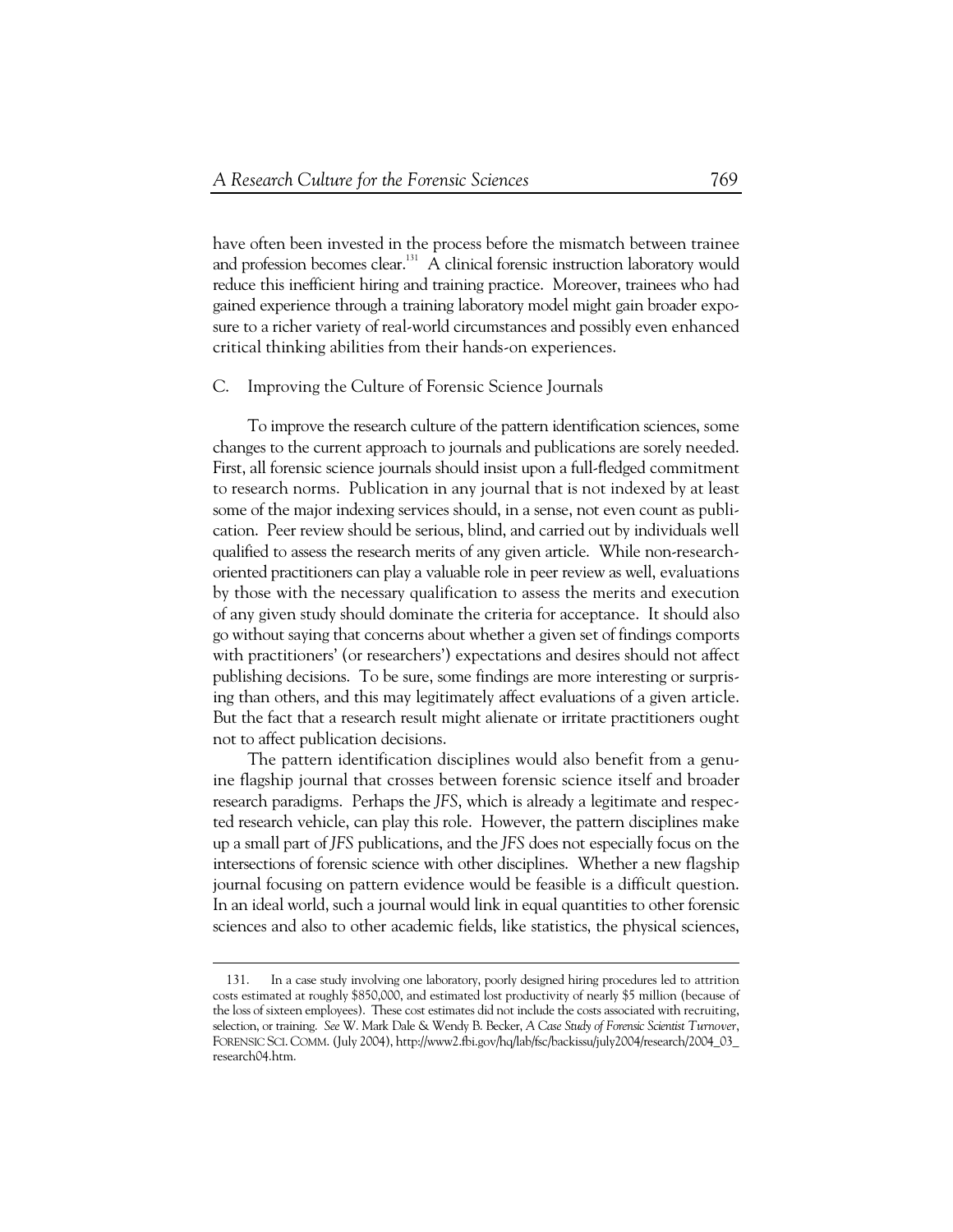have often been invested in the process before the mismatch between trainee and profession becomes clear.[131] A clinical forensic instruction laboratory would reduce this inefficient hiring and training practice. Moreover, trainees who had gained experience through a training laboratory model might gain broader exposure to a richer variety of real-world circumstances and possibly even enhanced critical thinking abilities from their hands-on experiences.

### C. Improving the Culture of Forensic Science Journals

To improve the research culture of the pattern identification sciences, some changes to the current approach to journals and publications are sorely needed. First, all forensic science journals should insist upon a full-fledged commitment to research norms. Publication in any journal that is not indexed by at least some of the major indexing services should, in a sense, not even count as publication. Peer review should be serious, blind, and carried out by individuals well qualified to assess the research merits of any given article. While non-research-oriented practitioners can play a valuable role in peer review as well, evaluations by those with the necessary qualification to assess the merits and execution of any given study should dominate the criteria for acceptance. It should also go without saying that concerns about whether a given set of findings comports with practitioners' (or researchers') expectations and desires should not affect publishing decisions. To be sure, some findings are more interesting or surprising than others, and this may legitimately affect evaluations of a given article. But the fact that a research result might alienate or irritate practitioners ought not to affect publication decisions.

The pattern identification disciplines would also benefit from a genuine flagship journal that crosses between forensic science itself and broader research paradigms. Perhaps the *JFS*, which is already a legitimate and respected research vehicle, can play this role. However, the pattern disciplines make up a small part of *JFS* publications, and the *JFS* does not especially focus on the intersections of forensic science with other disciplines. Whether a new flagship journal focusing on pattern evidence would be feasible is a difficult question. In an ideal world, such a journal would link in equal quantities to other forensic sciences and also to other academic fields, like statistics, the physical sciences,

---

131. In a case study involving one laboratory, poorly designed hiring procedures led to attrition costs estimated at roughly $850,000, and estimated lost productivity of nearly $5 million (because of the loss of sixteen employees). These cost estimates did not include the costs associated with recruiting, selection, or training. *See* W. Mark Dale & Wendy B. Becker, *A Case Study of Forensic Scientist Turnover*, FORENSIC SCI. COMM. (July 2004), http://www2.fbi.gov/hq/lab/fsc/backissu/july2004/research/2004_03_research04.htm.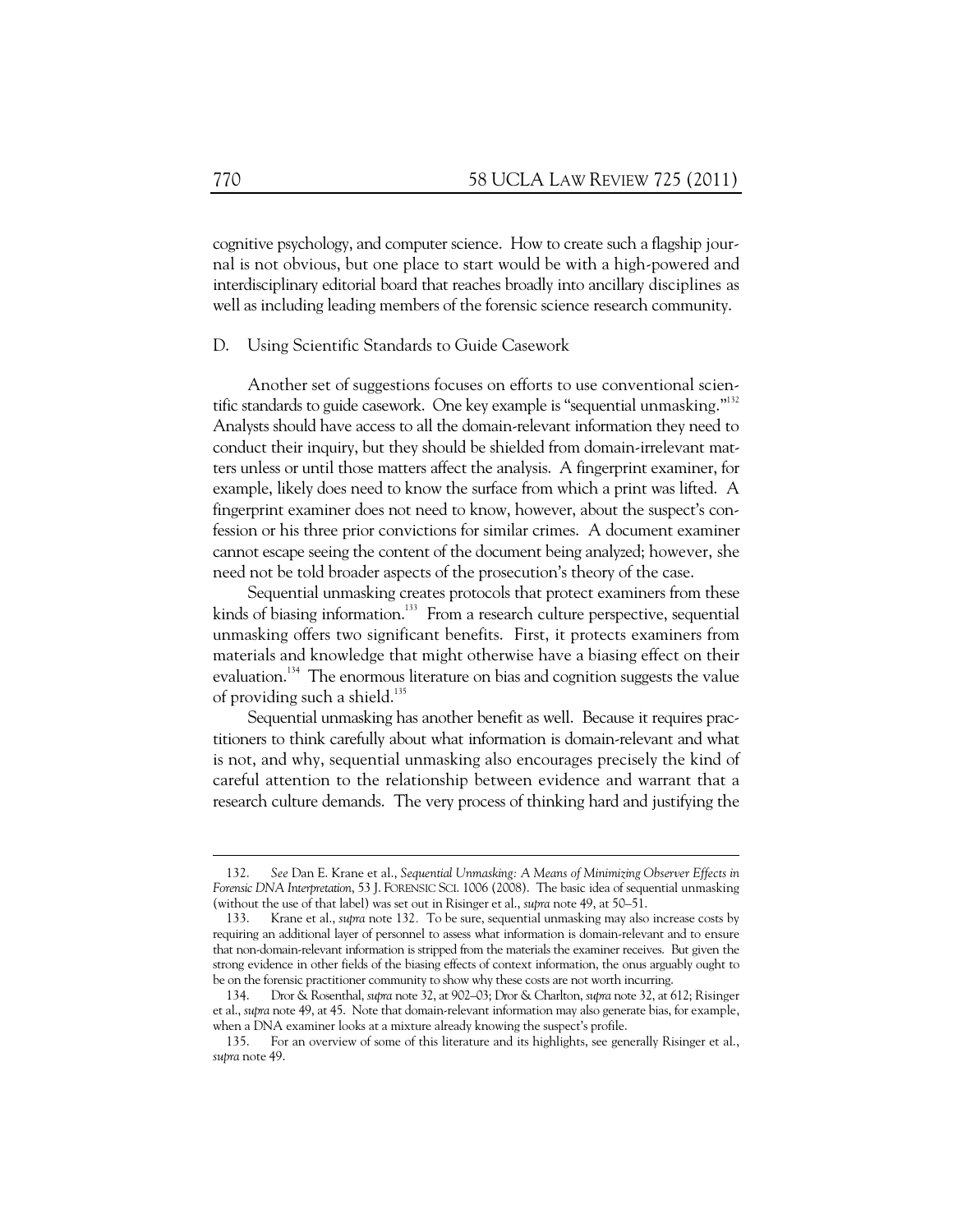cognitive psychology, and computer science. How to create such a flagship journal is not obvious, but one place to start would be with a high-powered and interdisciplinary editorial board that reaches broadly into ancillary disciplines as well as including leading members of the forensic science research community.

### D. Using Scientific Standards to Guide Casework

Another set of suggestions focuses on efforts to use conventional scientific standards to guide casework. One key example is "sequential unmasking."[132] Analysts should have access to all the domain-relevant information they need to conduct their inquiry, but they should be shielded from domain-irrelevant matters unless or until those matters affect the analysis. A fingerprint examiner, for example, likely does need to know the surface from which a print was lifted. A fingerprint examiner does not need to know, however, about the suspect's confession or his three prior convictions for similar crimes. A document examiner cannot escape seeing the content of the document being analyzed; however, she need not be told broader aspects of the prosecution's theory of the case.

Sequential unmasking creates protocols that protect examiners from these kinds of biasing information.[133] From a research culture perspective, sequential unmasking offers two significant benefits. First, it protects examiners from materials and knowledge that might otherwise have a biasing effect on their evaluation.[134] The enormous literature on bias and cognition suggests the value of providing such a shield.[135]

Sequential unmasking has another benefit as well. Because it requires practitioners to think carefully about what information is domain-relevant and what is not, and why, sequential unmasking also encourages precisely the kind of careful attention to the relationship between evidence and warrant that a research culture demands. The very process of thinking hard and justifying the

---

132. *See* Dan E. Krane et al., *Sequential Unmasking: A Means of Minimizing Observer Effects in Forensic DNA Interpretation*, 53 J. FORENSIC SCI. 1006 (2008). The basic idea of sequential unmasking (without the use of that label) was set out in Risinger et al., *supra* note 49, at 50–51.

133. Krane et al., *supra* note 132. To be sure, sequential unmasking may also increase costs by requiring an additional layer of personnel to assess what information is domain-relevant and to ensure that non-domain-relevant information is stripped from the materials the examiner receives. But given the strong evidence in other fields of the biasing effects of context information, the onus arguably ought to be on the forensic practitioner community to show why these costs are not worth incurring.

134. Dror & Rosenthal, *supra* note 32, at 902–03; Dror & Charlton, *supra* note 32, at 612; Risinger et al., *supra* note 49, at 45. Note that domain-relevant information may also generate bias, for example, when a DNA examiner looks at a mixture already knowing the suspect's profile.

135. For an overview of some of this literature and its highlights, see generally Risinger et al., *supra* note 49.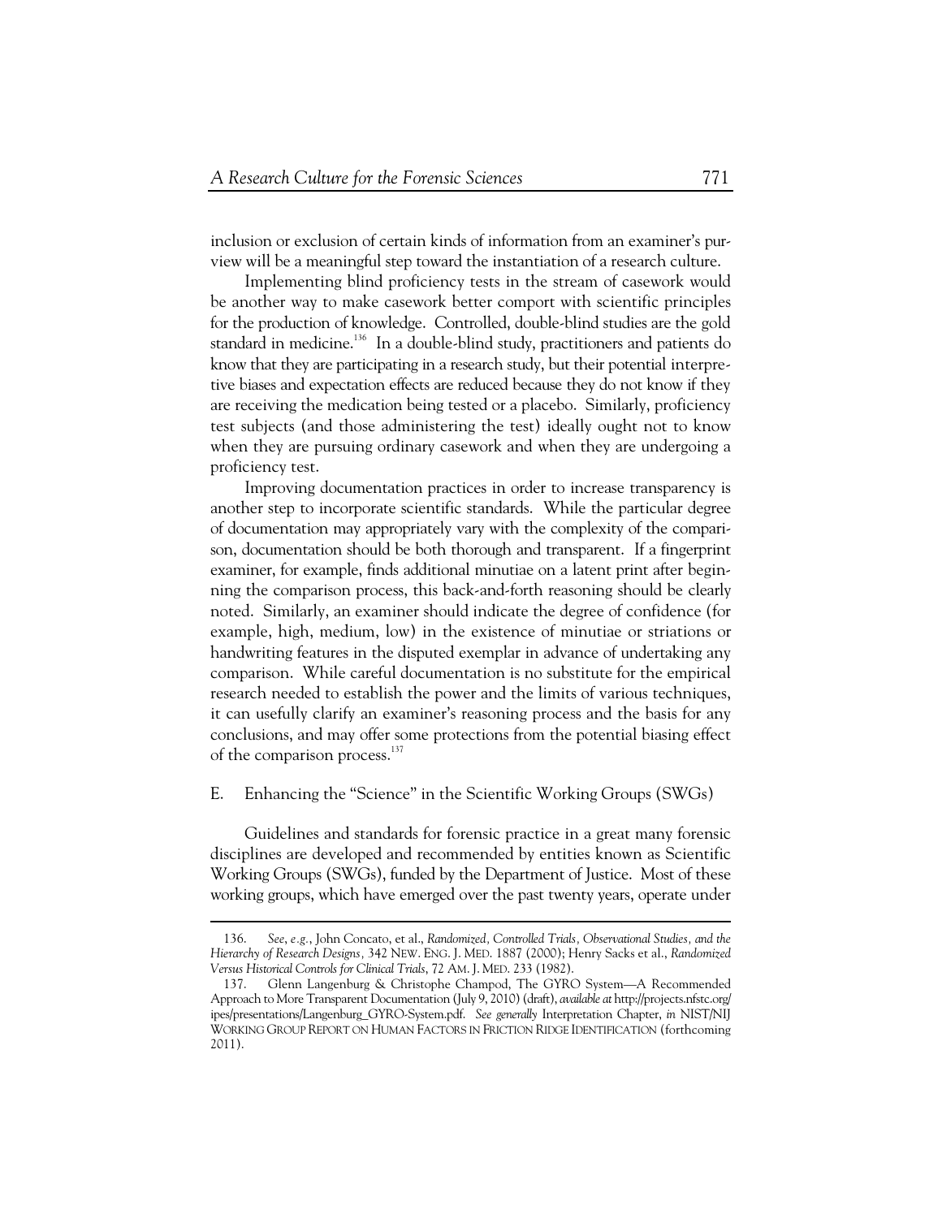inclusion or exclusion of certain kinds of information from an examiner's purview will be a meaningful step toward the instantiation of a research culture.

Implementing blind proficiency tests in the stream of casework would be another way to make casework better comport with scientific principles for the production of knowledge. Controlled, double-blind studies are the gold standard in medicine.[136] In a double-blind study, practitioners and patients do know that they are participating in a research study, but their potential interpretive biases and expectation effects are reduced because they do not know if they are receiving the medication being tested or a placebo. Similarly, proficiency test subjects (and those administering the test) ideally ought not to know when they are pursuing ordinary casework and when they are undergoing a proficiency test.

Improving documentation practices in order to increase transparency is another step to incorporate scientific standards. While the particular degree of documentation may appropriately vary with the complexity of the comparison, documentation should be both thorough and transparent. If a fingerprint examiner, for example, finds additional minutiae on a latent print after beginning the comparison process, this back-and-forth reasoning should be clearly noted. Similarly, an examiner should indicate the degree of confidence (for example, high, medium, low) in the existence of minutiae or striations or handwriting features in the disputed exemplar in advance of undertaking any comparison. While careful documentation is no substitute for the empirical research needed to establish the power and the limits of various techniques, it can usefully clarify an examiner's reasoning process and the basis for any conclusions, and may offer some protections from the potential biasing effect of the comparison process.[137]

### E. Enhancing the "Science" in the Scientific Working Groups (SWGs)

Guidelines and standards for forensic practice in a great many forensic disciplines are developed and recommended by entities known as Scientific Working Groups (SWGs), funded by the Department of Justice. Most of these working groups, which have emerged over the past twenty years, operate under

---

136. *See, e.g.*, John Concato, et al., *Randomized, Controlled Trials, Observational Studies, and the Hierarchy of Research Designs*, 342 NEW. ENG. J. MED. 1887 (2000); Henry Sacks et al., *Randomized Versus Historical Controls for Clinical Trials*, 72 AM. J. MED. 233 (1982).

137. Glenn Langenburg & Christophe Champod, The GYRO System—A Recommended Approach to More Transparent Documentation (July 9, 2010) (draft), *available at* http://projects.nfstc.org/ipes/presentations/Langenburg_GYRO-System.pdf. *See generally* Interpretation Chapter, *in* NIST/NIJ WORKING GROUP REPORT ON HUMAN FACTORS IN FRICTION RIDGE IDENTIFICATION (forthcoming 2011).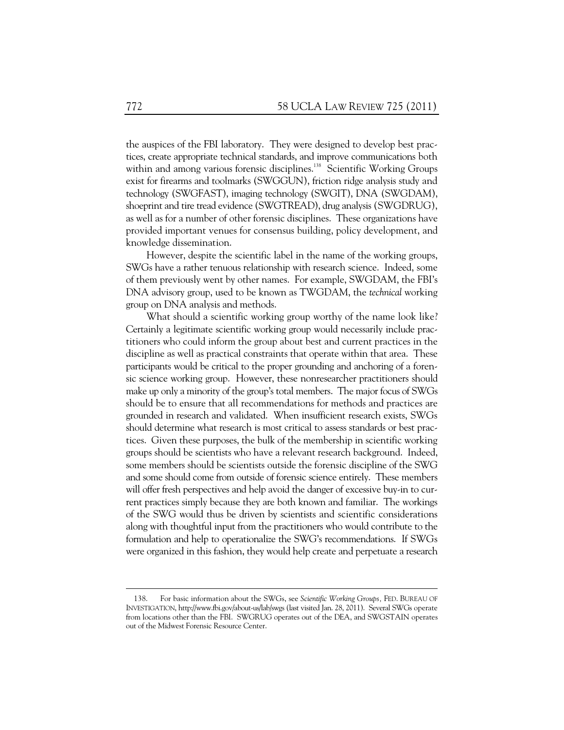the auspices of the FBI laboratory. They were designed to develop best practices, create appropriate technical standards, and improve communications both within and among various forensic disciplines.[138] Scientific Working Groups exist for firearms and toolmarks (SWGGUN), friction ridge analysis study and technology (SWGFAST), imaging technology (SWGIT), DNA (SWGDAM), shoeprint and tire tread evidence (SWGTREAD), drug analysis (SWGDRUG), as well as for a number of other forensic disciplines. These organizations have provided important venues for consensus building, policy development, and knowledge dissemination.

However, despite the scientific label in the name of the working groups, SWGs have a rather tenuous relationship with research science. Indeed, some of them previously went by other names. For example, SWGDAM, the FBI's DNA advisory group, used to be known as TWGDAM, the *technical* working group on DNA analysis and methods.

What should a scientific working group worthy of the name look like? Certainly a legitimate scientific working group would necessarily include practitioners who could inform the group about best and current practices in the discipline as well as practical constraints that operate within that area. These participants would be critical to the proper grounding and anchoring of a forensic science working group. However, these nonresearcher practitioners should make up only a minority of the group's total members. The major focus of SWGs should be to ensure that all recommendations for methods and practices are grounded in research and validated. When insufficient research exists, SWGs should determine what research is most critical to assess standards or best practices. Given these purposes, the bulk of the membership in scientific working groups should be scientists who have a relevant research background. Indeed, some members should be scientists outside the forensic discipline of the SWG and some should come from outside of forensic science entirely. These members will offer fresh perspectives and help avoid the danger of excessive buy-in to current practices simply because they are both known and familiar. The workings of the SWG would thus be driven by scientists and scientific considerations along with thoughtful input from the practitioners who would contribute to the formulation and help to operationalize the SWG's recommendations. If SWGs were organized in this fashion, they would help create and perpetuate a research

---

138. For basic information about the SWGs, see *Scientific Working Groups*, FED. BUREAU OF INVESTIGATION, http://www.fbi.gov/about-us/lab/swgs (last visited Jan. 28, 2011). Several SWGs operate from locations other than the FBI. SWGRUG operates out of the DEA, and SWGSTAIN operates out of the Midwest Forensic Resource Center.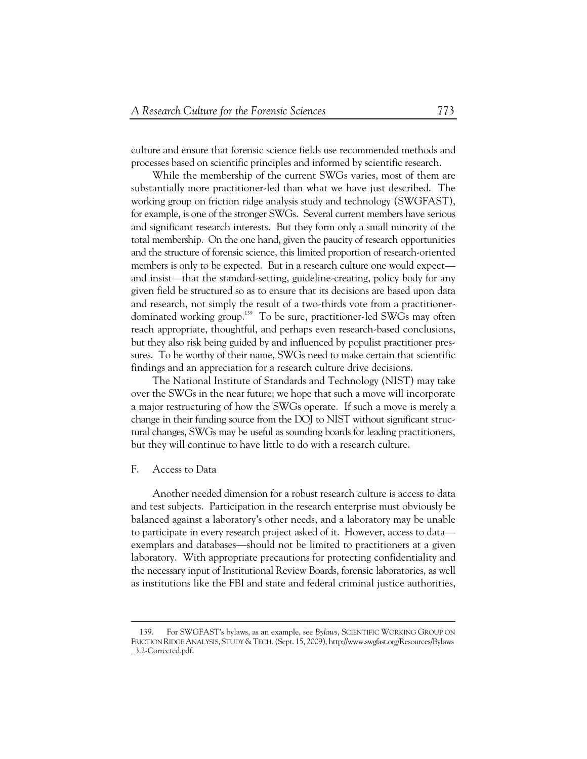culture and ensure that forensic science fields use recommended methods and processes based on scientific principles and informed by scientific research.

While the membership of the current SWGs varies, most of them are substantially more practitioner-led than what we have just described. The working group on friction ridge analysis study and technology (SWGFAST), for example, is one of the stronger SWGs. Several current members have serious and significant research interests. But they form only a small minority of the total membership. On the one hand, given the paucity of research opportunities and the structure of forensic science, this limited proportion of research-oriented members is only to be expected. But in a research culture one would expect—and insist—that the standard-setting, guideline-creating, policy body for any given field be structured so as to ensure that its decisions are based upon data and research, not simply the result of a two-thirds vote from a practitioner-dominated working group.[139] To be sure, practitioner-led SWGs may often reach appropriate, thoughtful, and perhaps even research-based conclusions, but they also risk being guided by and influenced by populist practitioner pressures. To be worthy of their name, SWGs need to make certain that scientific findings and an appreciation for a research culture drive decisions.

The National Institute of Standards and Technology (NIST) may take over the SWGs in the near future; we hope that such a move will incorporate a major restructuring of how the SWGs operate. If such a move is merely a change in their funding source from the DOJ to NIST without significant structural changes, SWGs may be useful as sounding boards for leading practitioners, but they will continue to have little to do with a research culture.

### F. Access to Data

Another needed dimension for a robust research culture is access to data and test subjects. Participation in the research enterprise must obviously be balanced against a laboratory's other needs, and a laboratory may be unable to participate in every research project asked of it. However, access to data—exemplars and databases—should not be limited to practitioners at a given laboratory. With appropriate precautions for protecting confidentiality and the necessary input of Institutional Review Boards, forensic laboratories, as well as institutions like the FBI and state and federal criminal justice authorities,

---

139. For SWGFAST's bylaws, as an example, see *Bylaws*, SCIENTIFIC WORKING GROUP ON FRICTION RIDGE ANALYSIS, STUDY & TECH. (Sept. 15, 2009), http://www.swgfast.org/Resources/Bylaws_3.2-Corrected.pdf.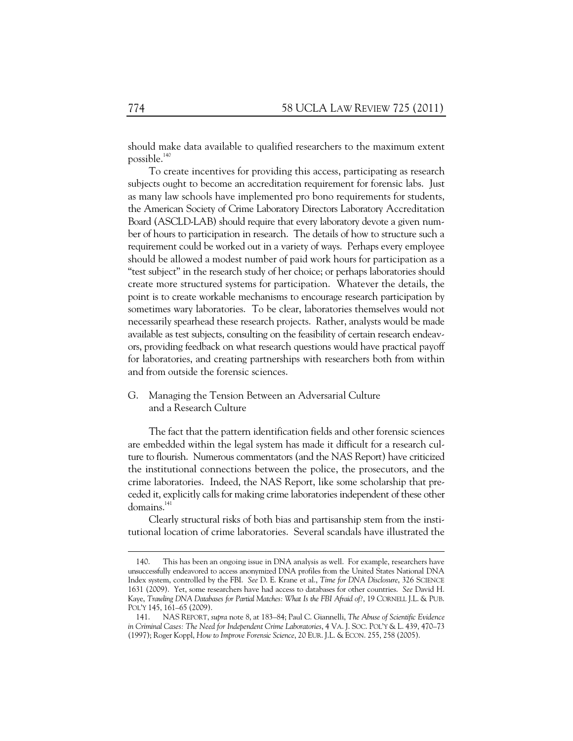should make data available to qualified researchers to the maximum extent possible.[140]

To create incentives for providing this access, participating as research subjects ought to become an accreditation requirement for forensic labs. Just as many law schools have implemented pro bono requirements for students, the American Society of Crime Laboratory Directors Laboratory Accreditation Board (ASCLD-LAB) should require that every laboratory devote a given number of hours to participation in research. The details of how to structure such a requirement could be worked out in a variety of ways. Perhaps every employee should be allowed a modest number of paid work hours for participation as a "test subject" in the research study of her choice; or perhaps laboratories should create more structured systems for participation. Whatever the details, the point is to create workable mechanisms to encourage research participation by sometimes wary laboratories. To be clear, laboratories themselves would not necessarily spearhead these research projects. Rather, analysts would be made available as test subjects, consulting on the feasibility of certain research endeavors, providing feedback on what research questions would have practical payoff for laboratories, and creating partnerships with researchers both from within and from outside the forensic sciences.

### G. Managing the Tension Between an Adversarial Culture and a Research Culture

The fact that the pattern identification fields and other forensic sciences are embedded within the legal system has made it difficult for a research culture to flourish. Numerous commentators (and the NAS Report) have criticized the institutional connections between the police, the prosecutors, and the crime laboratories. Indeed, the NAS Report, like some scholarship that preceded it, explicitly calls for making crime laboratories independent of these other domains.[141]

Clearly structural risks of both bias and partisanship stem from the institutional location of crime laboratories. Several scandals have illustrated the

---

140. This has been an ongoing issue in DNA analysis as well. For example, researchers have unsuccessfully endeavored to access anonymized DNA profiles from the United States National DNA Index system, controlled by the FBI. *See* D. E. Krane et al., *Time for DNA Disclosure*, 326 SCIENCE 1631 (2009). Yet, some researchers have had access to databases for other countries. *See* David H. Kaye, *Trawling DNA Databases for Partial Matches: What Is the FBI Afraid of?*, 19 CORNELL J.L. & PUB. POL'Y 145, 161–65 (2009).

141. NAS REPORT, *supra* note 8, at 183–84; Paul C. Giannelli, *The Abuse of Scientific Evidence in Criminal Cases: The Need for Independent Crime Laboratories*, 4 VA. J. SOC. POL'Y & L. 439, 470–73 (1997); Roger Koppl, *How to Improve Forensic Science*, 20 EUR. J.L. & ECON. 255, 258 (2005).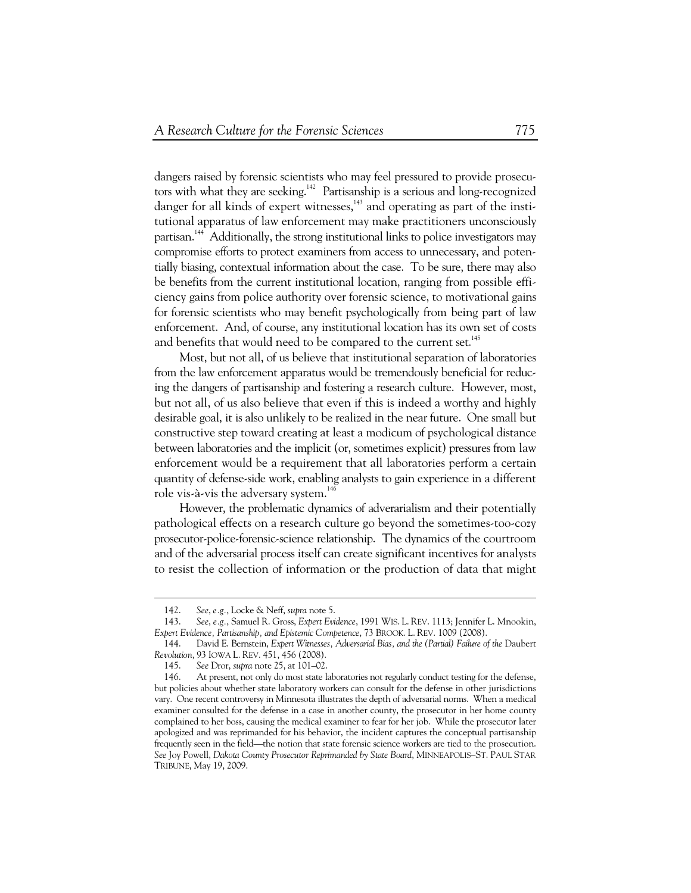dangers raised by forensic scientists who may feel pressured to provide prosecutors with what they are seeking.[142] Partisanship is a serious and long-recognized danger for all kinds of expert witnesses,[143] and operating as part of the institutional apparatus of law enforcement may make practitioners unconsciously partisan.[144] Additionally, the strong institutional links to police investigators may compromise efforts to protect examiners from access to unnecessary, and potentially biasing, contextual information about the case. To be sure, there may also be benefits from the current institutional location, ranging from possible efficiency gains from police authority over forensic science, to motivational gains for forensic scientists who may benefit psychologically from being part of law enforcement. And, of course, any institutional location has its own set of costs and benefits that would need to be compared to the current set.[145]

Most, but not all, of us believe that institutional separation of laboratories from the law enforcement apparatus would be tremendously beneficial for reducing the dangers of partisanship and fostering a research culture. However, most, but not all, of us also believe that even if this is indeed a worthy and highly desirable goal, it is also unlikely to be realized in the near future. One small but constructive step toward creating at least a modicum of psychological distance between laboratories and the implicit (or, sometimes explicit) pressures from law enforcement would be a requirement that all laboratories perform a certain quantity of defense-side work, enabling analysts to gain experience in a different role vis-à-vis the adversary system.[146]

However, the problematic dynamics of adverarialism and their potentially pathological effects on a research culture go beyond the sometimes-too-cozy prosecutor-police-forensic-science relationship. The dynamics of the courtroom and of the adversarial process itself can create significant incentives for analysts to resist the collection of information or the production of data that might

---

142. *See, e.g.*, Locke & Neff, *supra* note 5.

143. *See, e.g.*, Samuel R. Gross, *Expert Evidence*, 1991 WIS. L. REV. 1113; Jennifer L. Mnookin, *Expert Evidence, Partisanship, and Epistemic Competence*, 73 BROOK. L. REV. 1009 (2008).

144. David E. Bernstein, *Expert Witnesses, Adversarial Bias, and the (Partial) Failure of the* Daubert *Revolution*, 93 IOWA L. REV. 451, 456 (2008).

145. *See* Dror, *supra* note 25, at 101–02.

146. At present, not only do most state laboratories not regularly conduct testing for the defense, but policies about whether state laboratory workers can consult for the defense in other jurisdictions vary. One recent controversy in Minnesota illustrates the depth of adversarial norms. When a medical examiner consulted for the defense in a case in another county, the prosecutor in her home county complained to her boss, causing the medical examiner to fear for her job. While the prosecutor later apologized and was reprimanded for his behavior, the incident captures the conceptual partisanship frequently seen in the field—the notion that state forensic science workers are tied to the prosecution. *See* Joy Powell, *Dakota County Prosecutor Reprimanded by State Board*, MINNEAPOLIS–ST. PAUL STAR TRIBUNE, May 19, 2009.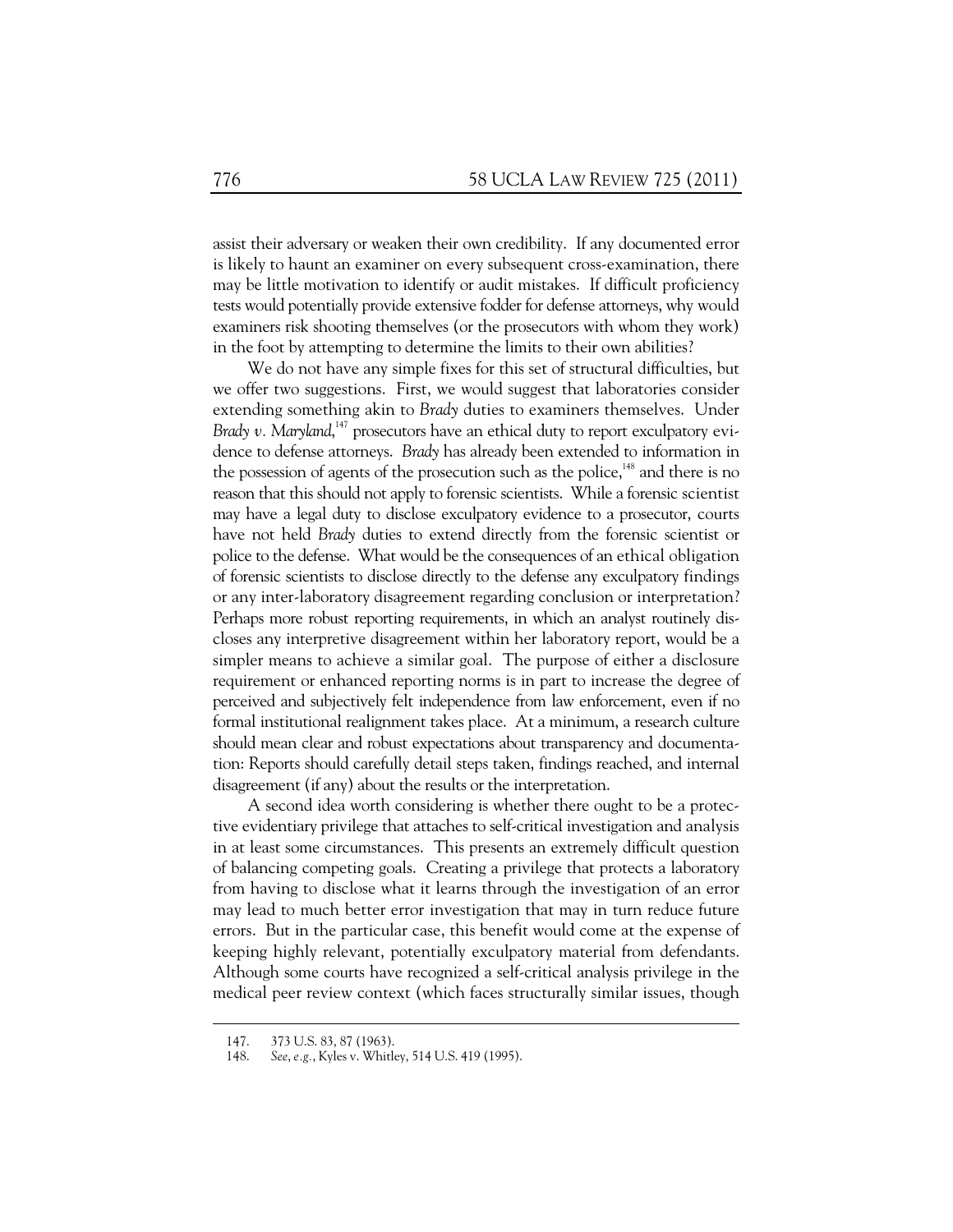assist their adversary or weaken their own credibility. If any documented error is likely to haunt an examiner on every subsequent cross-examination, there may be little motivation to identify or audit mistakes. If difficult proficiency tests would potentially provide extensive fodder for defense attorneys, why would examiners risk shooting themselves (or the prosecutors with whom they work) in the foot by attempting to determine the limits to their own abilities?

We do not have any simple fixes for this set of structural difficulties, but we offer two suggestions. First, we would suggest that laboratories consider extending something akin to *Brady* duties to examiners themselves. Under *Brady v. Maryland*,[147] prosecutors have an ethical duty to report exculpatory evidence to defense attorneys. *Brady* has already been extended to information in the possession of agents of the prosecution such as the police,[148] and there is no reason that this should not apply to forensic scientists. While a forensic scientist may have a legal duty to disclose exculpatory evidence to a prosecutor, courts have not held *Brady* duties to extend directly from the forensic scientist or police to the defense. What would be the consequences of an ethical obligation of forensic scientists to disclose directly to the defense any exculpatory findings or any inter-laboratory disagreement regarding conclusion or interpretation? Perhaps more robust reporting requirements, in which an analyst routinely discloses any interpretive disagreement within her laboratory report, would be a simpler means to achieve a similar goal. The purpose of either a disclosure requirement or enhanced reporting norms is in part to increase the degree of perceived and subjectively felt independence from law enforcement, even if no formal institutional realignment takes place. At a minimum, a research culture should mean clear and robust expectations about transparency and documentation: Reports should carefully detail steps taken, findings reached, and internal disagreement (if any) about the results or the interpretation.

A second idea worth considering is whether there ought to be a protective evidentiary privilege that attaches to self-critical investigation and analysis in at least some circumstances. This presents an extremely difficult question of balancing competing goals. Creating a privilege that protects a laboratory from having to disclose what it learns through the investigation of an error may lead to much better error investigation that may in turn reduce future errors. But in the particular case, this benefit would come at the expense of keeping highly relevant, potentially exculpatory material from defendants. Although some courts have recognized a self-critical analysis privilege in the medical peer review context (which faces structurally similar issues, though

147. 373 U.S. 83, 87 (1963).

148. *See, e.g.*, Kyles v. Whitley, 514 U.S. 419 (1995).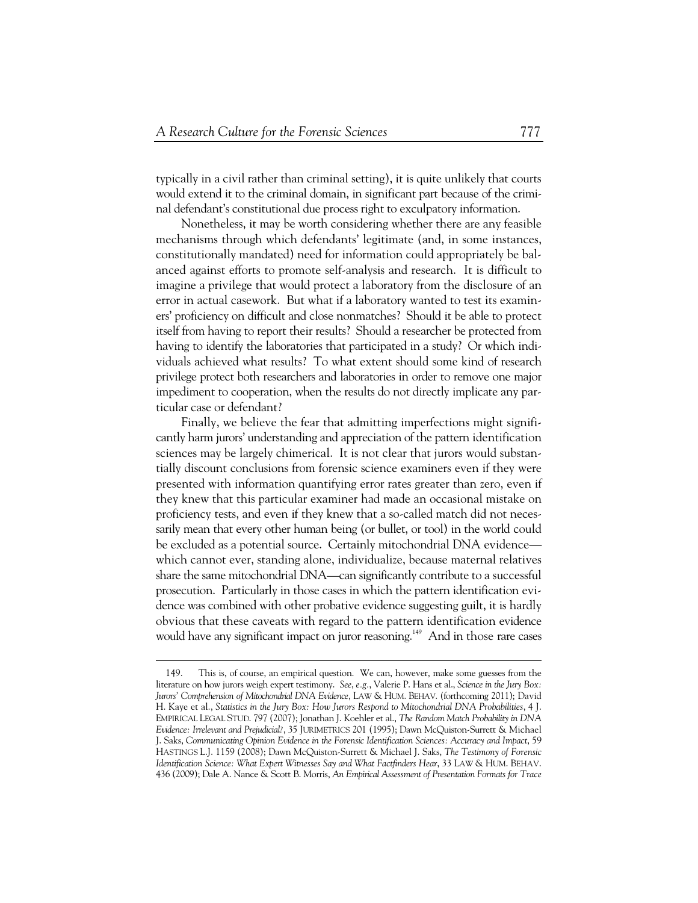typically in a civil rather than criminal setting), it is quite unlikely that courts would extend it to the criminal domain, in significant part because of the criminal defendant's constitutional due process right to exculpatory information.

Nonetheless, it may be worth considering whether there are any feasible mechanisms through which defendants' legitimate (and, in some instances, constitutionally mandated) need for information could appropriately be balanced against efforts to promote self-analysis and research. It is difficult to imagine a privilege that would protect a laboratory from the disclosure of an error in actual casework. But what if a laboratory wanted to test its examiners' proficiency on difficult and close nonmatches? Should it be able to protect itself from having to report their results? Should a researcher be protected from having to identify the laboratories that participated in a study? Or which individuals achieved what results? To what extent should some kind of research privilege protect both researchers and laboratories in order to remove one major impediment to cooperation, when the results do not directly implicate any particular case or defendant?

Finally, we believe the fear that admitting imperfections might significantly harm jurors' understanding and appreciation of the pattern identification sciences may be largely chimerical. It is not clear that jurors would substantially discount conclusions from forensic science examiners even if they were presented with information quantifying error rates greater than zero, even if they knew that this particular examiner had made an occasional mistake on proficiency tests, and even if they knew that a so-called match did not necessarily mean that every other human being (or bullet, or tool) in the world could be excluded as a potential source. Certainly mitochondrial DNA evidence—which cannot ever, standing alone, individualize, because maternal relatives share the same mitochondrial DNA—can significantly contribute to a successful prosecution. Particularly in those cases in which the pattern identification evidence was combined with other probative evidence suggesting guilt, it is hardly obvious that these caveats with regard to the pattern identification evidence would have any significant impact on juror reasoning.[149] And in those rare cases

---

149. This is, of course, an empirical question. We can, however, make some guesses from the literature on how jurors weigh expert testimony. *See, e.g.*, Valerie P. Hans et al., *Science in the Jury Box: Jurors' Comprehension of Mitochondrial DNA Evidence*, LAW & HUM. BEHAV. (forthcoming 2011); David H. Kaye et al., *Statistics in the Jury Box: How Jurors Respond to Mitochondrial DNA Probabilities*, 4 J. EMPIRICAL LEGAL STUD. 797 (2007); Jonathan J. Koehler et al., *The Random Match Probability in DNA Evidence: Irrelevant and Prejudicial?*, 35 JURIMETRICS 201 (1995); Dawn McQuiston-Surrett & Michael J. Saks, *Communicating Opinion Evidence in the Forensic Identification Sciences: Accuracy and Impact*, 59 HASTINGS L.J. 1159 (2008); Dawn McQuiston-Surrett & Michael J. Saks, *The Testimony of Forensic Identification Science: What Expert Witnesses Say and What Factfinders Hear*, 33 LAW & HUM. BEHAV. 436 (2009); Dale A. Nance & Scott B. Morris, *An Empirical Assessment of Presentation Formats for Trace*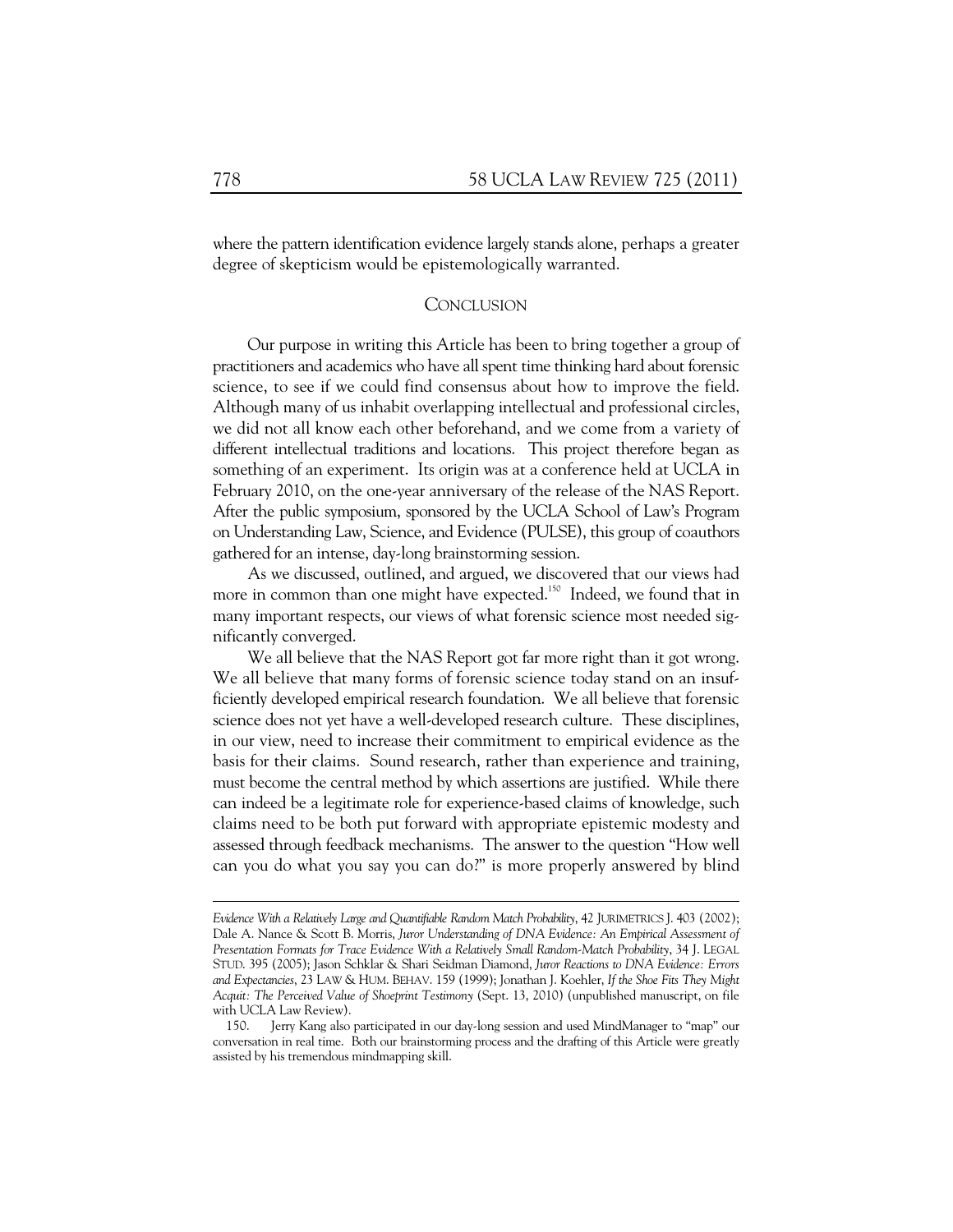where the pattern identification evidence largely stands alone, perhaps a greater degree of skepticism would be epistemologically warranted.

## CONCLUSION

Our purpose in writing this Article has been to bring together a group of practitioners and academics who have all spent time thinking hard about forensic science, to see if we could find consensus about how to improve the field. Although many of us inhabit overlapping intellectual and professional circles, we did not all know each other beforehand, and we come from a variety of different intellectual traditions and locations. This project therefore began as something of an experiment. Its origin was at a conference held at UCLA in February 2010, on the one-year anniversary of the release of the NAS Report. After the public symposium, sponsored by the UCLA School of Law's Program on Understanding Law, Science, and Evidence (PULSE), this group of coauthors gathered for an intense, day-long brainstorming session.

As we discussed, outlined, and argued, we discovered that our views had more in common than one might have expected.[150] Indeed, we found that in many important respects, our views of what forensic science most needed significantly converged.

We all believe that the NAS Report got far more right than it got wrong. We all believe that many forms of forensic science today stand on an insufficiently developed empirical research foundation. We all believe that forensic science does not yet have a well-developed research culture. These disciplines, in our view, need to increase their commitment to empirical evidence as the basis for their claims. Sound research, rather than experience and training, must become the central method by which assertions are justified. While there can indeed be a legitimate role for experience-based claims of knowledge, such claims need to be both put forward with appropriate epistemic modesty and assessed through feedback mechanisms. The answer to the question "How well can you do what you say you can do?" is more properly answered by blind

---

*Evidence With a Relatively Large and Quantifiable Random Match Probability*, 42 JURIMETRICS J. 403 (2002); Dale A. Nance & Scott B. Morris, *Juror Understanding of DNA Evidence: An Empirical Assessment of Presentation Formats for Trace Evidence With a Relatively Small Random-Match Probability*, 34 J. LEGAL STUD. 395 (2005); Jason Schklar & Shari Seidman Diamond, *Juror Reactions to DNA Evidence: Errors and Expectancies*, 23 LAW & HUM. BEHAV. 159 (1999); Jonathan J. Koehler, *If the Shoe Fits They Might Acquit: The Perceived Value of Shoeprint Testimony* (Sept. 13, 2010) (unpublished manuscript, on file with UCLA Law Review).

150. Jerry Kang also participated in our day-long session and used MindManager to "map" our conversation in real time. Both our brainstorming process and the drafting of this Article were greatly assisted by his tremendous mindmapping skill.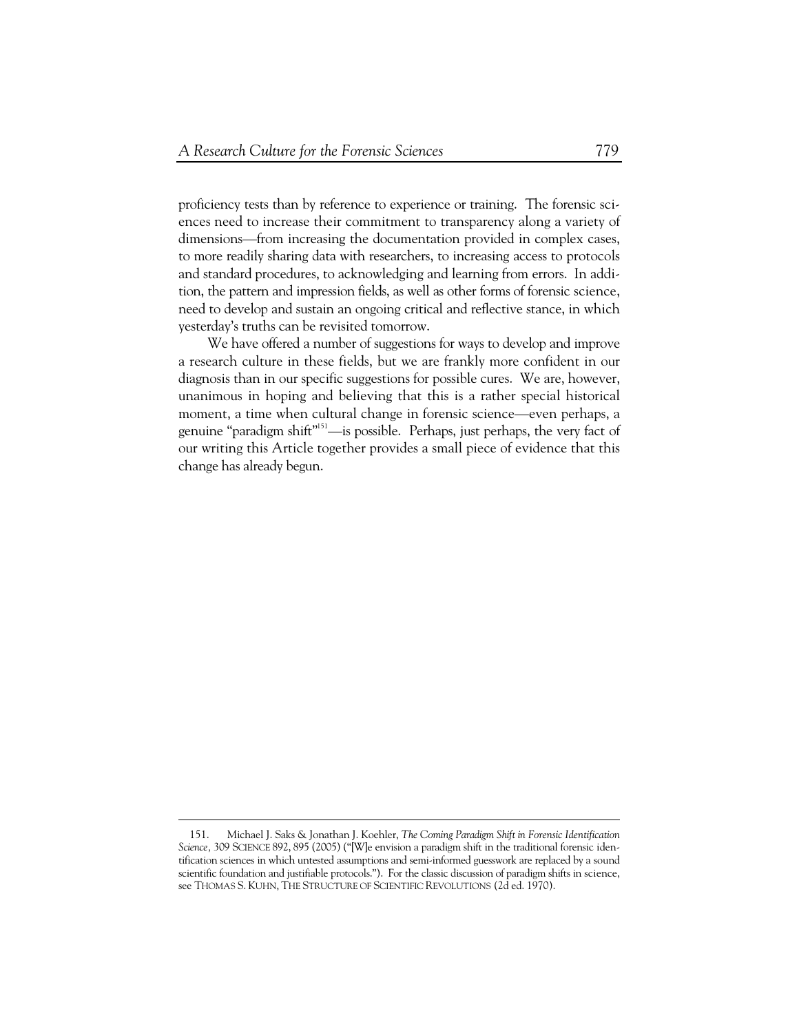proficiency tests than by reference to experience or training. The forensic sciences need to increase their commitment to transparency along a variety of dimensions—from increasing the documentation provided in complex cases, to more readily sharing data with researchers, to increasing access to protocols and standard procedures, to acknowledging and learning from errors. In addition, the pattern and impression fields, as well as other forms of forensic science, need to develop and sustain an ongoing critical and reflective stance, in which yesterday's truths can be revisited tomorrow.

We have offered a number of suggestions for ways to develop and improve a research culture in these fields, but we are frankly more confident in our diagnosis than in our specific suggestions for possible cures. We are, however, unanimous in hoping and believing that this is a rather special historical moment, a time when cultural change in forensic science—even perhaps, a genuine "paradigm shift"[151]—is possible. Perhaps, just perhaps, the very fact of our writing this Article together provides a small piece of evidence that this change has already begun.

---

151. Michael J. Saks & Jonathan J. Koehler, *The Coming Paradigm Shift in Forensic Identification Science*, 309 SCIENCE 892, 895 (2005) ("[W]e envision a paradigm shift in the traditional forensic identification sciences in which untested assumptions and semi-informed guesswork are replaced by a sound scientific foundation and justifiable protocols."). For the classic discussion of paradigm shifts in science, see THOMAS S. KUHN, THE STRUCTURE OF SCIENTIFIC REVOLUTIONS (2d ed. 1970).